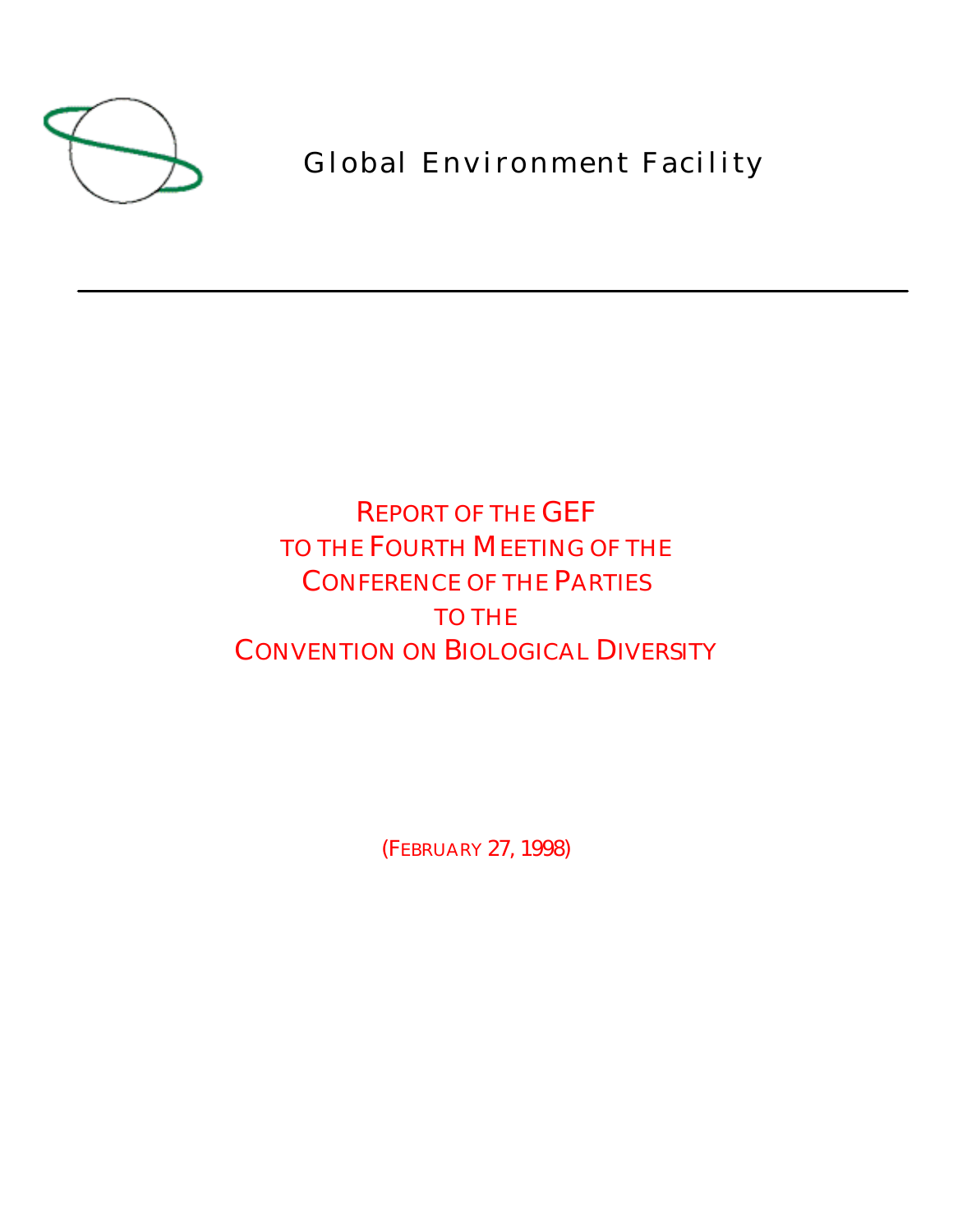Global Environment Facility

---

# REPORT OF THE GEF TO THE FOURTH MEETING OF THE CONFERENCE OF THE PARTIES TO THE CONVENTION ON BIOLOGICAL DIVERSITY

(FEBRUARY 27, 1998)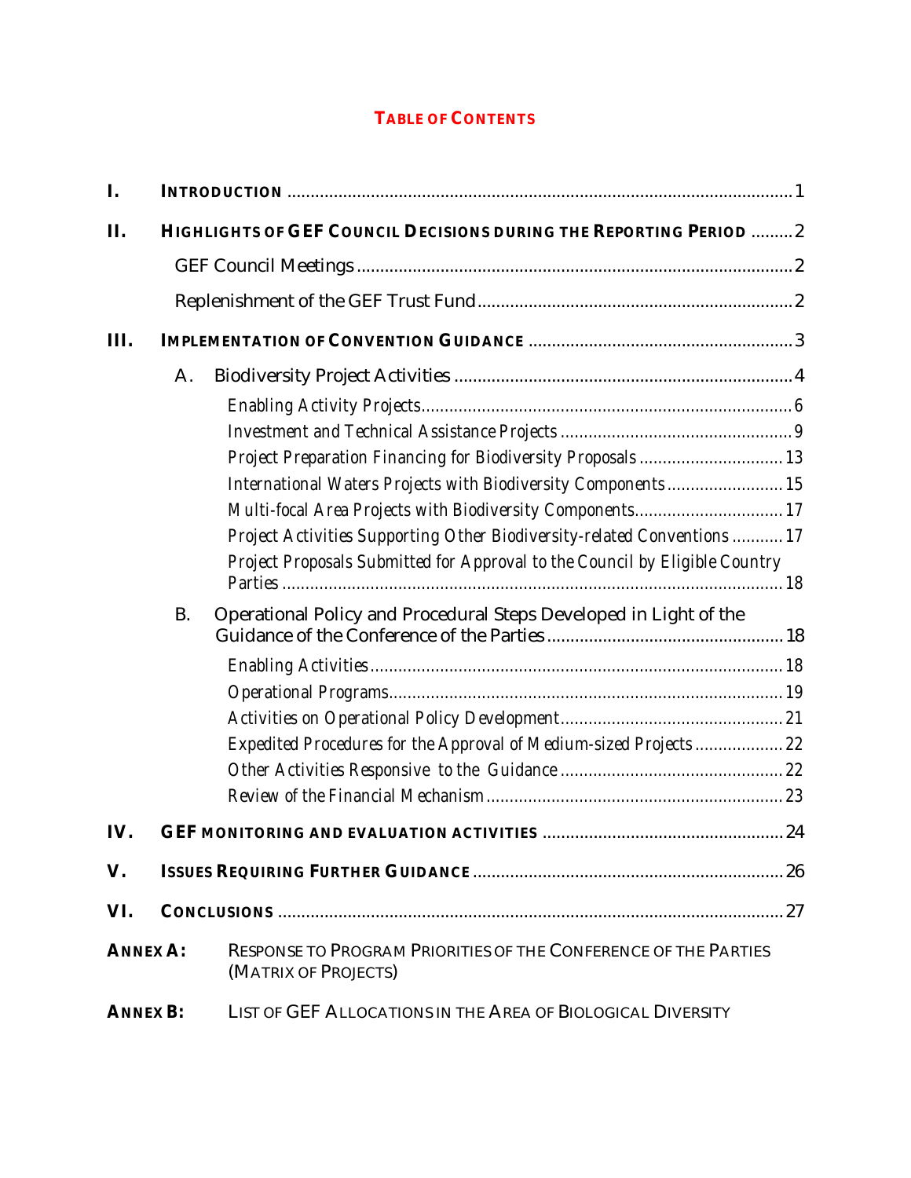# TABLE OF CONTENTS

I. **INTRODUCTION** ............................................................ 1

II. **HIGHLIGHTS OF GEF COUNCIL DECISIONS DURING THE REPORTING PERIOD** ......... 2

- GEF Council Meetings ............................................................ 2
- Replenishment of the GEF Trust Fund ............................................................ 2

III. **IMPLEMENTATION OF CONVENTION GUIDANCE** ............................................................ 3

- A. Biodiversity Project Activities ............................................................ 4
  - *Enabling Activity Projects* ............................................................ 6
  - *Investment and Technical Assistance Projects* ............................................................ 9
  - *Project Preparation Financing for Biodiversity Proposals* ............................................................ 13
  - *International Waters Projects with Biodiversity Components* ............................................................ 15
  - *Multi-focal Area Projects with Biodiversity Components* ............................................................ 17
  - *Project Activities Supporting Other Biodiversity-related Conventions* ........... 17
  - *Project Proposals Submitted for Approval to the Council by Eligible Country Parties* ............................................................ 18
- B. Operational Policy and Procedural Steps Developed in Light of the Guidance of the Conference of the Parties ............................................................ 18
  - *Enabling Activities* ............................................................ 18
  - *Operational Programs* ............................................................ 19
  - *Activities on Operational Policy Development* ............................................................ 21
  - *Expedited Procedures for the Approval of Medium-sized Projects* ................... 22
  - *Other Activities Responsive to the Guidance* ............................................................ 22
  - *Review of the Financial Mechanism* ............................................................ 23

IV. **GEF MONITORING AND EVALUATION ACTIVITIES** ............................................................ 24

V. **ISSUES REQUIRING FURTHER GUIDANCE** ............................................................ 26

VI. **CONCLUSIONS** ............................................................ 27

**ANNEX A:** RESPONSE TO PROGRAM PRIORITIES OF THE CONFERENCE OF THE PARTIES (MATRIX OF PROJECTS)

**ANNEX B:** LIST OF GEF ALLOCATIONS IN THE AREA OF BIOLOGICAL DIVERSITY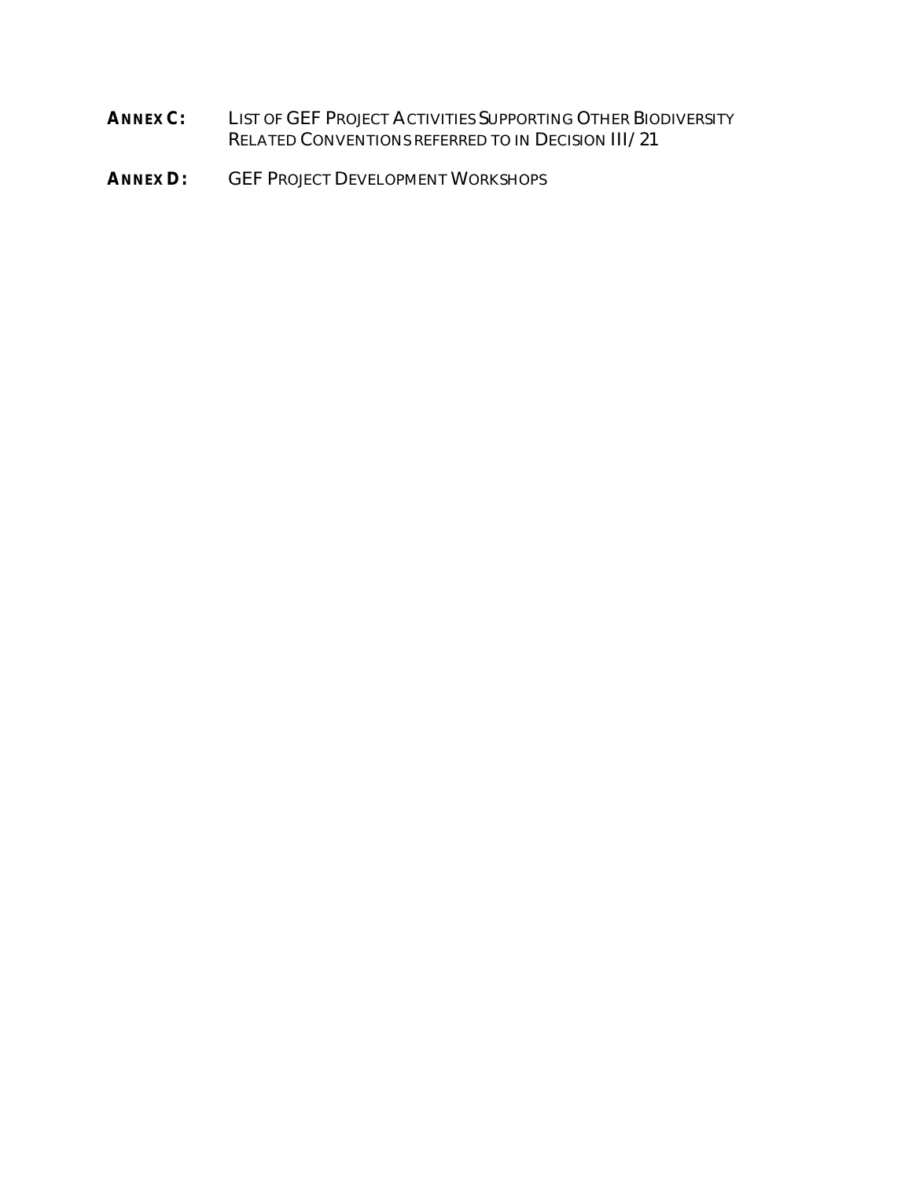**ANNEX C:** LIST OF GEF PROJECT ACTIVITIES SUPPORTING OTHER BIODIVERSITY RELATED CONVENTIONS REFERRED TO IN DECISION III/21

**ANNEX D:** GEF PROJECT DEVELOPMENT WORKSHOPS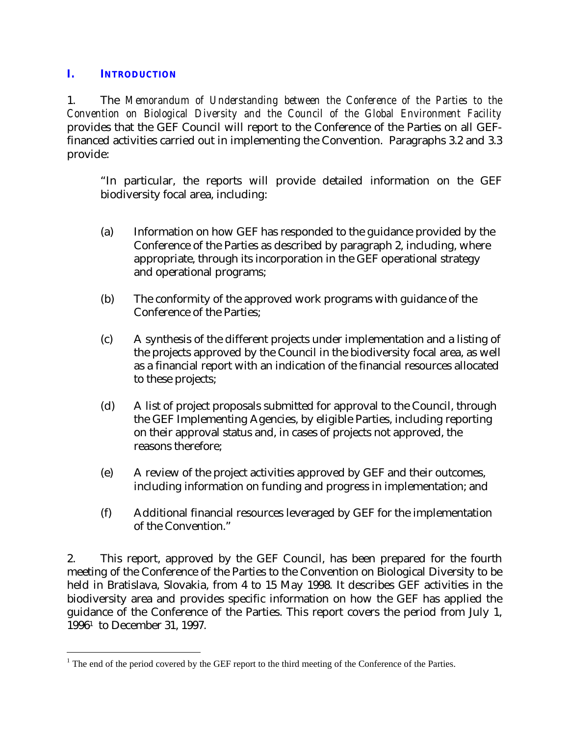## I. INTRODUCTION

1. The *Memorandum of Understanding between the Conference of the Parties to the Convention on Biological Diversity and the Council of the Global Environment Facility* provides that the GEF Council will report to the Conference of the Parties on all GEF-financed activities carried out in implementing the Convention. Paragraphs 3.2 and 3.3 provide:

> "In particular, the reports will provide detailed information on the GEF biodiversity focal area, including:
>
> (a) Information on how GEF has responded to the guidance provided by the Conference of the Parties as described by paragraph 2, including, where appropriate, through its incorporation in the GEF operational strategy and operational programs;
>
> (b) The conformity of the approved work programs with guidance of the Conference of the Parties;
>
> (c) A synthesis of the different projects under implementation and a listing of the projects approved by the Council in the biodiversity focal area, as well as a financial report with an indication of the financial resources allocated to these projects;
>
> (d) A list of project proposals submitted for approval to the Council, through the GEF Implementing Agencies, by eligible Parties, including reporting on their approval status and, in cases of projects not approved, the reasons therefore;
>
> (e) A review of the project activities approved by GEF and their outcomes, including information on funding and progress in implementation; and
>
> (f) Additional financial resources leveraged by GEF for the implementation of the Convention."

2. This report, approved by the GEF Council, has been prepared for the fourth meeting of the Conference of the Parties to the Convention on Biological Diversity to be held in Bratislava, Slovakia, from 4 to 15 May 1998. It describes GEF activities in the biodiversity area and provides specific information on how the GEF has applied the guidance of the Conference of the Parties. This report covers the period from July 1, 1996[1] to December 31, 1997.

---

[1] The end of the period covered by the GEF report to the third meeting of the Conference of the Parties.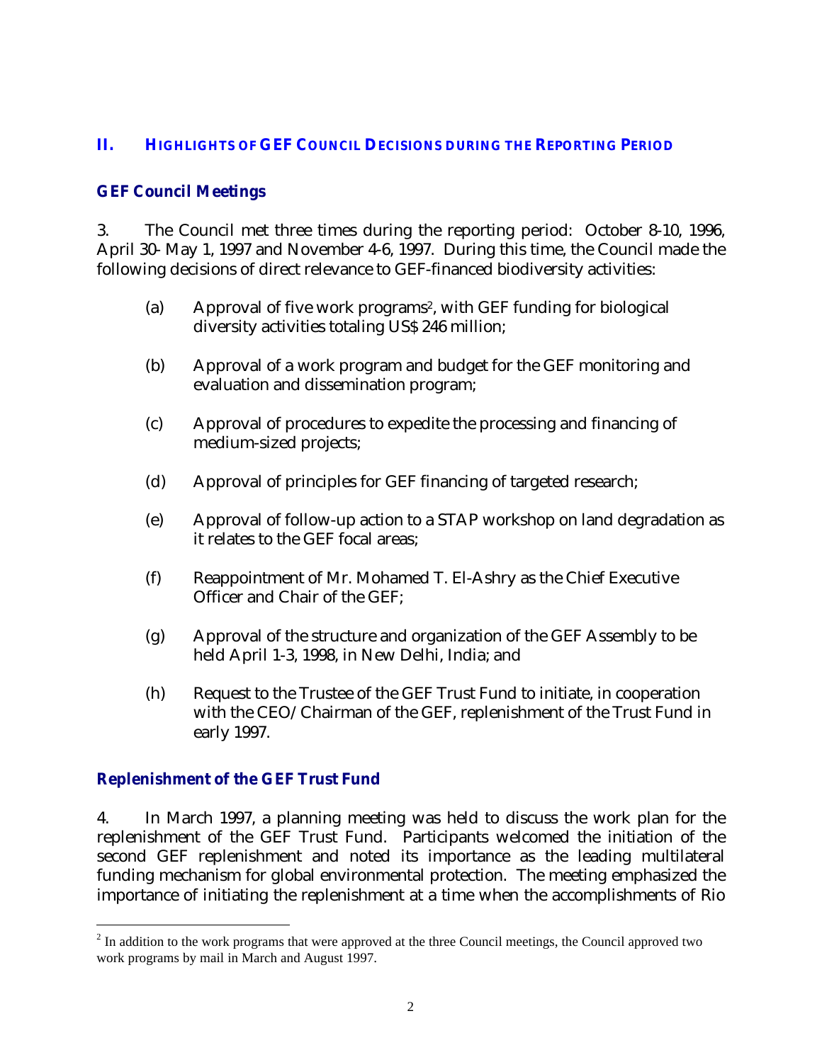## II. HIGHLIGHTS OF GEF COUNCIL DECISIONS DURING THE REPORTING PERIOD

### GEF Council Meetings

3. The Council met three times during the reporting period: October 8-10, 1996, April 30- May 1, 1997 and November 4-6, 1997. During this time, the Council made the following decisions of direct relevance to GEF-financed biodiversity activities:

(a) Approval of five work programs[2], with GEF funding for biological diversity activities totaling US$ 246 million;

(b) Approval of a work program and budget for the GEF monitoring and evaluation and dissemination program;

(c) Approval of procedures to expedite the processing and financing of medium-sized projects;

(d) Approval of principles for GEF financing of targeted research;

(e) Approval of follow-up action to a STAP workshop on land degradation as it relates to the GEF focal areas;

(f) Reappointment of Mr. Mohamed T. El-Ashry as the Chief Executive Officer and Chair of the GEF;

(g) Approval of the structure and organization of the GEF Assembly to be held April 1-3, 1998, in New Delhi, India; and

(h) Request to the Trustee of the GEF Trust Fund to initiate, in cooperation with the CEO/Chairman of the GEF, replenishment of the Trust Fund in early 1997.

### Replenishment of the GEF Trust Fund

4. In March 1997, a planning meeting was held to discuss the work plan for the replenishment of the GEF Trust Fund. Participants welcomed the initiation of the second GEF replenishment and noted its importance as the leading multilateral funding mechanism for global environmental protection. The meeting emphasized the importance of initiating the replenishment at a time when the accomplishments of Rio

[2] In addition to the work programs that were approved at the three Council meetings, the Council approved two work programs by mail in March and August 1997.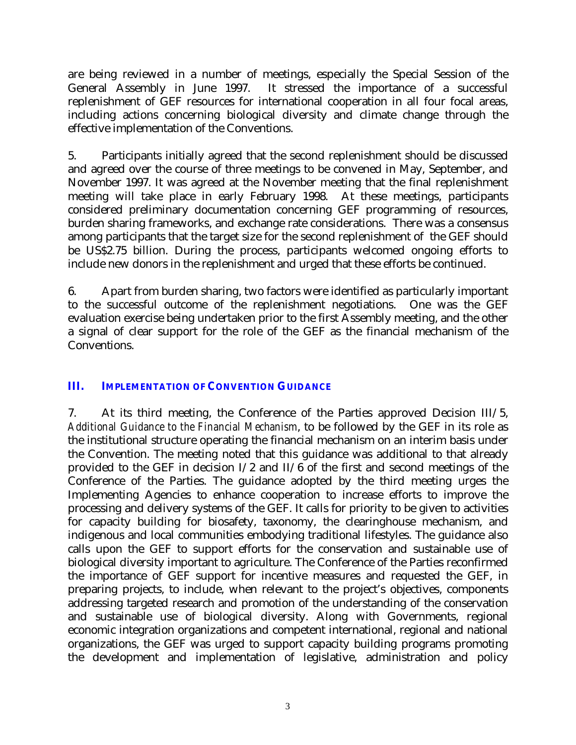are being reviewed in a number of meetings, especially the Special Session of the General Assembly in June 1997. It stressed the importance of a successful replenishment of GEF resources for international cooperation in all four focal areas, including actions concerning biological diversity and climate change through the effective implementation of the Conventions.

5. Participants initially agreed that the second replenishment should be discussed and agreed over the course of three meetings to be convened in May, September, and November 1997. It was agreed at the November meeting that the final replenishment meeting will take place in early February 1998. At these meetings, participants considered preliminary documentation concerning GEF programming of resources, burden sharing frameworks, and exchange rate considerations. There was a consensus among participants that the target size for the second replenishment of the GEF should be US$2.75 billion. During the process, participants welcomed ongoing efforts to include new donors in the replenishment and urged that these efforts be continued.

6. Apart from burden sharing, two factors were identified as particularly important to the successful outcome of the replenishment negotiations. One was the GEF evaluation exercise being undertaken prior to the first Assembly meeting, and the other a signal of clear support for the role of the GEF as the financial mechanism of the Conventions.

## III. IMPLEMENTATION OF CONVENTION GUIDANCE

7. At its third meeting, the Conference of the Parties approved Decision III/5, *Additional Guidance to the Financial Mechanism*, to be followed by the GEF in its role as the institutional structure operating the financial mechanism on an interim basis under the Convention. The meeting noted that this guidance was additional to that already provided to the GEF in decision I/2 and II/6 of the first and second meetings of the Conference of the Parties. The guidance adopted by the third meeting urges the Implementing Agencies to enhance cooperation to increase efforts to improve the processing and delivery systems of the GEF. It calls for priority to be given to activities for capacity building for biosafety, taxonomy, the clearinghouse mechanism, and indigenous and local communities embodying traditional lifestyles. The guidance also calls upon the GEF to support efforts for the conservation and sustainable use of biological diversity important to agriculture. The Conference of the Parties reconfirmed the importance of GEF support for incentive measures and requested the GEF, in preparing projects, to include, when relevant to the project's objectives, components addressing targeted research and promotion of the understanding of the conservation and sustainable use of biological diversity. Along with Governments, regional economic integration organizations and competent international, regional and national organizations, the GEF was urged to support capacity building programs promoting the development and implementation of legislative, administration and policy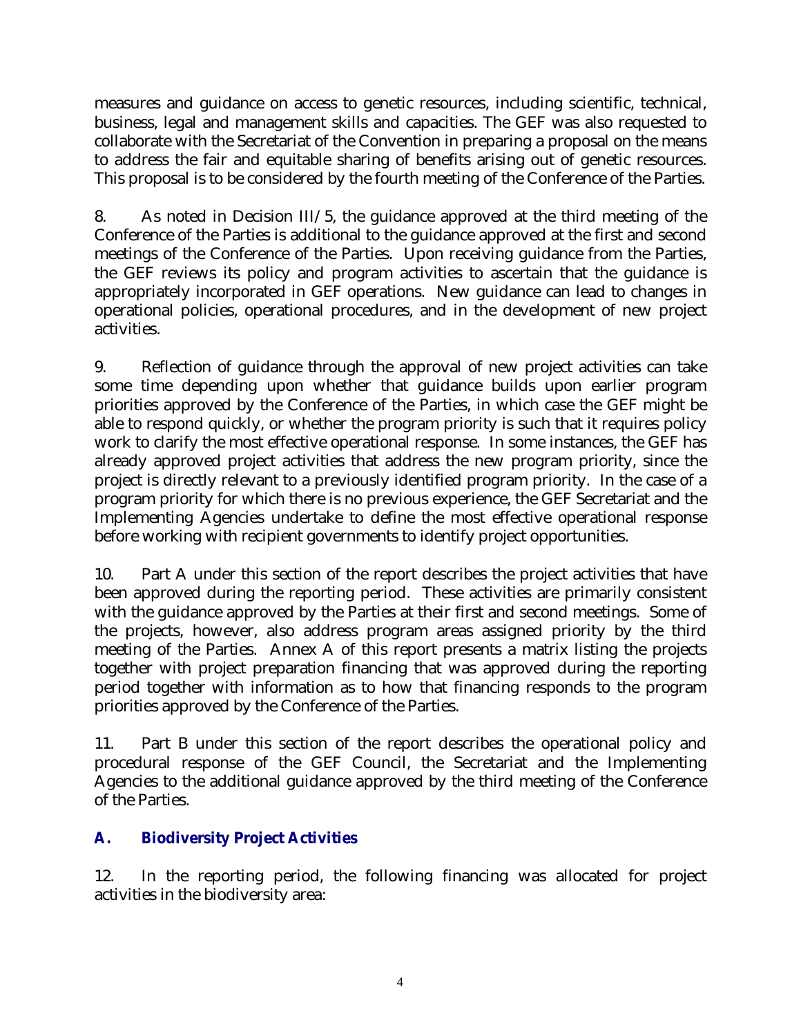measures and guidance on access to genetic resources, including scientific, technical, business, legal and management skills and capacities. The GEF was also requested to collaborate with the Secretariat of the Convention in preparing a proposal on the means to address the fair and equitable sharing of benefits arising out of genetic resources. This proposal is to be considered by the fourth meeting of the Conference of the Parties.

8. As noted in Decision III/5, the guidance approved at the third meeting of the Conference of the Parties is additional to the guidance approved at the first and second meetings of the Conference of the Parties. Upon receiving guidance from the Parties, the GEF reviews its policy and program activities to ascertain that the guidance is appropriately incorporated in GEF operations. New guidance can lead to changes in operational policies, operational procedures, and in the development of new project activities.

9. Reflection of guidance through the approval of new project activities can take some time depending upon whether that guidance builds upon earlier program priorities approved by the Conference of the Parties, in which case the GEF might be able to respond quickly, or whether the program priority is such that it requires policy work to clarify the most effective operational response. In some instances, the GEF has already approved project activities that address the new program priority, since the project is directly relevant to a previously identified program priority. In the case of a program priority for which there is no previous experience, the GEF Secretariat and the Implementing Agencies undertake to define the most effective operational response before working with recipient governments to identify project opportunities.

10. Part A under this section of the report describes the project activities that have been approved during the reporting period. These activities are primarily consistent with the guidance approved by the Parties at their first and second meetings. Some of the projects, however, also address program areas assigned priority by the third meeting of the Parties. Annex A of this report presents a matrix listing the projects together with project preparation financing that was approved during the reporting period together with information as to how that financing responds to the program priorities approved by the Conference of the Parties.

11. Part B under this section of the report describes the operational policy and procedural response of the GEF Council, the Secretariat and the Implementing Agencies to the additional guidance approved by the third meeting of the Conference of the Parties.

## A. Biodiversity Project Activities

12. In the reporting period, the following financing was allocated for project activities in the biodiversity area: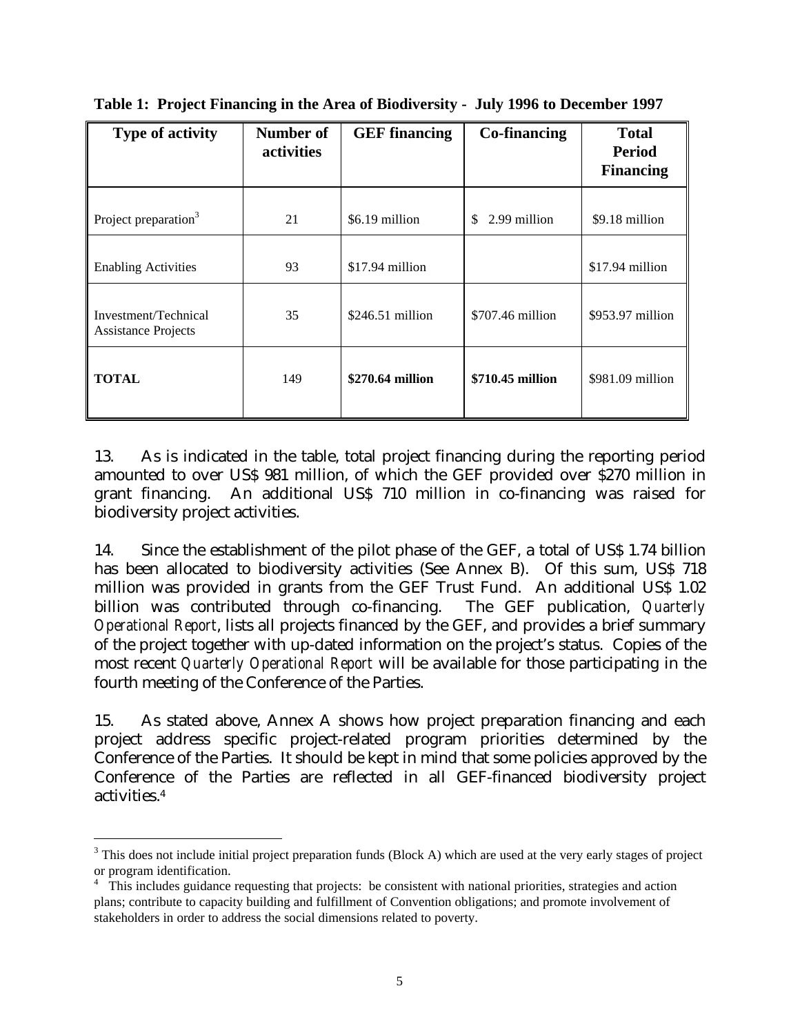**Table 1: Project Financing in the Area of Biodiversity - July 1996 to December 1997**

| Type of activity | Number of activities | GEF financing | Co-financing | Total Period Financing |
|---|---|---|---|---|
| Project preparation[3] | 21 | $6.19 million | $ 2.99 million | $9.18 million |
| Enabling Activities | 93 | $17.94 million | | $17.94 million |
| Investment/Technical Assistance Projects | 35 | $246.51 million | $707.46 million | $953.97 million |
| **TOTAL** | 149 | **$270.64 million** | **$710.45 million** | $981.09 million |

13. As is indicated in the table, total project financing during the reporting period amounted to over US$ 981 million, of which the GEF provided over $270 million in grant financing. An additional US$ 710 million in co-financing was raised for biodiversity project activities.

14. Since the establishment of the pilot phase of the GEF, a total of US$ 1.74 billion has been allocated to biodiversity activities (See Annex B). Of this sum, US$ 718 million was provided in grants from the GEF Trust Fund. An additional US$ 1.02 billion was contributed through co-financing. The GEF publication, *Quarterly Operational Report*, lists all projects financed by the GEF, and provides a brief summary of the project together with up-dated information on the project's status. Copies of the most recent *Quarterly Operational Report* will be available for those participating in the fourth meeting of the Conference of the Parties.

15. As stated above, Annex A shows how project preparation financing and each project address specific project-related program priorities determined by the Conference of the Parties. It should be kept in mind that some policies approved by the Conference of the Parties are reflected in all GEF-financed biodiversity project activities.[4]

---

[3] This does not include initial project preparation funds (Block A) which are used at the very early stages of project or program identification.

[4] This includes guidance requesting that projects: be consistent with national priorities, strategies and action plans; contribute to capacity building and fulfillment of Convention obligations; and promote involvement of stakeholders in order to address the social dimensions related to poverty.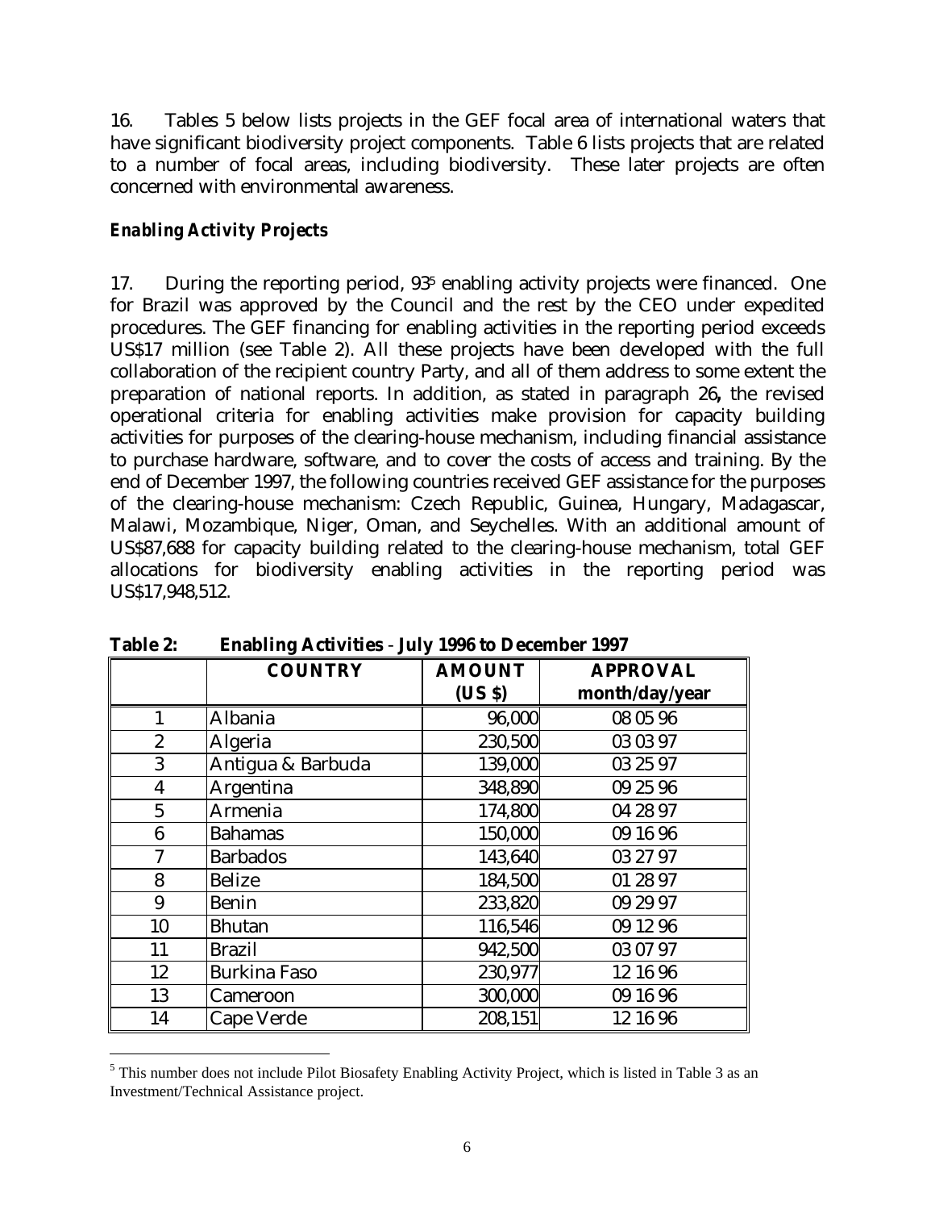16. Tables 5 below lists projects in the GEF focal area of international waters that have significant biodiversity project components. Table 6 lists projects that are related to a number of focal areas, including biodiversity. These later projects are often concerned with environmental awareness.

***Enabling Activity Projects***

17. During the reporting period, 93[5] enabling activity projects were financed. One for Brazil was approved by the Council and the rest by the CEO under expedited procedures. The GEF financing for enabling activities in the reporting period exceeds US$17 million (see Table 2). All these projects have been developed with the full collaboration of the recipient country Party, and all of them address to some extent the preparation of national reports. In addition, as stated in paragraph 26**,** the revised operational criteria for enabling activities make provision for capacity building activities for purposes of the clearing-house mechanism, including financial assistance to purchase hardware, software, and to cover the costs of access and training. By the end of December 1997, the following countries received GEF assistance for the purposes of the clearing-house mechanism: Czech Republic, Guinea, Hungary, Madagascar, Malawi, Mozambique, Niger, Oman, and Seychelles. With an additional amount of US$87,688 for capacity building related to the clearing-house mechanism, total GEF allocations for biodiversity enabling activities in the reporting period was US$17,948,512.

**Table 2: Enabling Activities - July 1996 to December 1997**

| | COUNTRY | AMOUNT (US $) | APPROVAL month/day/year |
|---|---|---|---|
| 1 | Albania | 96,000 | 08 05 96 |
| 2 | Algeria | 230,500 | 03 03 97 |
| 3 | Antigua & Barbuda | 139,000 | 03 25 97 |
| 4 | Argentina | 348,890 | 09 25 96 |
| 5 | Armenia | 174,800 | 04 28 97 |
| 6 | Bahamas | 150,000 | 09 16 96 |
| 7 | Barbados | 143,640 | 03 27 97 |
| 8 | Belize | 184,500 | 01 28 97 |
| 9 | Benin | 233,820 | 09 29 97 |
| 10 | Bhutan | 116,546 | 09 12 96 |
| 11 | Brazil | 942,500 | 03 07 97 |
| 12 | Burkina Faso | 230,977 | 12 16 96 |
| 13 | Cameroon | 300,000 | 09 16 96 |
| 14 | Cape Verde | 208,151 | 12 16 96 |

[5] This number does not include Pilot Biosafety Enabling Activity Project, which is listed in Table 3 as an Investment/Technical Assistance project.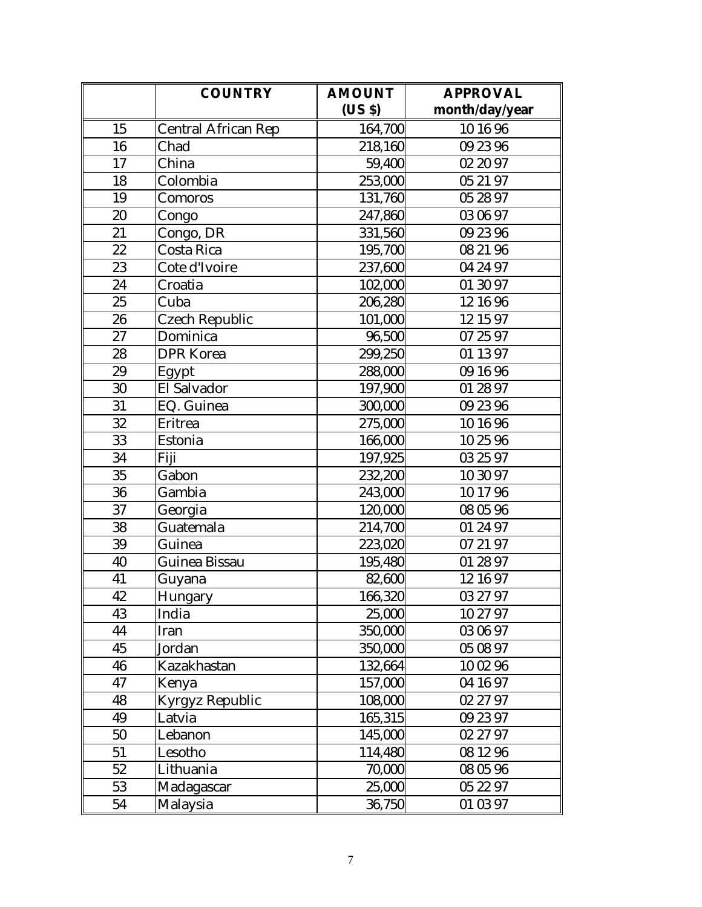|  | COUNTRY | AMOUNT (US $) | APPROVAL month/day/year |
|---|---|---|---|
| 15 | Central African Rep | 164,700 | 10 16 96 |
| 16 | Chad | 218,160 | 09 23 96 |
| 17 | China | 59,400 | 02 20 97 |
| 18 | Colombia | 253,000 | 05 21 97 |
| 19 | Comoros | 131,760 | 05 28 97 |
| 20 | Congo | 247,860 | 03 06 97 |
| 21 | Congo, DR | 331,560 | 09 23 96 |
| 22 | Costa Rica | 195,700 | 08 21 96 |
| 23 | Cote d'Ivoire | 237,600 | 04 24 97 |
| 24 | Croatia | 102,000 | 01 30 97 |
| 25 | Cuba | 206,280 | 12 16 96 |
| 26 | Czech Republic | 101,000 | 12 15 97 |
| 27 | Dominica | 96,500 | 07 25 97 |
| 28 | DPR Korea | 299,250 | 01 13 97 |
| 29 | Egypt | 288,000 | 09 16 96 |
| 30 | El Salvador | 197,900 | 01 28 97 |
| 31 | EQ. Guinea | 300,000 | 09 23 96 |
| 32 | Eritrea | 275,000 | 10 16 96 |
| 33 | Estonia | 166,000 | 10 25 96 |
| 34 | Fiji | 197,925 | 03 25 97 |
| 35 | Gabon | 232,200 | 10 30 97 |
| 36 | Gambia | 243,000 | 10 17 96 |
| 37 | Georgia | 120,000 | 08 05 96 |
| 38 | Guatemala | 214,700 | 01 24 97 |
| 39 | Guinea | 223,020 | 07 21 97 |
| 40 | Guinea Bissau | 195,480 | 01 28 97 |
| 41 | Guyana | 82,600 | 12 16 97 |
| 42 | Hungary | 166,320 | 03 27 97 |
| 43 | India | 25,000 | 10 27 97 |
| 44 | Iran | 350,000 | 03 06 97 |
| 45 | Jordan | 350,000 | 05 08 97 |
| 46 | Kazakhastan | 132,664 | 10 02 96 |
| 47 | Kenya | 157,000 | 04 16 97 |
| 48 | Kyrgyz Republic | 108,000 | 02 27 97 |
| 49 | Latvia | 165,315 | 09 23 97 |
| 50 | Lebanon | 145,000 | 02 27 97 |
| 51 | Lesotho | 114,480 | 08 12 96 |
| 52 | Lithuania | 70,000 | 08 05 96 |
| 53 | Madagascar | 25,000 | 05 22 97 |
| 54 | Malaysia | 36,750 | 01 03 97 |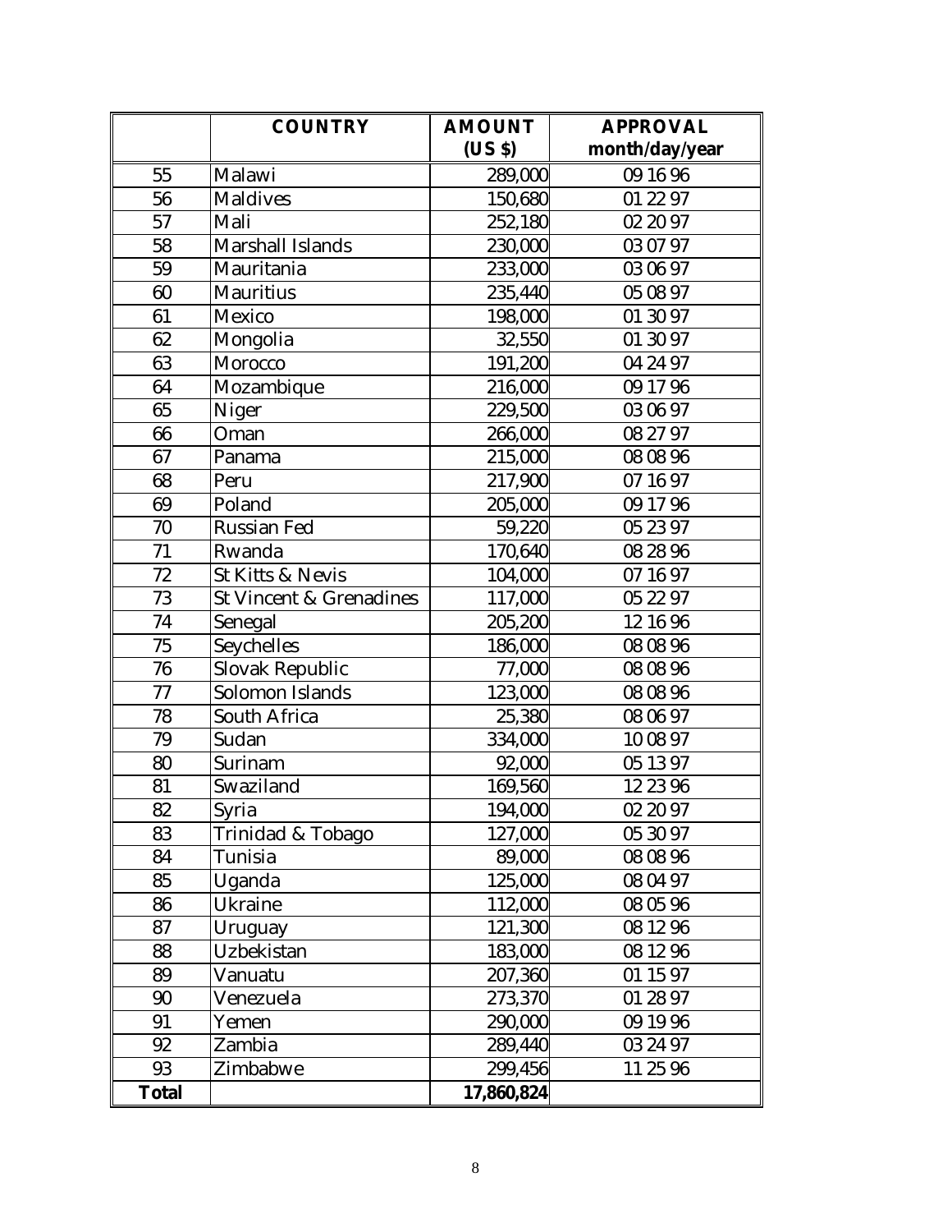| | COUNTRY | AMOUNT (US $) | APPROVAL month/day/year |
|---|---|---|---|
| 55 | Malawi | 289,000 | 09 16 96 |
| 56 | Maldives | 150,680 | 01 22 97 |
| 57 | Mali | 252,180 | 02 20 97 |
| 58 | Marshall Islands | 230,000 | 03 07 97 |
| 59 | Mauritania | 233,000 | 03 06 97 |
| 60 | Mauritius | 235,440 | 05 08 97 |
| 61 | Mexico | 198,000 | 01 30 97 |
| 62 | Mongolia | 32,550 | 01 30 97 |
| 63 | Morocco | 191,200 | 04 24 97 |
| 64 | Mozambique | 216,000 | 09 17 96 |
| 65 | Niger | 229,500 | 03 06 97 |
| 66 | Oman | 266,000 | 08 27 97 |
| 67 | Panama | 215,000 | 08 08 96 |
| 68 | Peru | 217,900 | 07 16 97 |
| 69 | Poland | 205,000 | 09 17 96 |
| 70 | Russian Fed | 59,220 | 05 23 97 |
| 71 | Rwanda | 170,640 | 08 28 96 |
| 72 | St Kitts & Nevis | 104,000 | 07 16 97 |
| 73 | St Vincent & Grenadines | 117,000 | 05 22 97 |
| 74 | Senegal | 205,200 | 12 16 96 |
| 75 | Seychelles | 186,000 | 08 08 96 |
| 76 | Slovak Republic | 77,000 | 08 08 96 |
| 77 | Solomon Islands | 123,000 | 08 08 96 |
| 78 | South Africa | 25,380 | 08 06 97 |
| 79 | Sudan | 334,000 | 10 08 97 |
| 80 | Surinam | 92,000 | 05 13 97 |
| 81 | Swaziland | 169,560 | 12 23 96 |
| 82 | Syria | 194,000 | 02 20 97 |
| 83 | Trinidad & Tobago | 127,000 | 05 30 97 |
| 84 | Tunisia | 89,000 | 08 08 96 |
| 85 | Uganda | 125,000 | 08 04 97 |
| 86 | Ukraine | 112,000 | 08 05 96 |
| 87 | Uruguay | 121,300 | 08 12 96 |
| 88 | Uzbekistan | 183,000 | 08 12 96 |
| 89 | Vanuatu | 207,360 | 01 15 97 |
| 90 | Venezuela | 273,370 | 01 28 97 |
| 91 | Yemen | 290,000 | 09 19 96 |
| 92 | Zambia | 289,440 | 03 24 97 |
| 93 | Zimbabwe | 299,456 | 11 25 96 |
| **Total** | | **17,860,824** | |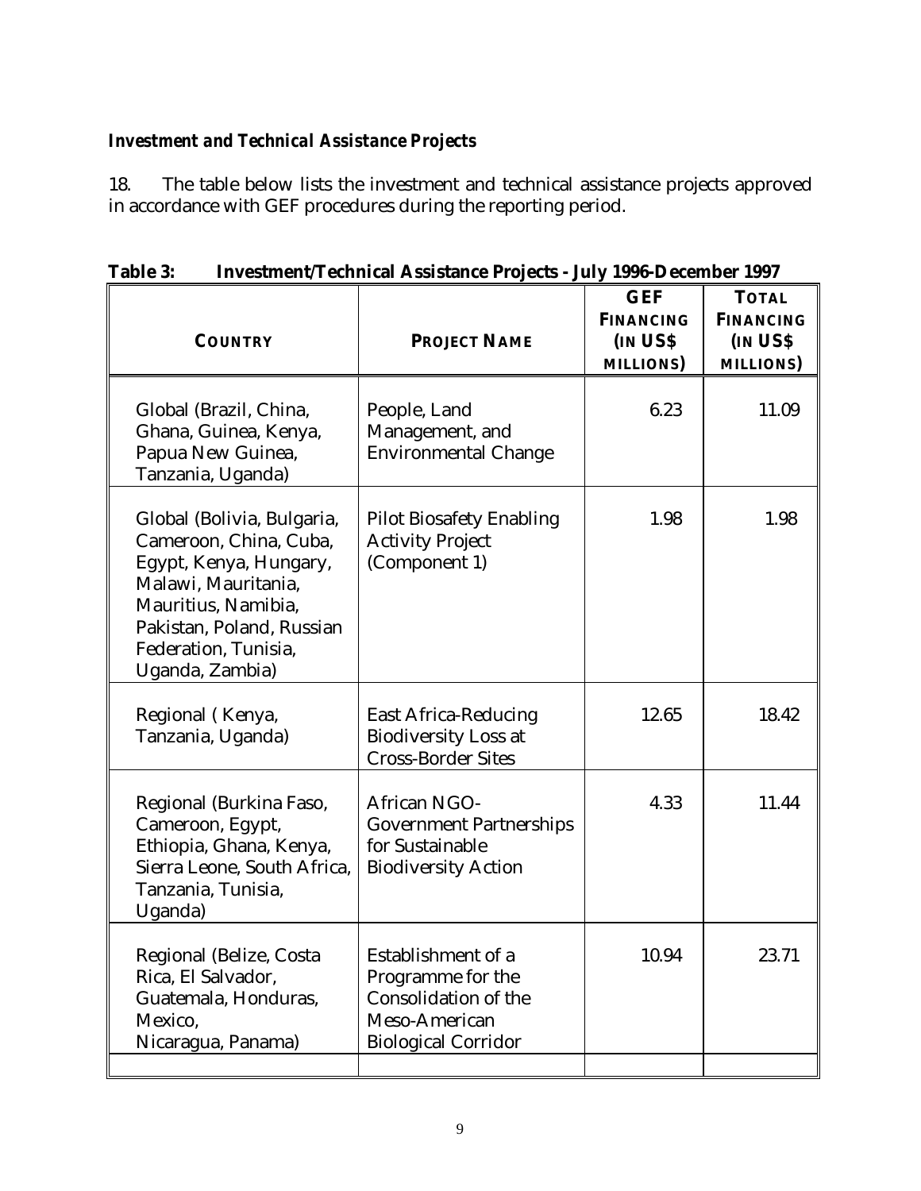***Investment and Technical Assistance Projects***

18. The table below lists the investment and technical assistance projects approved in accordance with GEF procedures during the reporting period.

**Table 3: Investment/Technical Assistance Projects - July 1996-December 1997**

| COUNTRY | PROJECT NAME | GEF FINANCING (IN US$ MILLIONS) | TOTAL FINANCING (IN US$ MILLIONS) |
|---|---|---|---|
| Global (Brazil, China, Ghana, Guinea, Kenya, Papua New Guinea, Tanzania, Uganda) | People, Land Management, and Environmental Change | 6.23 | 11.09 |
| Global (Bolivia, Bulgaria, Cameroon, China, Cuba, Egypt, Kenya, Hungary, Malawi, Mauritania, Mauritius, Namibia, Pakistan, Poland, Russian Federation, Tunisia, Uganda, Zambia) | Pilot Biosafety Enabling Activity Project (Component 1) | 1.98 | 1.98 |
| Regional ( Kenya, Tanzania, Uganda) | East Africa-Reducing Biodiversity Loss at Cross-Border Sites | 12.65 | 18.42 |
| Regional (Burkina Faso, Cameroon, Egypt, Ethiopia, Ghana, Kenya, Sierra Leone, South Africa, Tanzania, Tunisia, Uganda) | African NGO-Government Partnerships for Sustainable Biodiversity Action | 4.33 | 11.44 |
| Regional (Belize, Costa Rica, El Salvador, Guatemala, Honduras, Mexico, Nicaragua, Panama) | Establishment of a Programme for the Consolidation of the Meso-American Biological Corridor | 10.94 | 23.71 |
| | | | |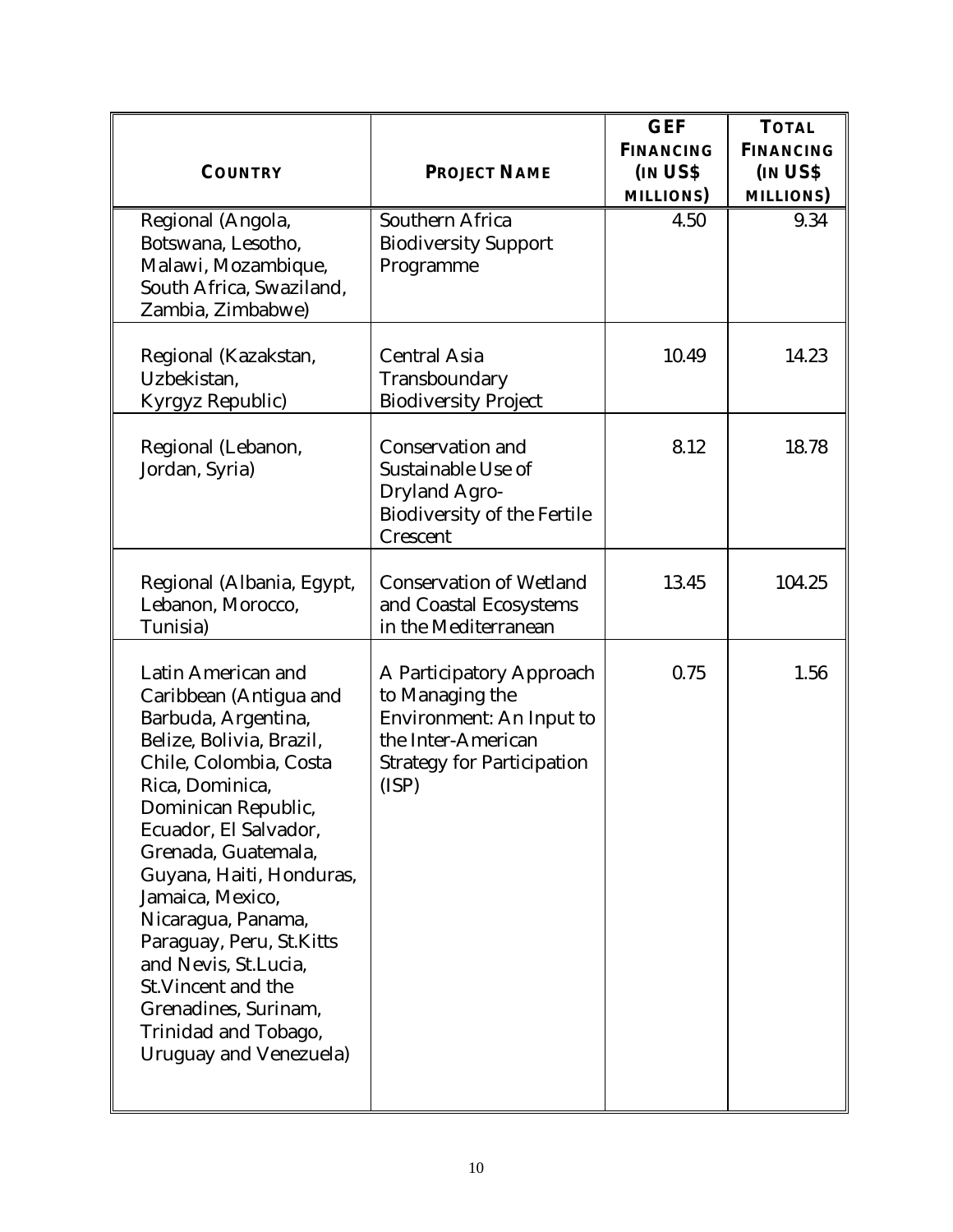| COUNTRY | PROJECT NAME | GEF FINANCING (IN US$ MILLIONS) | TOTAL FINANCING (IN US$ MILLIONS) |
|---|---|---|---|
| Regional (Angola, Botswana, Lesotho, Malawi, Mozambique, South Africa, Swaziland, Zambia, Zimbabwe) | Southern Africa Biodiversity Support Programme | 4.50 | 9.34 |
| Regional (Kazakstan, Uzbekistan, Kyrgyz Republic) | Central Asia Transboundary Biodiversity Project | 10.49 | 14.23 |
| Regional (Lebanon, Jordan, Syria) | Conservation and Sustainable Use of Dryland Agro-Biodiversity of the Fertile Crescent | 8.12 | 18.78 |
| Regional (Albania, Egypt, Lebanon, Morocco, Tunisia) | Conservation of Wetland and Coastal Ecosystems in the Mediterranean | 13.45 | 104.25 |
| Latin American and Caribbean (Antigua and Barbuda, Argentina, Belize, Bolivia, Brazil, Chile, Colombia, Costa Rica, Dominica, Dominican Republic, Ecuador, El Salvador, Grenada, Guatemala, Guyana, Haiti, Honduras, Jamaica, Mexico, Nicaragua, Panama, Paraguay, Peru, St.Kitts and Nevis, St.Lucia, St.Vincent and the Grenadines, Surinam, Trinidad and Tobago, Uruguay and Venezuela) | A Participatory Approach to Managing the Environment: An Input to the Inter-American Strategy for Participation (ISP) | 0.75 | 1.56 |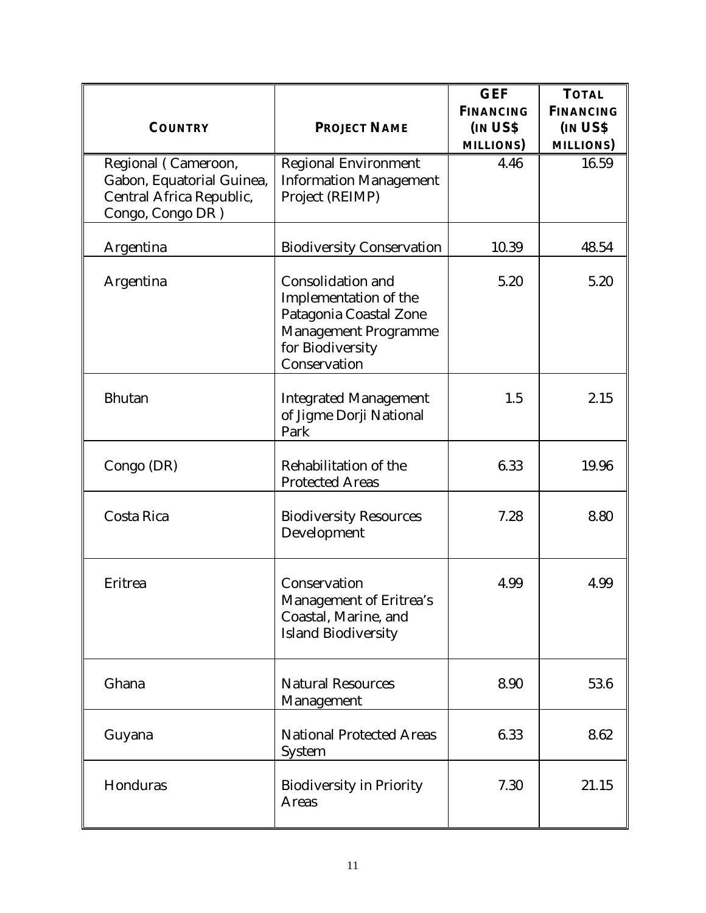| COUNTRY | PROJECT NAME | GEF FINANCING (IN US$ MILLIONS) | TOTAL FINANCING (IN US$ MILLIONS) |
|---|---|---|---|
| Regional ( Cameroon, Gabon, Equatorial Guinea, Central Africa Republic, Congo, Congo DR ) | Regional Environment Information Management Project (REIMP) | 4.46 | 16.59 |
| Argentina | Biodiversity Conservation | 10.39 | 48.54 |
| Argentina | Consolidation and Implementation of the Patagonia Coastal Zone Management Programme for Biodiversity Conservation | 5.20 | 5.20 |
| Bhutan | Integrated Management of Jigme Dorji National Park | 1.5 | 2.15 |
| Congo (DR) | Rehabilitation of the Protected Areas | 6.33 | 19.96 |
| Costa Rica | Biodiversity Resources Development | 7.28 | 8.80 |
| Eritrea | Conservation Management of Eritrea's Coastal, Marine, and Island Biodiversity | 4.99 | 4.99 |
| Ghana | Natural Resources Management | 8.90 | 53.6 |
| Guyana | National Protected Areas System | 6.33 | 8.62 |
| Honduras | Biodiversity in Priority Areas | 7.30 | 21.15 |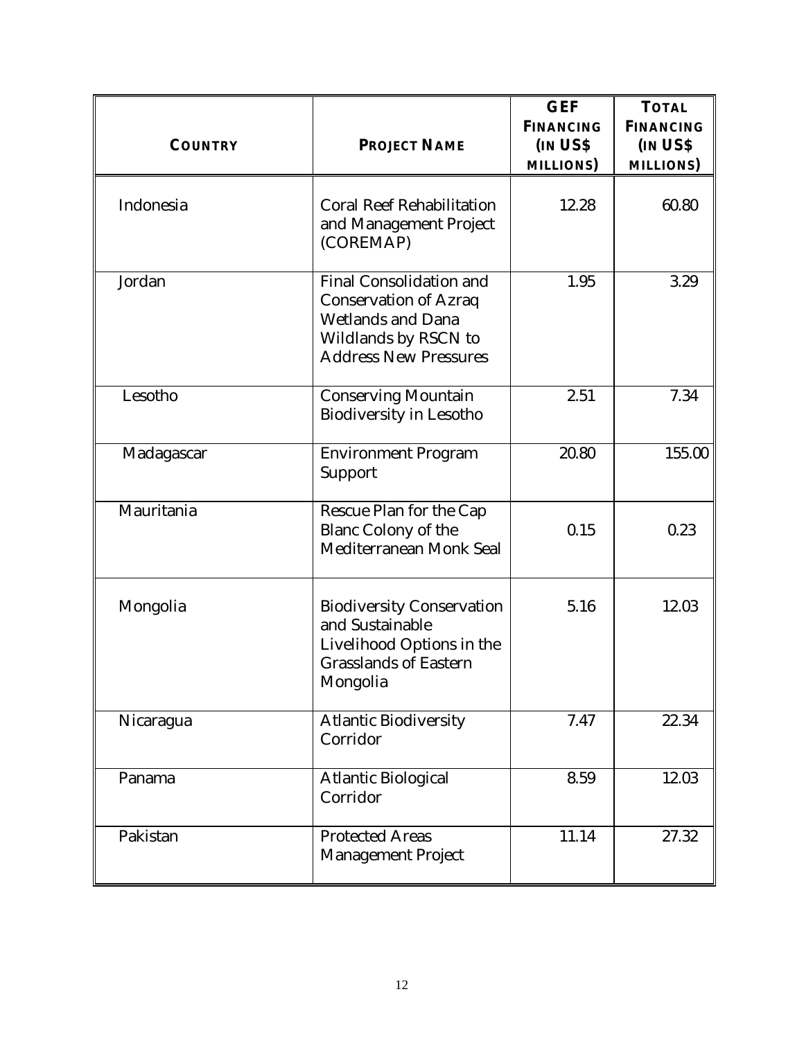| COUNTRY | PROJECT NAME | GEF FINANCING (IN US$ MILLIONS) | TOTAL FINANCING (IN US$ MILLIONS) |
| --- | --- | --- | --- |
| Indonesia | Coral Reef Rehabilitation and Management Project (COREMAP) | 12.28 | 60.80 |
| Jordan | Final Consolidation and Conservation of Azraq Wetlands and Dana Wildlands by RSCN to Address New Pressures | 1.95 | 3.29 |
| Lesotho | Conserving Mountain Biodiversity in Lesotho | 2.51 | 7.34 |
| Madagascar | Environment Program Support | 20.80 | 155.00 |
| Mauritania | Rescue Plan for the Cap Blanc Colony of the Mediterranean Monk Seal | 0.15 | 0.23 |
| Mongolia | Biodiversity Conservation and Sustainable Livelihood Options in the Grasslands of Eastern Mongolia | 5.16 | 12.03 |
| Nicaragua | Atlantic Biodiversity Corridor | 7.47 | 22.34 |
| Panama | Atlantic Biological Corridor | 8.59 | 12.03 |
| Pakistan | Protected Areas Management Project | 11.14 | 27.32 |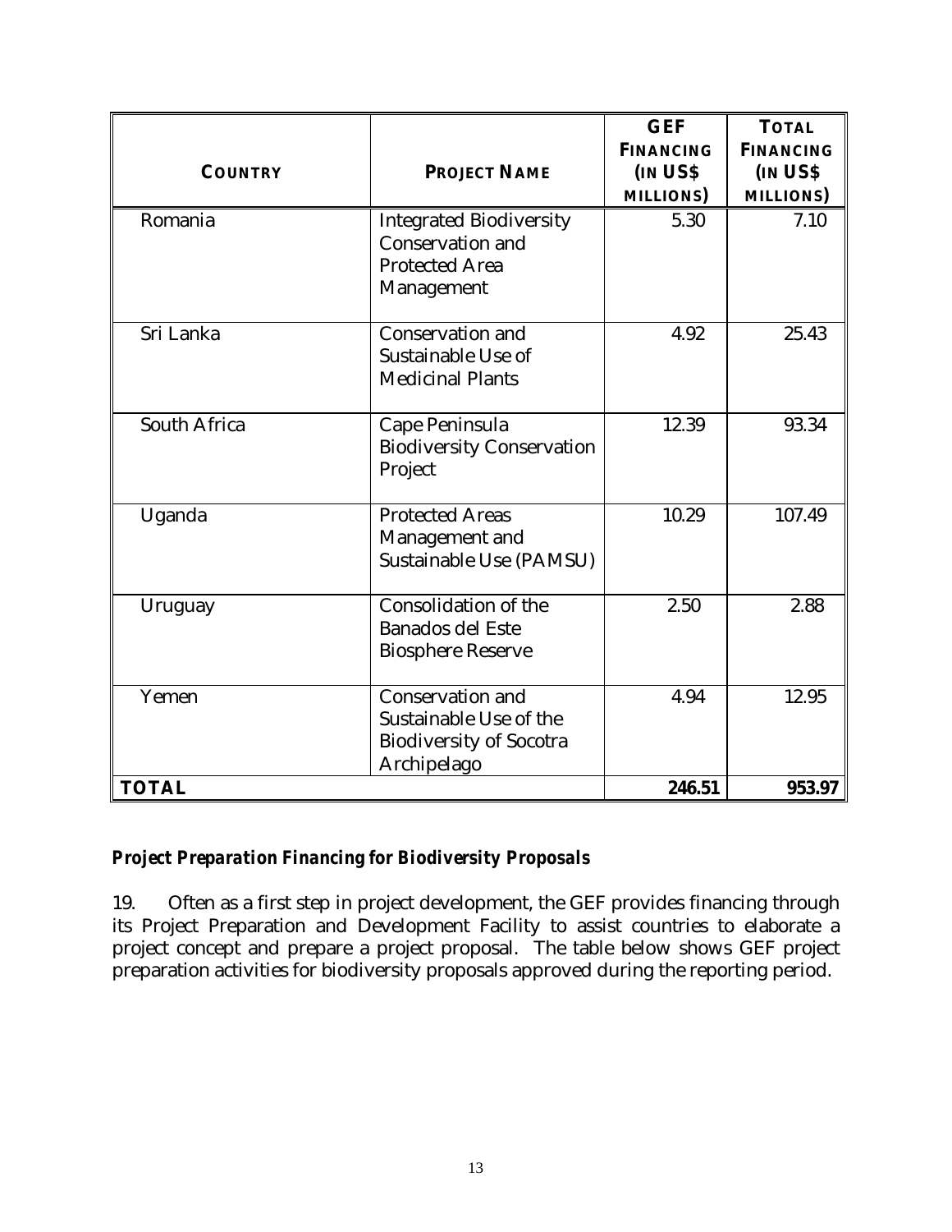| COUNTRY | PROJECT NAME | GEF FINANCING (IN US$ MILLIONS) | TOTAL FINANCING (IN US$ MILLIONS) |
|---|---|---|---|
| Romania | Integrated Biodiversity Conservation and Protected Area Management | 5.30 | 7.10 |
| Sri Lanka | Conservation and Sustainable Use of Medicinal Plants | 4.92 | 25.43 |
| South Africa | Cape Peninsula Biodiversity Conservation Project | 12.39 | 93.34 |
| Uganda | Protected Areas Management and Sustainable Use (PAMSU) | 10.29 | 107.49 |
| Uruguay | Consolidation of the Banados del Este Biosphere Reserve | 2.50 | 2.88 |
| Yemen | Conservation and Sustainable Use of the Biodiversity of Socotra Archipelago | 4.94 | 12.95 |
| **TOTAL** | | **246.51** | **953.97** |

***Project Preparation Financing for Biodiversity Proposals***

19. Often as a first step in project development, the GEF provides financing through its Project Preparation and Development Facility to assist countries to elaborate a project concept and prepare a project proposal. The table below shows GEF project preparation activities for biodiversity proposals approved during the reporting period.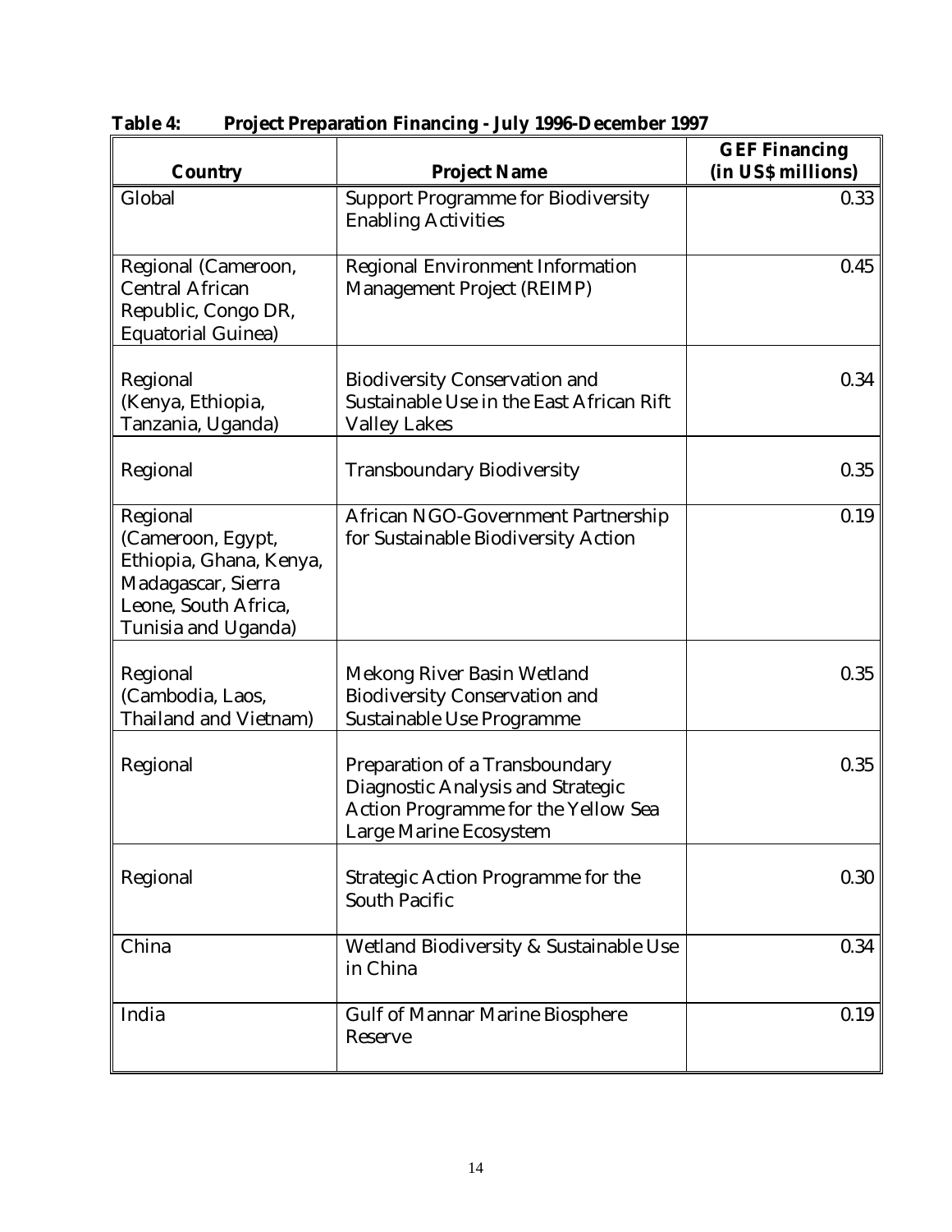**Table 4: Project Preparation Financing - July 1996-December 1997**

| Country | Project Name | GEF Financing (in US$ millions) |
|---|---|---|
| Global | Support Programme for Biodiversity Enabling Activities | 0.33 |
| Regional (Cameroon, Central African Republic, Congo DR, Equatorial Guinea) | Regional Environment Information Management Project (REIMP) | 0.45 |
| Regional (Kenya, Ethiopia, Tanzania, Uganda) | Biodiversity Conservation and Sustainable Use in the East African Rift Valley Lakes | 0.34 |
| Regional | Transboundary Biodiversity | 0.35 |
| Regional (Cameroon, Egypt, Ethiopia, Ghana, Kenya, Madagascar, Sierra Leone, South Africa, Tunisia and Uganda) | African NGO-Government Partnership for Sustainable Biodiversity Action | 0.19 |
| Regional (Cambodia, Laos, Thailand and Vietnam) | Mekong River Basin Wetland Biodiversity Conservation and Sustainable Use Programme | 0.35 |
| Regional | Preparation of a Transboundary Diagnostic Analysis and Strategic Action Programme for the Yellow Sea Large Marine Ecosystem | 0.35 |
| Regional | Strategic Action Programme for the South Pacific | 0.30 |
| China | Wetland Biodiversity & Sustainable Use in China | 0.34 |
| India | Gulf of Mannar Marine Biosphere Reserve | 0.19 |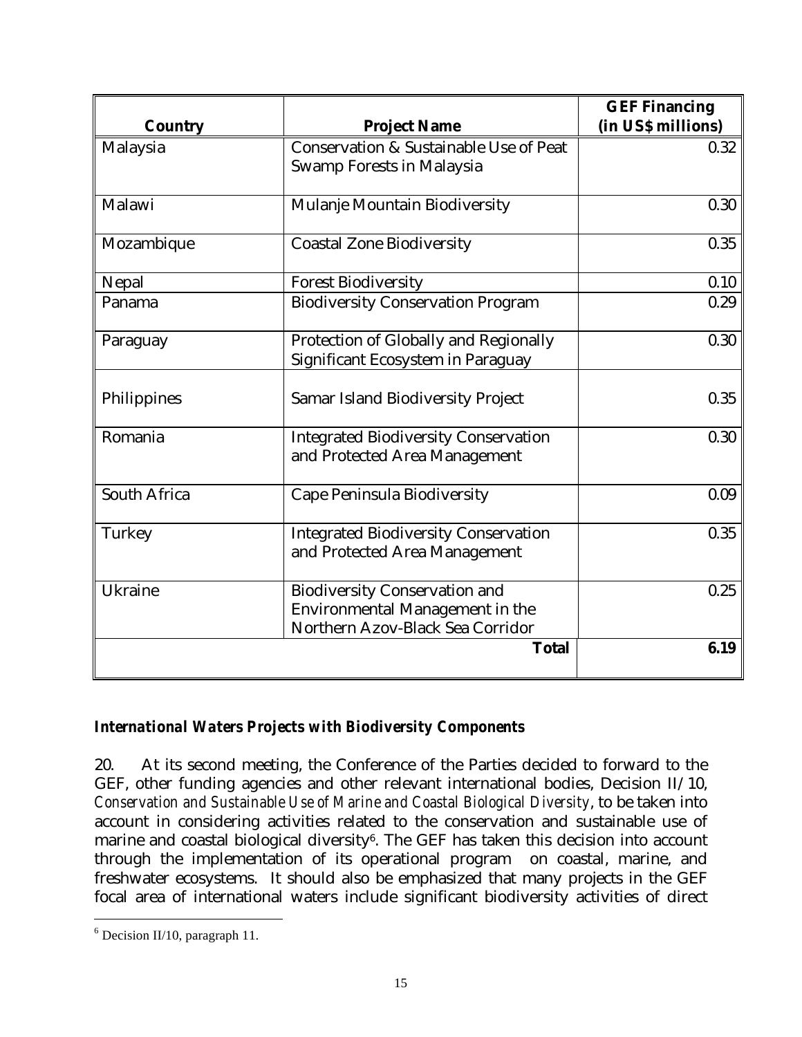| Country | Project Name | GEF Financing (in US$ millions) |
|---|---|---|
| Malaysia | Conservation & Sustainable Use of Peat Swamp Forests in Malaysia | 0.32 |
| Malawi | Mulanje Mountain Biodiversity | 0.30 |
| Mozambique | Coastal Zone Biodiversity | 0.35 |
| Nepal | Forest Biodiversity | 0.10 |
| Panama | Biodiversity Conservation Program | 0.29 |
| Paraguay | Protection of Globally and Regionally Significant Ecosystem in Paraguay | 0.30 |
| Philippines | Samar Island Biodiversity Project | 0.35 |
| Romania | Integrated Biodiversity Conservation and Protected Area Management | 0.30 |
| South Africa | Cape Peninsula Biodiversity | 0.09 |
| Turkey | Integrated Biodiversity Conservation and Protected Area Management | 0.35 |
| Ukraine | Biodiversity Conservation and Environmental Management in the Northern Azov-Black Sea Corridor | 0.25 |
| | **Total** | **6.19** |

### *International Waters Projects with Biodiversity Components*

20. At its second meeting, the Conference of the Parties decided to forward to the GEF, other funding agencies and other relevant international bodies, Decision II/10, *Conservation and Sustainable Use of Marine and Coastal Biological Diversity*, to be taken into account in considering activities related to the conservation and sustainable use of marine and coastal biological diversity[6]. The GEF has taken this decision into account through the implementation of its operational program on coastal, marine, and freshwater ecosystems. It should also be emphasized that many projects in the GEF focal area of international waters include significant biodiversity activities of direct

[6] Decision II/10, paragraph 11.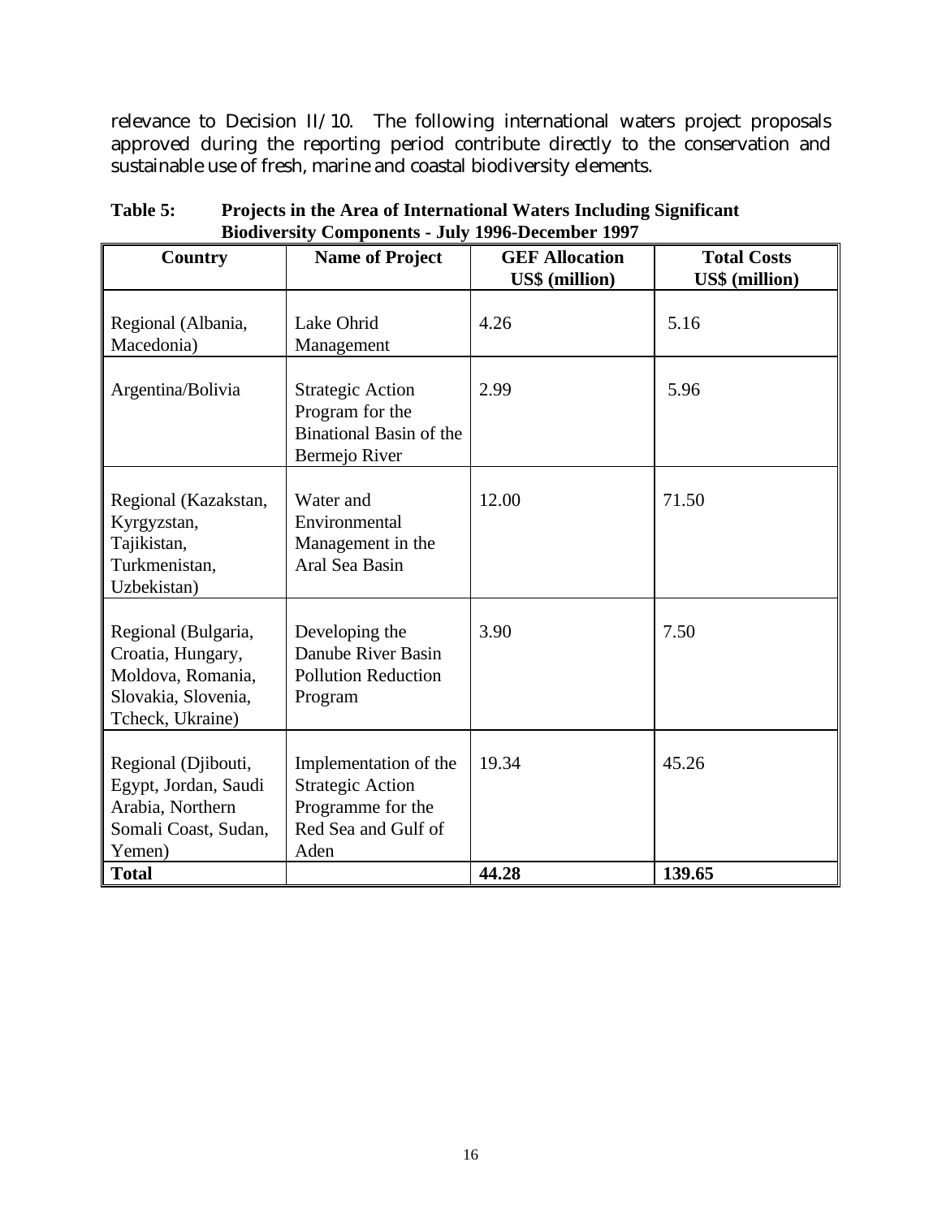relevance to Decision II/10. The following international waters project proposals approved during the reporting period contribute directly to the conservation and sustainable use of fresh, marine and coastal biodiversity elements.

**Table 5: Projects in the Area of International Waters Including Significant Biodiversity Components - July 1996-December 1997**

| Country | Name of Project | GEF Allocation US$ (million) | Total Costs US$ (million) |
|---|---|---|---|
| Regional (Albania, Macedonia) | Lake Ohrid Management | 4.26 | 5.16 |
| Argentina/Bolivia | Strategic Action Program for the Binational Basin of the Bermejo River | 2.99 | 5.96 |
| Regional (Kazakstan, Kyrgyzstan, Tajikistan, Turkmenistan, Uzbekistan) | Water and Environmental Management in the Aral Sea Basin | 12.00 | 71.50 |
| Regional (Bulgaria, Croatia, Hungary, Moldova, Romania, Slovakia, Slovenia, Tcheck, Ukraine) | Developing the Danube River Basin Pollution Reduction Program | 3.90 | 7.50 |
| Regional (Djibouti, Egypt, Jordan, Saudi Arabia, Northern Somali Coast, Sudan, Yemen) | Implementation of the Strategic Action Programme for the Red Sea and Gulf of Aden | 19.34 | 45.26 |
| **Total** | | **44.28** | **139.65** |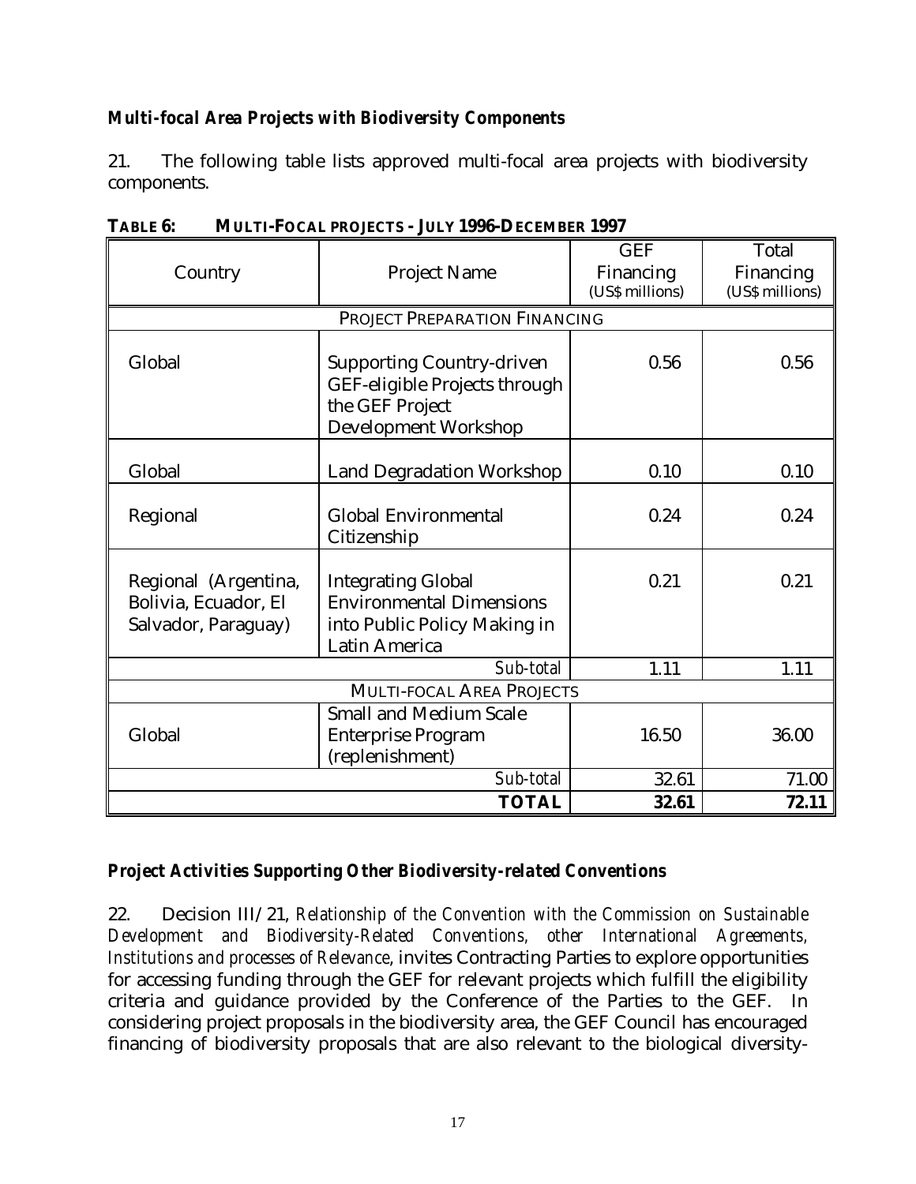### *Multi-focal Area Projects with Biodiversity Components*

21. The following table lists approved multi-focal area projects with biodiversity components.

**TABLE 6: MULTI-FOCAL PROJECTS - JULY 1996-DECEMBER 1997**

| Country | Project Name | GEF Financing (US$ millions) | Total Financing (US$ millions) |
|---|---|---|---|
| PROJECT PREPARATION FINANCING | | | |
| Global | Supporting Country-driven GEF-eligible Projects through the GEF Project Development Workshop | 0.56 | 0.56 |
| Global | Land Degradation Workshop | 0.10 | 0.10 |
| Regional | Global Environmental Citizenship | 0.24 | 0.24 |
| Regional (Argentina, Bolivia, Ecuador, El Salvador, Paraguay) | Integrating Global Environmental Dimensions into Public Policy Making in Latin America | 0.21 | 0.21 |
| | *Sub-total* | 1.11 | 1.11 |
| MULTI-FOCAL AREA PROJECTS | | | |
| Global | Small and Medium Scale Enterprise Program (replenishment) | 16.50 | 36.00 |
| | *Sub-total* | 32.61 | 71.00 |
| | **TOTAL** | **32.61** | **72.11** |

### *Project Activities Supporting Other Biodiversity-related Conventions*

22. Decision III/21, *Relationship of the Convention with the Commission on Sustainable Development and Biodiversity-Related Conventions, other International Agreements, Institutions and processes of Relevance*, invites Contracting Parties to explore opportunities for accessing funding through the GEF for relevant projects which fulfill the eligibility criteria and guidance provided by the Conference of the Parties to the GEF. In considering project proposals in the biodiversity area, the GEF Council has encouraged financing of biodiversity proposals that are also relevant to the biological diversity-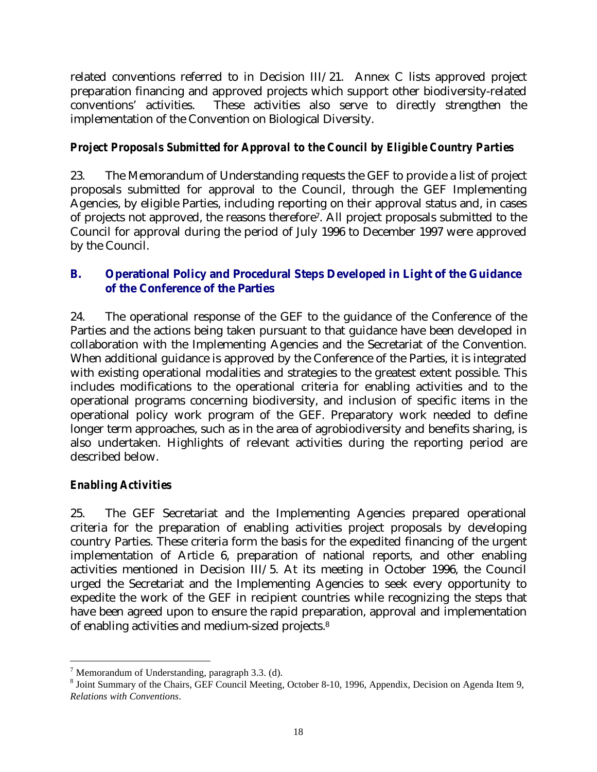related conventions referred to in Decision III/21. Annex C lists approved project preparation financing and approved projects which support other biodiversity-related conventions' activities. These activities also serve to directly strengthen the implementation of the Convention on Biological Diversity.

### *Project Proposals Submitted for Approval to the Council by Eligible Country Parties*

23. The Memorandum of Understanding requests the GEF to provide a list of project proposals submitted for approval to the Council, through the GEF Implementing Agencies, by eligible Parties, including reporting on their approval status and, in cases of projects not approved, the reasons therefore[7]. All project proposals submitted to the Council for approval during the period of July 1996 to December 1997 were approved by the Council.

## B. Operational Policy and Procedural Steps Developed in Light of the Guidance of the Conference of the Parties

24. The operational response of the GEF to the guidance of the Conference of the Parties and the actions being taken pursuant to that guidance have been developed in collaboration with the Implementing Agencies and the Secretariat of the Convention. When additional guidance is approved by the Conference of the Parties, it is integrated with existing operational modalities and strategies to the greatest extent possible. This includes modifications to the operational criteria for enabling activities and to the operational programs concerning biodiversity, and inclusion of specific items in the operational policy work program of the GEF. Preparatory work needed to define longer term approaches, such as in the area of agrobiodiversity and benefits sharing, is also undertaken. Highlights of relevant activities during the reporting period are described below.

### *Enabling Activities*

25. The GEF Secretariat and the Implementing Agencies prepared operational criteria for the preparation of enabling activities project proposals by developing country Parties. These criteria form the basis for the expedited financing of the urgent implementation of Article 6, preparation of national reports, and other enabling activities mentioned in Decision III/5. At its meeting in October 1996, the Council urged the Secretariat and the Implementing Agencies to seek every opportunity to expedite the work of the GEF in recipient countries while recognizing the steps that have been agreed upon to ensure the rapid preparation, approval and implementation of enabling activities and medium-sized projects.[8]

---

[7] Memorandum of Understanding, paragraph 3.3. (d).

[8] Joint Summary of the Chairs, GEF Council Meeting, October 8-10, 1996, Appendix, Decision on Agenda Item 9, *Relations with Conventions*.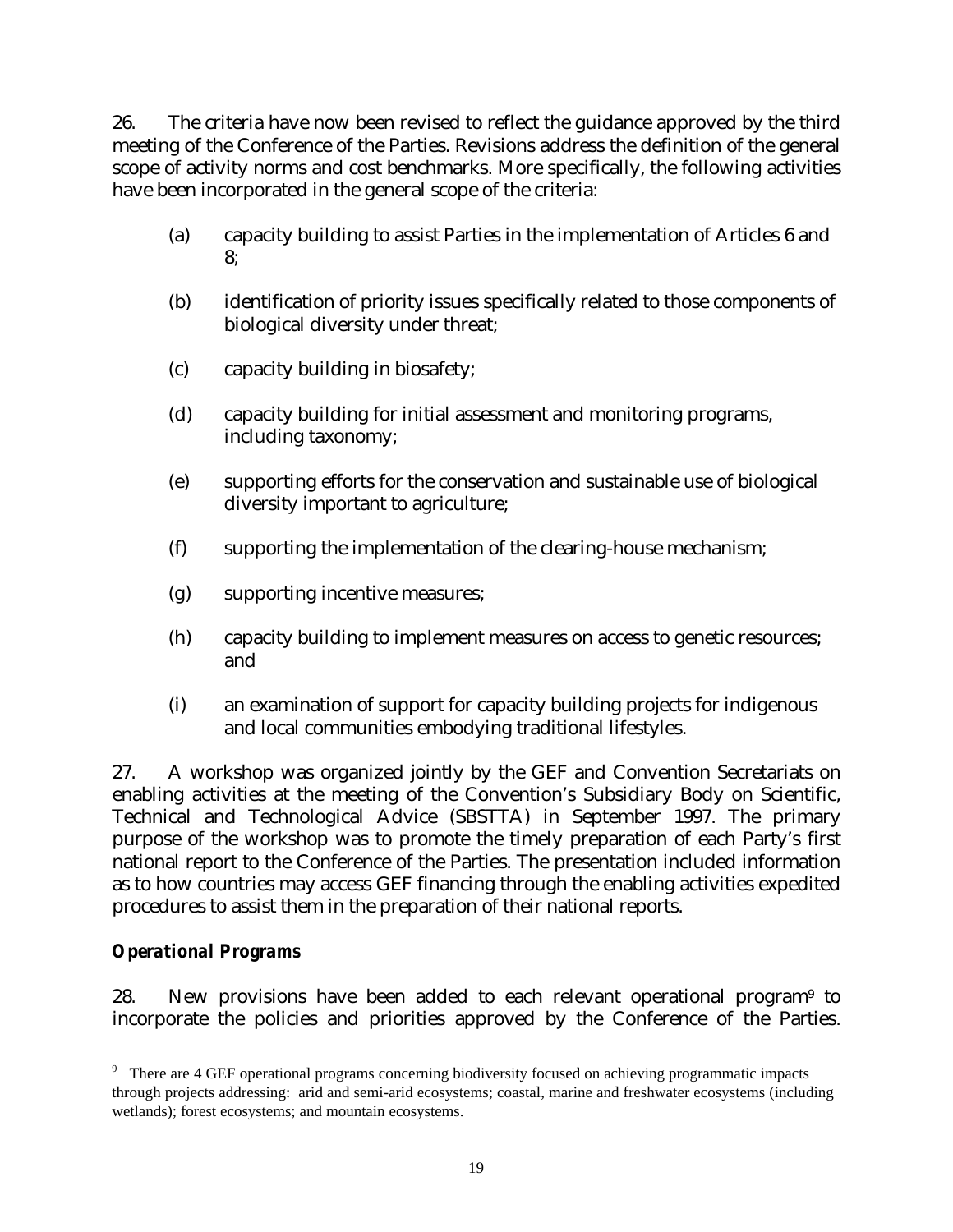26. The criteria have now been revised to reflect the guidance approved by the third meeting of the Conference of the Parties. Revisions address the definition of the general scope of activity norms and cost benchmarks. More specifically, the following activities have been incorporated in the general scope of the criteria:

(a) capacity building to assist Parties in the implementation of Articles 6 and 8;

(b) identification of priority issues specifically related to those components of biological diversity under threat;

(c) capacity building in biosafety;

(d) capacity building for initial assessment and monitoring programs, including taxonomy;

(e) supporting efforts for the conservation and sustainable use of biological diversity important to agriculture;

(f) supporting the implementation of the clearing-house mechanism;

(g) supporting incentive measures;

(h) capacity building to implement measures on access to genetic resources; and

(i) an examination of support for capacity building projects for indigenous and local communities embodying traditional lifestyles.

27. A workshop was organized jointly by the GEF and Convention Secretariats on enabling activities at the meeting of the Convention's Subsidiary Body on Scientific, Technical and Technological Advice (SBSTTA) in September 1997. The primary purpose of the workshop was to promote the timely preparation of each Party's first national report to the Conference of the Parties. The presentation included information as to how countries may access GEF financing through the enabling activities expedited procedures to assist them in the preparation of their national reports.

### *Operational Programs*

28. New provisions have been added to each relevant operational program[9] to incorporate the policies and priorities approved by the Conference of the Parties.

[9] There are 4 GEF operational programs concerning biodiversity focused on achieving programmatic impacts through projects addressing: arid and semi-arid ecosystems; coastal, marine and freshwater ecosystems (including wetlands); forest ecosystems; and mountain ecosystems.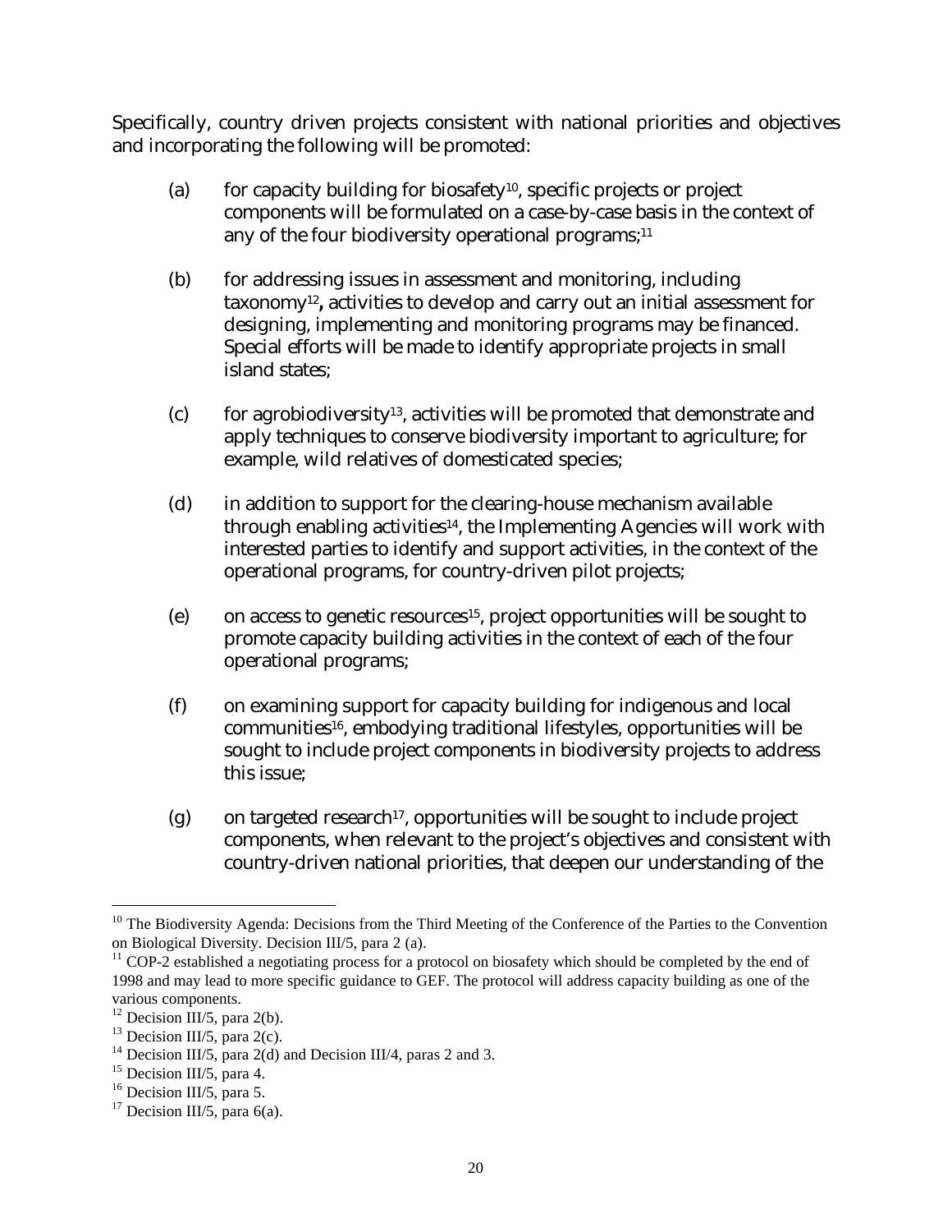Specifically, country driven projects consistent with national priorities and objectives and incorporating the following will be promoted:

(a) for capacity building for biosafety[10], specific projects or project components will be formulated on a case-by-case basis in the context of any of the four biodiversity operational programs;[11]

(b) for addressing issues in assessment and monitoring, including taxonomy[12]**,** activities to develop and carry out an initial assessment for designing, implementing and monitoring programs may be financed. Special efforts will be made to identify appropriate projects in small island states;

(c) for agrobiodiversity[13], activities will be promoted that demonstrate and apply techniques to conserve biodiversity important to agriculture; for example, wild relatives of domesticated species;

(d) in addition to support for the clearing-house mechanism available through enabling activities[14], the Implementing Agencies will work with interested parties to identify and support activities, in the context of the operational programs, for country-driven pilot projects;

(e) on access to genetic resources[15], project opportunities will be sought to promote capacity building activities in the context of each of the four operational programs;

(f) on examining support for capacity building for indigenous and local communities[16], embodying traditional lifestyles, opportunities will be sought to include project components in biodiversity projects to address this issue;

(g) on targeted research[17], opportunities will be sought to include project components, when relevant to the project's objectives and consistent with country-driven national priorities, that deepen our understanding of the

---

[10] The Biodiversity Agenda: Decisions from the Third Meeting of the Conference of the Parties to the Convention on Biological Diversity. Decision III/5, para 2 (a).

[11] COP-2 established a negotiating process for a protocol on biosafety which should be completed by the end of 1998 and may lead to more specific guidance to GEF. The protocol will address capacity building as one of the various components.

[12] Decision III/5, para 2(b).

[13] Decision III/5, para 2(c).

[14] Decision III/5, para 2(d) and Decision III/4, paras 2 and 3.

[15] Decision III/5, para 4.

[16] Decision III/5, para 5.

[17] Decision III/5, para 6(a).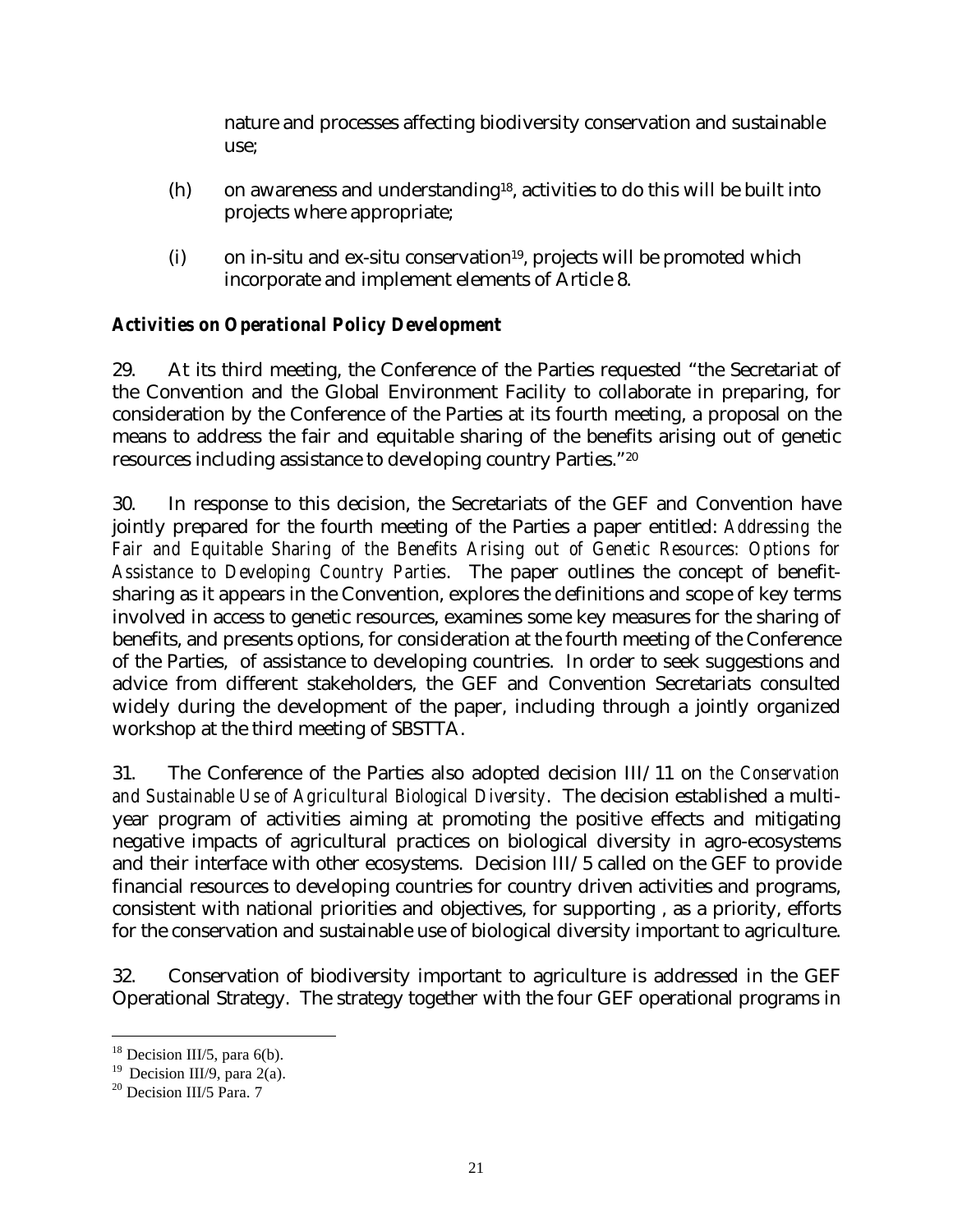nature and processes affecting biodiversity conservation and sustainable use;

(h) on awareness and understanding[18], activities to do this will be built into projects where appropriate;

(i) on in-situ and ex-situ conservation[19], projects will be promoted which incorporate and implement elements of Article 8.

***Activities on Operational Policy Development***

29. At its third meeting, the Conference of the Parties requested "the Secretariat of the Convention and the Global Environment Facility to collaborate in preparing, for consideration by the Conference of the Parties at its fourth meeting, a proposal on the means to address the fair and equitable sharing of the benefits arising out of genetic resources including assistance to developing country Parties."[20]

30. In response to this decision, the Secretariats of the GEF and Convention have jointly prepared for the fourth meeting of the Parties a paper entitled: *Addressing the Fair and Equitable Sharing of the Benefits Arising out of Genetic Resources: Options for Assistance to Developing Country Parties*. The paper outlines the concept of benefit-sharing as it appears in the Convention, explores the definitions and scope of key terms involved in access to genetic resources, examines some key measures for the sharing of benefits, and presents options, for consideration at the fourth meeting of the Conference of the Parties, of assistance to developing countries. In order to seek suggestions and advice from different stakeholders, the GEF and Convention Secretariats consulted widely during the development of the paper, including through a jointly organized workshop at the third meeting of SBSTTA.

31. The Conference of the Parties also adopted decision III/11 on *the Conservation and Sustainable Use of Agricultural Biological Diversity*. The decision established a multi-year program of activities aiming at promoting the positive effects and mitigating negative impacts of agricultural practices on biological diversity in agro-ecosystems and their interface with other ecosystems. Decision III/5 called on the GEF to provide financial resources to developing countries for country driven activities and programs, consistent with national priorities and objectives, for supporting , as a priority, efforts for the conservation and sustainable use of biological diversity important to agriculture.

32. Conservation of biodiversity important to agriculture is addressed in the GEF Operational Strategy. The strategy together with the four GEF operational programs in

---

[18] Decision III/5, para 6(b).

[19] Decision III/9, para 2(a).

[20] Decision III/5 Para. 7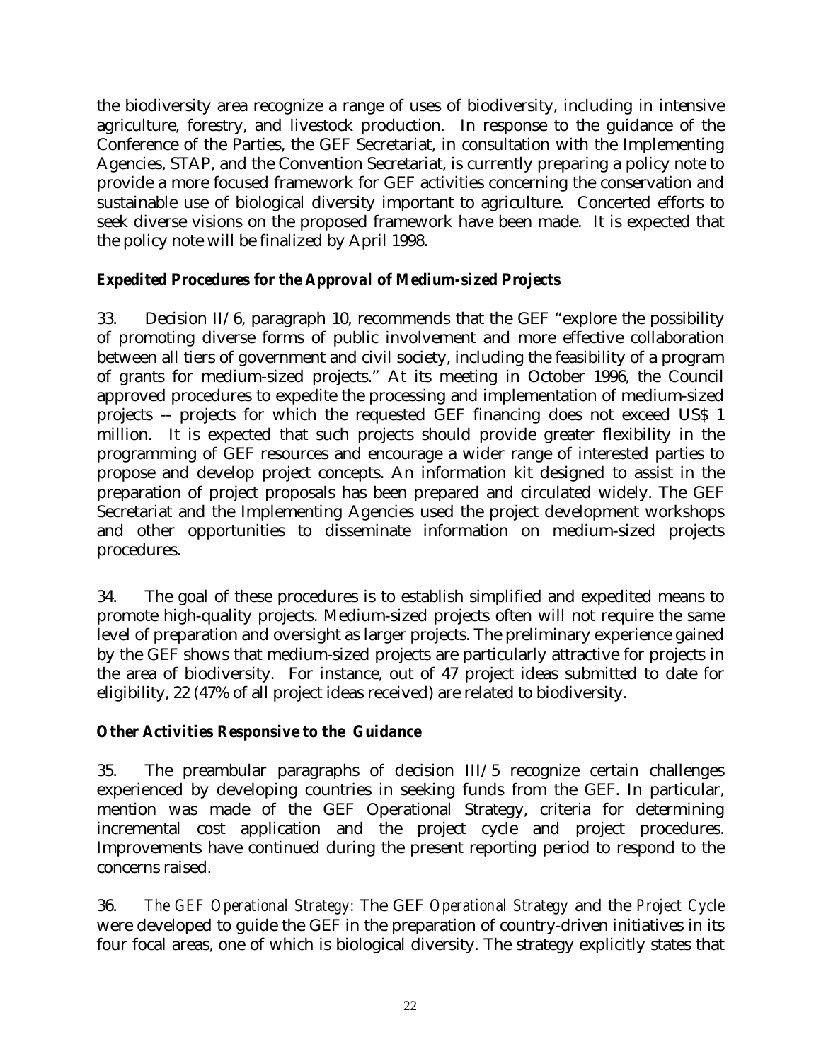the biodiversity area recognize a range of uses of biodiversity, including in intensive agriculture, forestry, and livestock production. In response to the guidance of the Conference of the Parties, the GEF Secretariat, in consultation with the Implementing Agencies, STAP, and the Convention Secretariat, is currently preparing a policy note to provide a more focused framework for GEF activities concerning the conservation and sustainable use of biological diversity important to agriculture. Concerted efforts to seek diverse visions on the proposed framework have been made. It is expected that the policy note will be finalized by April 1998.

### *Expedited Procedures for the Approval of Medium-sized Projects*

33. Decision II/6, paragraph 10, recommends that the GEF "explore the possibility of promoting diverse forms of public involvement and more effective collaboration between all tiers of government and civil society, including the feasibility of a program of grants for medium-sized projects." At its meeting in October 1996, the Council approved procedures to expedite the processing and implementation of medium-sized projects -- projects for which the requested GEF financing does not exceed US$ 1 million. It is expected that such projects should provide greater flexibility in the programming of GEF resources and encourage a wider range of interested parties to propose and develop project concepts. An information kit designed to assist in the preparation of project proposals has been prepared and circulated widely. The GEF Secretariat and the Implementing Agencies used the project development workshops and other opportunities to disseminate information on medium-sized projects procedures.

34. The goal of these procedures is to establish simplified and expedited means to promote high-quality projects. Medium-sized projects often will not require the same level of preparation and oversight as larger projects. The preliminary experience gained by the GEF shows that medium-sized projects are particularly attractive for projects in the area of biodiversity. For instance, out of 47 project ideas submitted to date for eligibility, 22 (47% of all project ideas received) are related to biodiversity.

### *Other Activities Responsive to the Guidance*

35. The preambular paragraphs of decision III/5 recognize certain challenges experienced by developing countries in seeking funds from the GEF. In particular, mention was made of the GEF Operational Strategy, criteria for determining incremental cost application and the project cycle and project procedures. Improvements have continued during the present reporting period to respond to the concerns raised.

36. *The GEF Operational Strategy:* The GEF *Operational Strategy* and the *Project Cycle* were developed to guide the GEF in the preparation of country-driven initiatives in its four focal areas, one of which is biological diversity. The strategy explicitly states that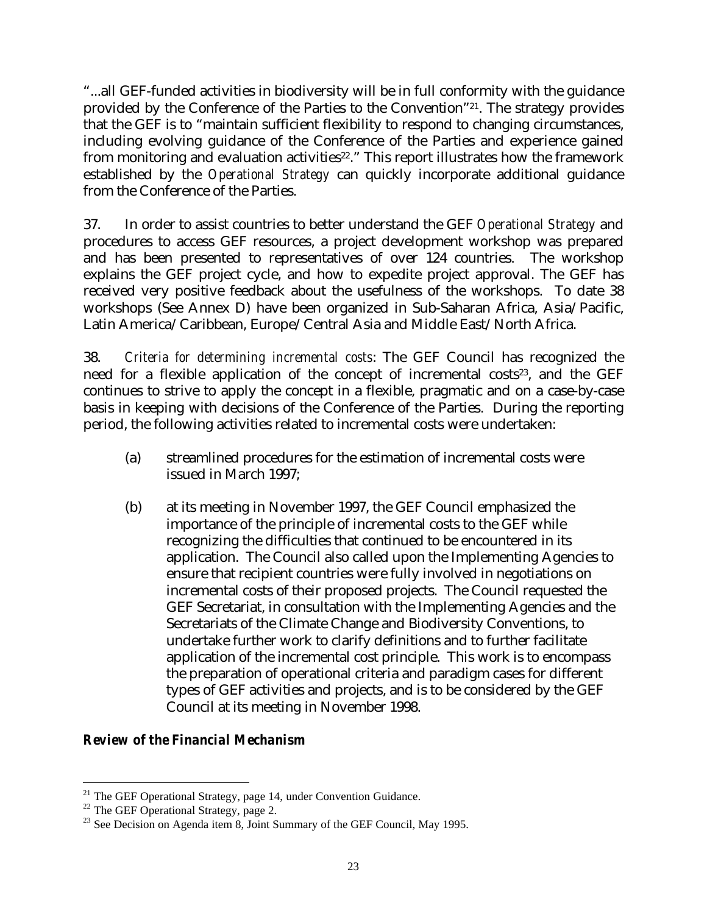"...all GEF-funded activities in biodiversity will be in full conformity with the guidance provided by the Conference of the Parties to the Convention"[21]. The strategy provides that the GEF is to "maintain sufficient flexibility to respond to changing circumstances, including evolving guidance of the Conference of the Parties and experience gained from monitoring and evaluation activities[22]." This report illustrates how the framework established by the *Operational Strategy* can quickly incorporate additional guidance from the Conference of the Parties.

37. In order to assist countries to better understand the GEF *Operational Strategy* and procedures to access GEF resources, a project development workshop was prepared and has been presented to representatives of over 124 countries. The workshop explains the GEF project cycle, and how to expedite project approval. The GEF has received very positive feedback about the usefulness of the workshops. To date 38 workshops (See Annex D) have been organized in Sub-Saharan Africa, Asia/Pacific, Latin America/Caribbean, Europe/Central Asia and Middle East/North Africa.

38. *Criteria for determining incremental costs*: The GEF Council has recognized the need for a flexible application of the concept of incremental costs[23], and the GEF continues to strive to apply the concept in a flexible, pragmatic and on a case-by-case basis in keeping with decisions of the Conference of the Parties. During the reporting period, the following activities related to incremental costs were undertaken:

(a) streamlined procedures for the estimation of incremental costs were issued in March 1997;

(b) at its meeting in November 1997, the GEF Council emphasized the importance of the principle of incremental costs to the GEF while recognizing the difficulties that continued to be encountered in its application. The Council also called upon the Implementing Agencies to ensure that recipient countries were fully involved in negotiations on incremental costs of their proposed projects. The Council requested the GEF Secretariat, in consultation with the Implementing Agencies and the Secretariats of the Climate Change and Biodiversity Conventions, to undertake further work to clarify definitions and to further facilitate application of the incremental cost principle. This work is to encompass the preparation of operational criteria and paradigm cases for different types of GEF activities and projects, and is to be considered by the GEF Council at its meeting in November 1998.

### *Review of the Financial Mechanism*

---

[21] The GEF Operational Strategy, page 14, under Convention Guidance.

[22] The GEF Operational Strategy, page 2.

[23] See Decision on Agenda item 8, Joint Summary of the GEF Council, May 1995.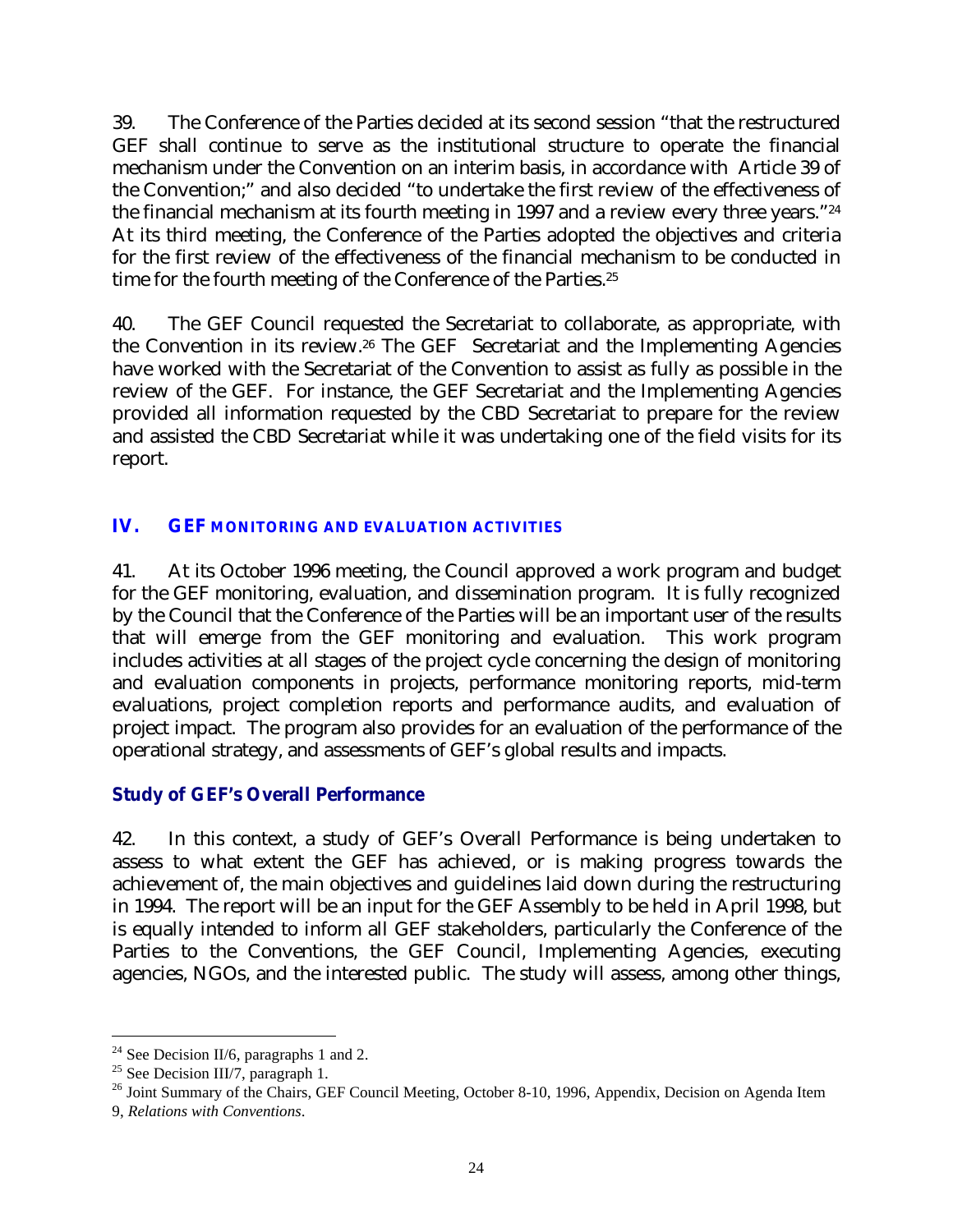39. The Conference of the Parties decided at its second session "that the restructured GEF shall continue to serve as the institutional structure to operate the financial mechanism under the Convention on an interim basis, in accordance with Article 39 of the Convention;" and also decided "to undertake the first review of the effectiveness of the financial mechanism at its fourth meeting in 1997 and a review every three years."[24] At its third meeting, the Conference of the Parties adopted the objectives and criteria for the first review of the effectiveness of the financial mechanism to be conducted in time for the fourth meeting of the Conference of the Parties.[25]

40. The GEF Council requested the Secretariat to collaborate, as appropriate, with the Convention in its review.[26] The GEF Secretariat and the Implementing Agencies have worked with the Secretariat of the Convention to assist as fully as possible in the review of the GEF. For instance, the GEF Secretariat and the Implementing Agencies provided all information requested by the CBD Secretariat to prepare for the review and assisted the CBD Secretariat while it was undertaking one of the field visits for its report.

## IV. GEF MONITORING AND EVALUATION ACTIVITIES

41. At its October 1996 meeting, the Council approved a work program and budget for the GEF monitoring, evaluation, and dissemination program. It is fully recognized by the Council that the Conference of the Parties will be an important user of the results that will emerge from the GEF monitoring and evaluation. This work program includes activities at all stages of the project cycle concerning the design of monitoring and evaluation components in projects, performance monitoring reports, mid-term evaluations, project completion reports and performance audits, and evaluation of project impact. The program also provides for an evaluation of the performance of the operational strategy, and assessments of GEF's global results and impacts.

### Study of GEF's Overall Performance

42. In this context, a study of GEF's Overall Performance is being undertaken to assess to what extent the GEF has achieved, or is making progress towards the achievement of, the main objectives and guidelines laid down during the restructuring in 1994. The report will be an input for the GEF Assembly to be held in April 1998, but is equally intended to inform all GEF stakeholders, particularly the Conference of the Parties to the Conventions, the GEF Council, Implementing Agencies, executing agencies, NGOs, and the interested public. The study will assess, among other things,

---

[24] See Decision II/6, paragraphs 1 and 2.

[25] See Decision III/7, paragraph 1.

[26] Joint Summary of the Chairs, GEF Council Meeting, October 8-10, 1996, Appendix, Decision on Agenda Item 9, *Relations with Conventions*.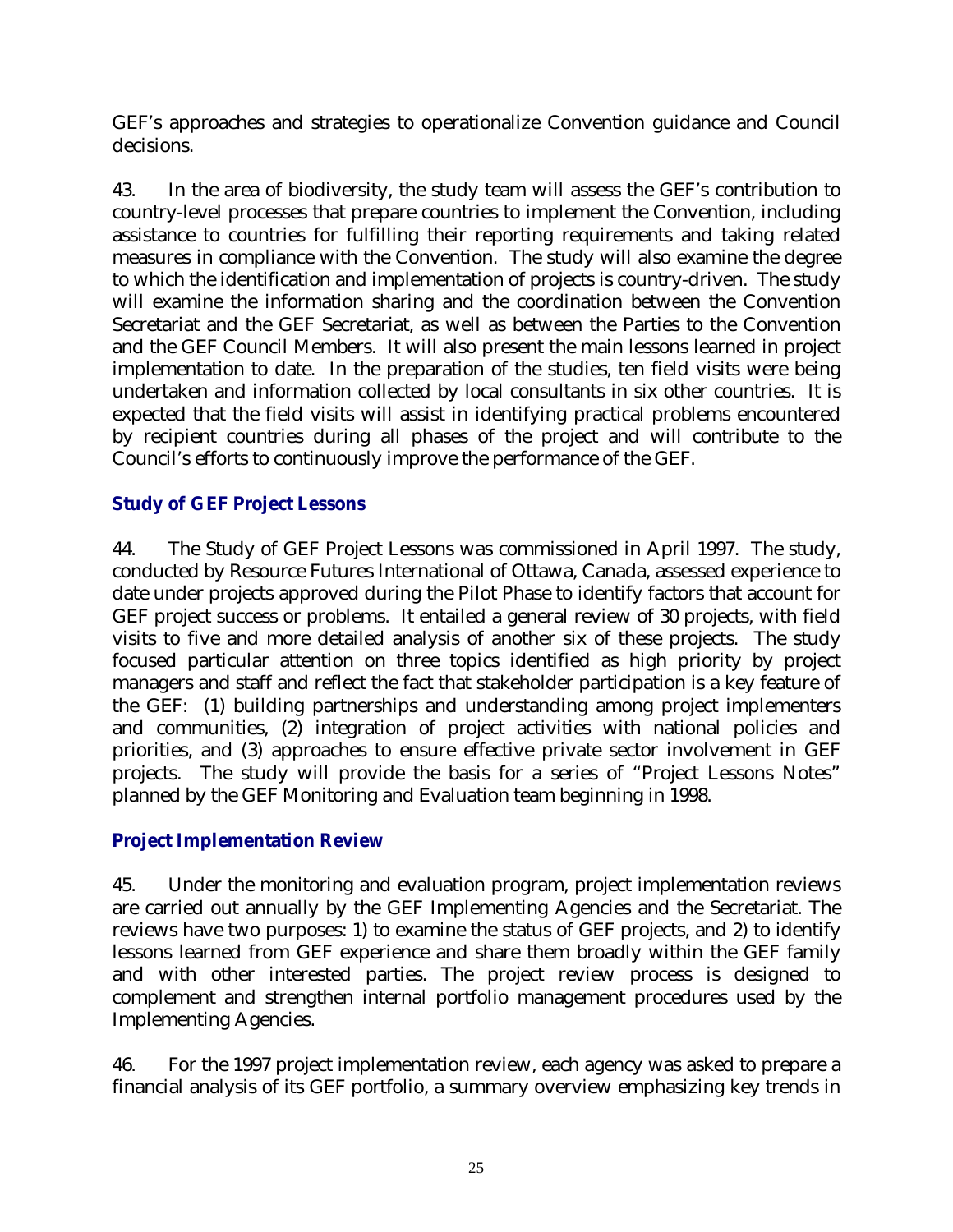GEF's approaches and strategies to operationalize Convention guidance and Council decisions.

43. In the area of biodiversity, the study team will assess the GEF's contribution to country-level processes that prepare countries to implement the Convention, including assistance to countries for fulfilling their reporting requirements and taking related measures in compliance with the Convention. The study will also examine the degree to which the identification and implementation of projects is country-driven. The study will examine the information sharing and the coordination between the Convention Secretariat and the GEF Secretariat, as well as between the Parties to the Convention and the GEF Council Members. It will also present the main lessons learned in project implementation to date. In the preparation of the studies, ten field visits were being undertaken and information collected by local consultants in six other countries. It is expected that the field visits will assist in identifying practical problems encountered by recipient countries during all phases of the project and will contribute to the Council's efforts to continuously improve the performance of the GEF.

### Study of GEF Project Lessons

44. The Study of GEF Project Lessons was commissioned in April 1997. The study, conducted by Resource Futures International of Ottawa, Canada, assessed experience to date under projects approved during the Pilot Phase to identify factors that account for GEF project success or problems. It entailed a general review of 30 projects, with field visits to five and more detailed analysis of another six of these projects. The study focused particular attention on three topics identified as high priority by project managers and staff and reflect the fact that stakeholder participation is a key feature of the GEF: (1) building partnerships and understanding among project implementers and communities, (2) integration of project activities with national policies and priorities, and (3) approaches to ensure effective private sector involvement in GEF projects. The study will provide the basis for a series of "Project Lessons Notes" planned by the GEF Monitoring and Evaluation team beginning in 1998.

### Project Implementation Review

45. Under the monitoring and evaluation program, project implementation reviews are carried out annually by the GEF Implementing Agencies and the Secretariat. The reviews have two purposes: 1) to examine the status of GEF projects, and 2) to identify lessons learned from GEF experience and share them broadly within the GEF family and with other interested parties. The project review process is designed to complement and strengthen internal portfolio management procedures used by the Implementing Agencies.

46. For the 1997 project implementation review, each agency was asked to prepare a financial analysis of its GEF portfolio, a summary overview emphasizing key trends in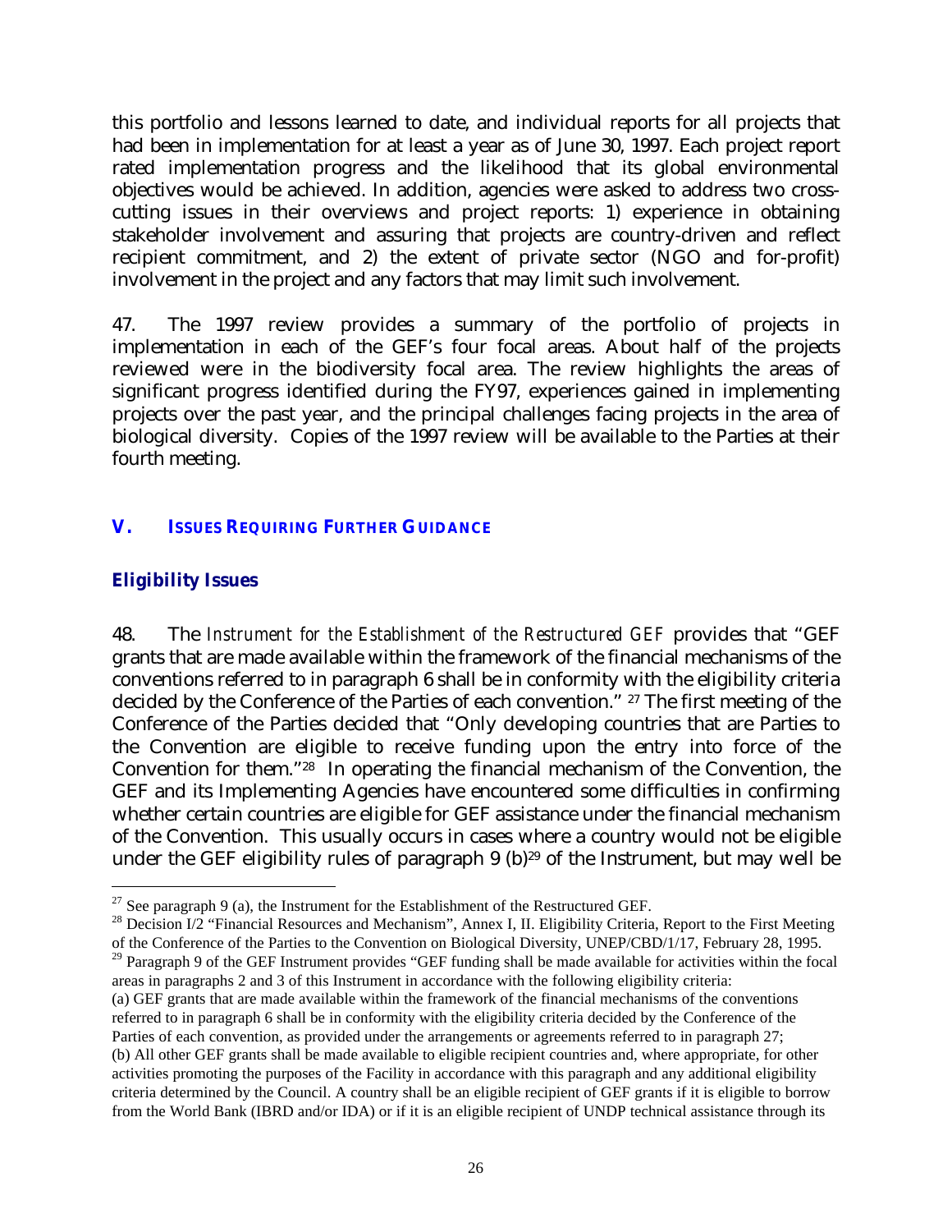this portfolio and lessons learned to date, and individual reports for all projects that had been in implementation for at least a year as of June 30, 1997. Each project report rated implementation progress and the likelihood that its global environmental objectives would be achieved. In addition, agencies were asked to address two cross-cutting issues in their overviews and project reports: 1) experience in obtaining stakeholder involvement and assuring that projects are country-driven and reflect recipient commitment, and 2) the extent of private sector (NGO and for-profit) involvement in the project and any factors that may limit such involvement.

47. The 1997 review provides a summary of the portfolio of projects in implementation in each of the GEF's four focal areas. About half of the projects reviewed were in the biodiversity focal area. The review highlights the areas of significant progress identified during the FY97, experiences gained in implementing projects over the past year, and the principal challenges facing projects in the area of biological diversity. Copies of the 1997 review will be available to the Parties at their fourth meeting.

## V. ISSUES REQUIRING FURTHER GUIDANCE

### Eligibility Issues

48. The *Instrument for the Establishment of the Restructured GEF* provides that "GEF grants that are made available within the framework of the financial mechanisms of the conventions referred to in paragraph 6 shall be in conformity with the eligibility criteria decided by the Conference of the Parties of each convention." [27] The first meeting of the Conference of the Parties decided that "Only developing countries that are Parties to the Convention are eligible to receive funding upon the entry into force of the Convention for them."[28] In operating the financial mechanism of the Convention, the GEF and its Implementing Agencies have encountered some difficulties in confirming whether certain countries are eligible for GEF assistance under the financial mechanism of the Convention. This usually occurs in cases where a country would not be eligible under the GEF eligibility rules of paragraph 9 (b)[29] of the Instrument, but may well be

[27] See paragraph 9 (a), the Instrument for the Establishment of the Restructured GEF.

[28] Decision I/2 "Financial Resources and Mechanism", Annex I, II. Eligibility Criteria, Report to the First Meeting of the Conference of the Parties to the Convention on Biological Diversity, UNEP/CBD/1/17, February 28, 1995.

[29] Paragraph 9 of the GEF Instrument provides "GEF funding shall be made available for activities within the focal areas in paragraphs 2 and 3 of this Instrument in accordance with the following eligibility criteria:
(a) GEF grants that are made available within the framework of the financial mechanisms of the conventions referred to in paragraph 6 shall be in conformity with the eligibility criteria decided by the Conference of the Parties of each convention, as provided under the arrangements or agreements referred to in paragraph 27;
(b) All other GEF grants shall be made available to eligible recipient countries and, where appropriate, for other activities promoting the purposes of the Facility in accordance with this paragraph and any additional eligibility criteria determined by the Council. A country shall be an eligible recipient of GEF grants if it is eligible to borrow from the World Bank (IBRD and/or IDA) or if it is an eligible recipient of UNDP technical assistance through its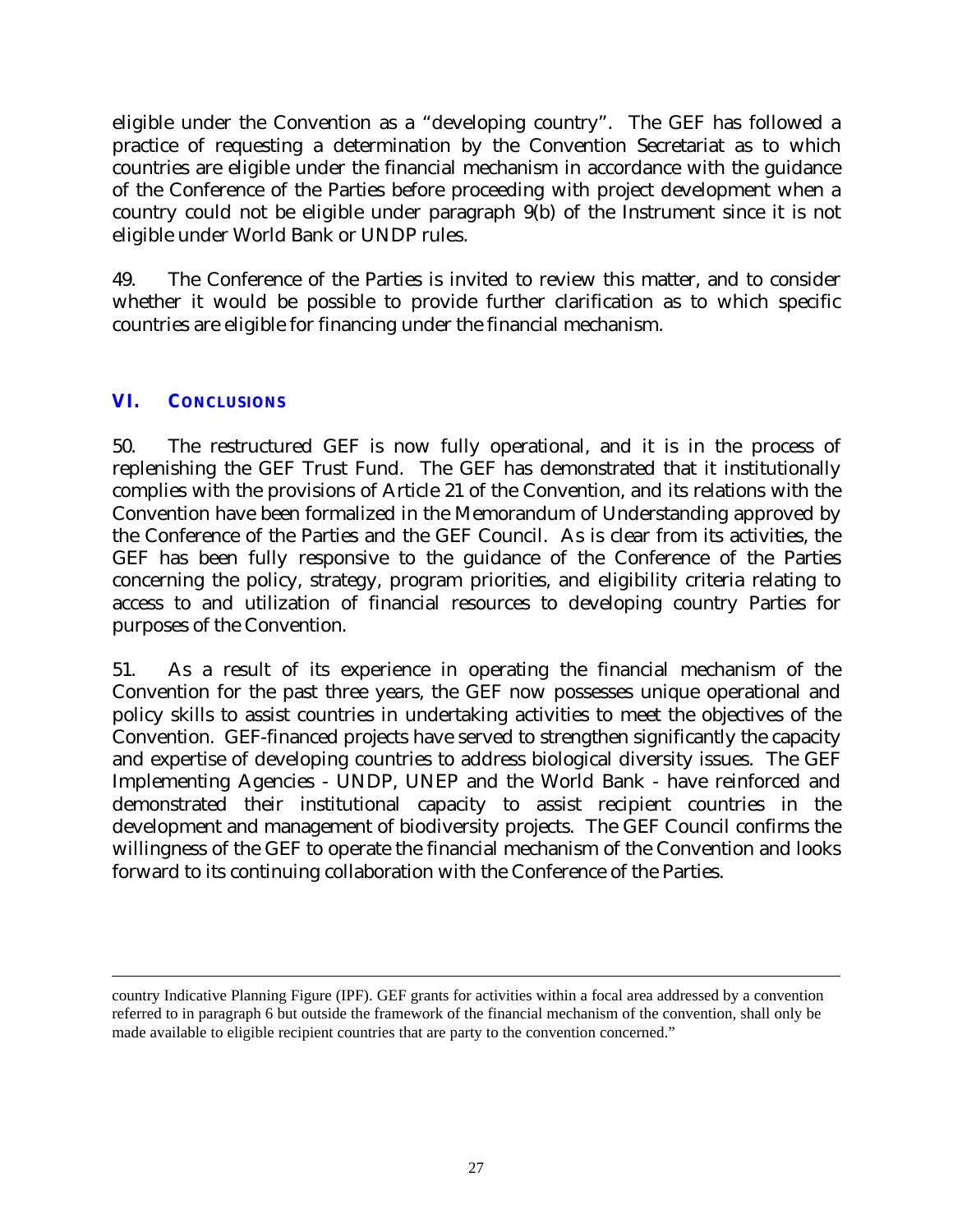eligible under the Convention as a "developing country". The GEF has followed a practice of requesting a determination by the Convention Secretariat as to which countries are eligible under the financial mechanism in accordance with the guidance of the Conference of the Parties before proceeding with project development when a country could not be eligible under paragraph 9(b) of the Instrument since it is not eligible under World Bank or UNDP rules.

49. The Conference of the Parties is invited to review this matter, and to consider whether it would be possible to provide further clarification as to which specific countries are eligible for financing under the financial mechanism.

## VI. CONCLUSIONS

50. The restructured GEF is now fully operational, and it is in the process of replenishing the GEF Trust Fund. The GEF has demonstrated that it institutionally complies with the provisions of Article 21 of the Convention, and its relations with the Convention have been formalized in the Memorandum of Understanding approved by the Conference of the Parties and the GEF Council. As is clear from its activities, the GEF has been fully responsive to the guidance of the Conference of the Parties concerning the policy, strategy, program priorities, and eligibility criteria relating to access to and utilization of financial resources to developing country Parties for purposes of the Convention.

51. As a result of its experience in operating the financial mechanism of the Convention for the past three years, the GEF now possesses unique operational and policy skills to assist countries in undertaking activities to meet the objectives of the Convention. GEF-financed projects have served to strengthen significantly the capacity and expertise of developing countries to address biological diversity issues. The GEF Implementing Agencies - UNDP, UNEP and the World Bank - have reinforced and demonstrated their institutional capacity to assist recipient countries in the development and management of biodiversity projects. The GEF Council confirms the willingness of the GEF to operate the financial mechanism of the Convention and looks forward to its continuing collaboration with the Conference of the Parties.

---

country Indicative Planning Figure (IPF). GEF grants for activities within a focal area addressed by a convention referred to in paragraph 6 but outside the framework of the financial mechanism of the convention, shall only be made available to eligible recipient countries that are party to the convention concerned."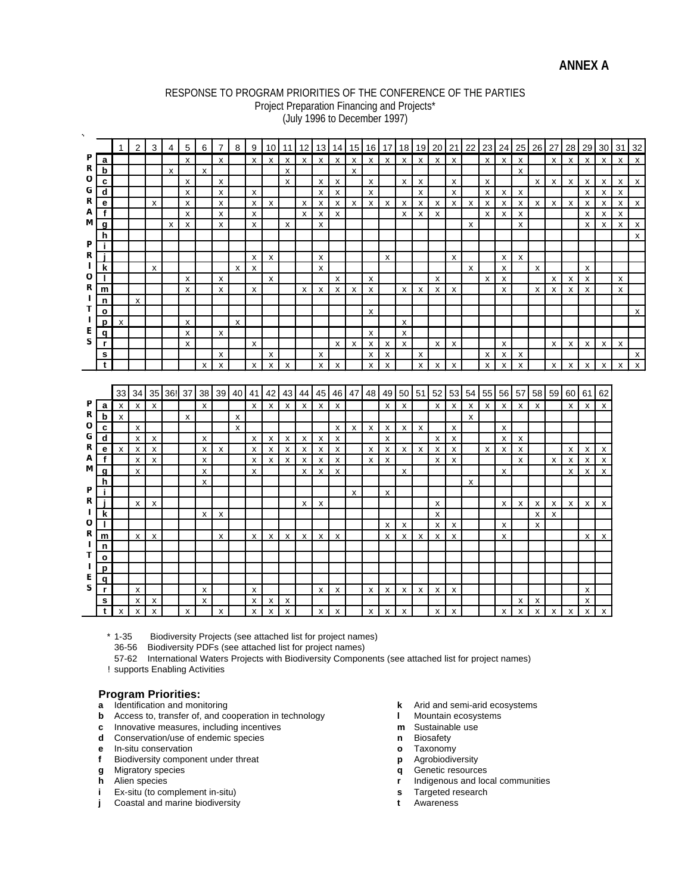# ANNEX A

RESPONSE TO PROGRAM PRIORITIES OF THE CONFERENCE OF THE PARTIES
Project Preparation Financing and Projects*
(July 1996 to December 1997)

| PROGRAM PRIORITIES | 1 | 2 | 3 | 4 | 5 | 6 | 7 | 8 | 9 | 10 | 11 | 12 | 13 | 14 | 15 | 16 | 17 | 18 | 19 | 20 | 21 | 22 | 23 | 24 | 25 | 26 | 27 | 28 | 29 | 30 | 31 | 32 |
|---|---|---|---|---|---|---|---|---|---|---|---|---|---|---|---|---|---|---|---|---|---|---|---|---|---|---|---|---|---|---|---|---|
| a | | | | | x | | x | | x | x | x | x | x | x | x | x | x | x | x | x | x | | x | x | x | | x | x | x | x | x | x |
| b | | | | x | | x | | | | | x | | | | x | | | | | | | | | | x | | | | | | | |
| c | | | | | x | | x | | | | x | | x | x | | x | | x | x | | x | | x | | | x | x | x | x | x | x | x |
| d | | | | | x | | x | | x | | | | x | x | | x | | | x | | x | | x | x | x | | | | x | x | x | |
| e | | | x | | x | | x | | x | x | | x | x | x | x | x | x | x | x | x | x | x | x | x | x | x | x | x | x | x | x | x |
| f | | | | | x | | x | | x | | | x | x | x | | | | x | x | x | | | x | x | x | | | | x | x | x | |
| g | | | | x | x | | x | | x | | x | | x | | | | | | | | | x | | | x | | | | x | x | x | x |
| h | | | | | | | | | | | | | | | | | | | | | | | | | | | | | | | | x |
| i | | | | | | | | | | | | | | | | | | | | | | | | | | | | | | | | |
| j | | | | | | | | | x | x | | | x | | | | x | | | | x | | | x | x | | | | | | | |
| k | | | x | | | | | x | x | | | | x | | | | | | | | | x | | x | | x | | | x | | | |
| l | | | | | x | | x | | | x | | | | x | | x | | | | x | | | x | x | | | x | x | x | | x | |
| m | | | | | x | | x | | x | | | x | x | x | x | x | | x | x | x | x | | | x | | x | x | x | x | | x | |
| n | | x | | | | | | | | | | | | | | | | | | | | | | | | | | | | | | |
| o | | | | | | | | | | | | | | | | x | | | | | | | | | | | | | | | | x |
| p | x | | | | x | | | x | | | | | | | | | | x | | | | | | | | | | | | | | |
| q | | | | | x | | x | | | | | | | | | x | | x | | | | | | | | | | | | | | |
| r | | | | | x | | | | x | | | | | x | x | x | x | x | | x | x | | | x | | | x | x | x | x | x | |
| s | | | | | | | x | | | x | | | x | | | x | x | | x | | | | x | x | x | | | | | | | x |
| t | | | | | | x | x | | x | x | x | | x | x | | x | x | | x | x | x | | x | x | x | | x | x | x | x | x | x |

| PROGRAM PRIORITIES | 33 | 34 | 35 | 36! | 37 | 38 | 39 | 40 | 41 | 42 | 43 | 44 | 45 | 46 | 47 | 48 | 49 | 50 | 51 | 52 | 53 | 54 | 55 | 56 | 57 | 58 | 59 | 60 | 61 | 62 |
|---|---|---|---|---|---|---|---|---|---|---|---|---|---|---|---|---|---|---|---|---|---|---|---|---|---|---|---|---|---|---|
| a | x | x | x | | | x | | | x | x | x | x | x | x | | | x | x | | x | x | x | x | x | x | x | | x | x | x |
| b | x | | | | x | | | x | | | | | | | | | | | | | | x | | | | | | | | |
| c | | x | | | | | | x | | | | | | x | x | x | x | x | x | | x | | | x | | | | | | |
| d | | x | x | | | x | | | x | x | x | x | x | x | | | x | | | x | x | | | x | x | | | | | |
| e | x | x | x | | | x | x | | x | x | x | x | x | x | | x | x | x | x | x | x | | x | x | x | | | x | x | x |
| f | | x | x | | | x | | | x | x | x | x | x | x | | x | x | | | x | x | | | | x | | x | x | x | x |
| g | | x | | | | x | | | x | | | x | x | x | | | | x | | | | | | x | | | | x | x | x |
| h | | | | | | x | | | | | | | | | | | | | | | | x | | | | | | | | |
| i | | | | | | | | | | | | | | | x | | x | | | | | | | | | | | | | |
| j | | x | x | | | | | | | | | x | x | | | | | | | x | | | | x | x | x | x | x | x | x |
| k | | | | | | x | x | | | | | | | | | | | | | x | | | | | | x | x | | | |
| l | | | | | | | | | | | | | | | | | x | x | | x | x | | | x | | x | | | | |
| m | | x | x | | | | x | | x | x | x | x | x | x | | | x | x | x | x | x | | | x | | | | | x | x |
| n | | | | | | | | | | | | | | | | | | | | | | | | | | | | | | |
| o | | | | | | | | | | | | | | | | | | | | | | | | | | | | | | |
| p | | | | | | | | | | | | | | | | | | | | | | | | | | | | | | |
| q | | | | | | | | | | | | | | | | | | | | | | | | | | | | | | |
| r | | x | | | | x | | | x | | | | x | x | | x | x | x | x | x | x | | | | | | | | x | |
| s | | x | x | | | x | | | x | x | x | | | | | | | | | | | | | | x | x | | | x | |
| t | x | x | x | | x | | x | | x | x | x | | x | x | | x | x | x | | x | x | | | x | x | x | x | x | x | x |

\* 1-35 Biodiversity Projects (see attached list for project names)
36-56 Biodiversity PDFs (see attached list for project names)
57-62 International Waters Projects with Biodiversity Components (see attached list for project names)
! supports Enabling Activities

**Program Priorities:**

- **a** Identification and monitoring
- **b** Access to, transfer of, and cooperation in technology
- **c** Innovative measures, including incentives
- **d** Conservation/use of endemic species
- **e** In-situ conservation
- **f** Biodiversity component under threat
- **g** Migratory species
- **h** Alien species
- **i** Ex-situ (to complement in-situ)
- **j** Coastal and marine biodiversity
- **k** Arid and semi-arid ecosystems
- **l** Mountain ecosystems
- **m** Sustainable use
- **n** Biosafety
- **o** Taxonomy
- **p** Agrobiodiversity
- **q** Genetic resources
- **r** Indigenous and local communities
- **s** Targeted research
- **t** Awareness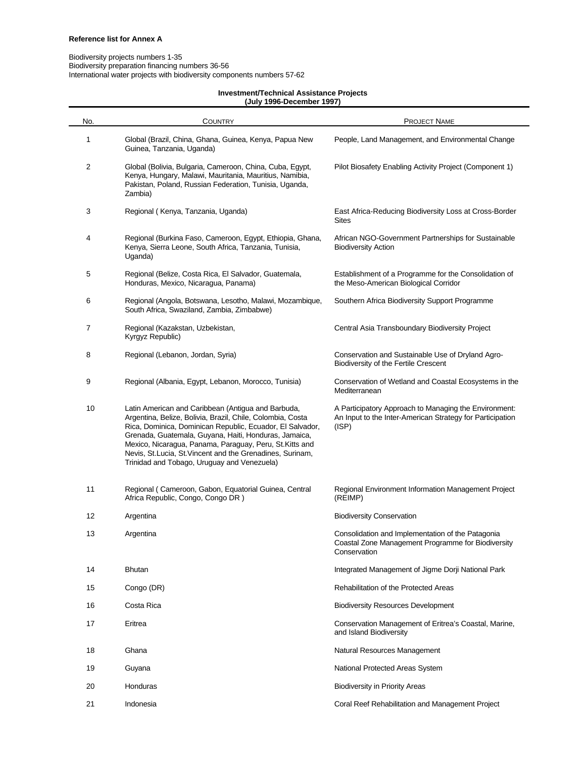**Reference list for Annex A**

Biodiversity projects numbers 1-35
Biodiversity preparation financing numbers 36-56
International water projects with biodiversity components numbers 57-62

**Investment/Technical Assistance Projects**
**(July 1996-December 1997)**

| No. | Country | Project Name |
|---|---|---|
| 1 | Global (Brazil, China, Ghana, Guinea, Kenya, Papua New Guinea, Tanzania, Uganda) | People, Land Management, and Environmental Change |
| 2 | Global (Bolivia, Bulgaria, Cameroon, China, Cuba, Egypt, Kenya, Hungary, Malawi, Mauritania, Mauritius, Namibia, Pakistan, Poland, Russian Federation, Tunisia, Uganda, Zambia) | Pilot Biosafety Enabling Activity Project (Component 1) |
| 3 | Regional ( Kenya, Tanzania, Uganda) | East Africa-Reducing Biodiversity Loss at Cross-Border Sites |
| 4 | Regional (Burkina Faso, Cameroon, Egypt, Ethiopia, Ghana, Kenya, Sierra Leone, South Africa, Tanzania, Tunisia, Uganda) | African NGO-Government Partnerships for Sustainable Biodiversity Action |
| 5 | Regional (Belize, Costa Rica, El Salvador, Guatemala, Honduras, Mexico, Nicaragua, Panama) | Establishment of a Programme for the Consolidation of the Meso-American Biological Corridor |
| 6 | Regional (Angola, Botswana, Lesotho, Malawi, Mozambique, South Africa, Swaziland, Zambia, Zimbabwe) | Southern Africa Biodiversity Support Programme |
| 7 | Regional (Kazakstan, Uzbekistan, Kyrgyz Republic) | Central Asia Transboundary Biodiversity Project |
| 8 | Regional (Lebanon, Jordan, Syria) | Conservation and Sustainable Use of Dryland Agro-Biodiversity of the Fertile Crescent |
| 9 | Regional (Albania, Egypt, Lebanon, Morocco, Tunisia) | Conservation of Wetland and Coastal Ecosystems in the Mediterranean |
| 10 | Latin American and Caribbean (Antigua and Barbuda, Argentina, Belize, Bolivia, Brazil, Chile, Colombia, Costa Rica, Dominica, Dominican Republic, Ecuador, El Salvador, Grenada, Guatemala, Guyana, Haiti, Honduras, Jamaica, Mexico, Nicaragua, Panama, Paraguay, Peru, St.Kitts and Nevis, St.Lucia, St.Vincent and the Grenadines, Surinam, Trinidad and Tobago, Uruguay and Venezuela) | A Participatory Approach to Managing the Environment: An Input to the Inter-American Strategy for Participation (ISP) |
| 11 | Regional ( Cameroon, Gabon, Equatorial Guinea, Central Africa Republic, Congo, Congo DR ) | Regional Environment Information Management Project (REIMP) |
| 12 | Argentina | Biodiversity Conservation |
| 13 | Argentina | Consolidation and Implementation of the Patagonia Coastal Zone Management Programme for Biodiversity Conservation |
| 14 | Bhutan | Integrated Management of Jigme Dorji National Park |
| 15 | Congo (DR) | Rehabilitation of the Protected Areas |
| 16 | Costa Rica | Biodiversity Resources Development |
| 17 | Eritrea | Conservation Management of Eritrea's Coastal, Marine, and Island Biodiversity |
| 18 | Ghana | Natural Resources Management |
| 19 | Guyana | National Protected Areas System |
| 20 | Honduras | Biodiversity in Priority Areas |
| 21 | Indonesia | Coral Reef Rehabilitation and Management Project |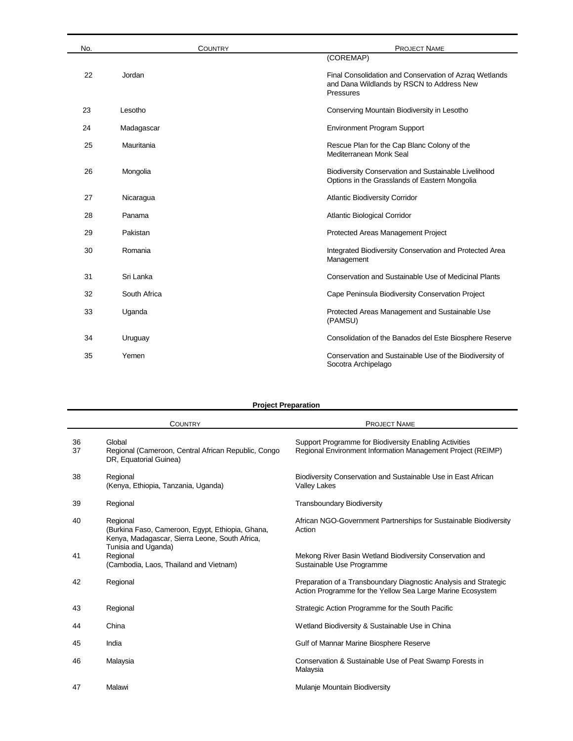| No. | Country | Project Name |
|---|---|---|
| | | (COREMAP) |
| 22 | Jordan | Final Consolidation and Conservation of Azraq Wetlands and Dana Wildlands by RSCN to Address New Pressures |
| 23 | Lesotho | Conserving Mountain Biodiversity in Lesotho |
| 24 | Madagascar | Environment Program Support |
| 25 | Mauritania | Rescue Plan for the Cap Blanc Colony of the Mediterranean Monk Seal |
| 26 | Mongolia | Biodiversity Conservation and Sustainable Livelihood Options in the Grasslands of Eastern Mongolia |
| 27 | Nicaragua | Atlantic Biodiversity Corridor |
| 28 | Panama | Atlantic Biological Corridor |
| 29 | Pakistan | Protected Areas Management Project |
| 30 | Romania | Integrated Biodiversity Conservation and Protected Area Management |
| 31 | Sri Lanka | Conservation and Sustainable Use of Medicinal Plants |
| 32 | South Africa | Cape Peninsula Biodiversity Conservation Project |
| 33 | Uganda | Protected Areas Management and Sustainable Use (PAMSU) |
| 34 | Uruguay | Consolidation of the Banados del Este Biosphere Reserve |
| 35 | Yemen | Conservation and Sustainable Use of the Biodiversity of Socotra Archipelago |

**Project Preparation**

| | Country | Project Name |
|---|---|---|
| 36 | Global | Support Programme for Biodiversity Enabling Activities |
| 37 | Regional (Cameroon, Central African Republic, Congo DR, Equatorial Guinea) | Regional Environment Information Management Project (REIMP) |
| 38 | Regional (Kenya, Ethiopia, Tanzania, Uganda) | Biodiversity Conservation and Sustainable Use in East African Valley Lakes |
| 39 | Regional | Transboundary Biodiversity |
| 40 | Regional (Burkina Faso, Cameroon, Egypt, Ethiopia, Ghana, Kenya, Madagascar, Sierra Leone, South Africa, Tunisia and Uganda) | African NGO-Government Partnerships for Sustainable Biodiversity Action |
| 41 | Regional (Cambodia, Laos, Thailand and Vietnam) | Mekong River Basin Wetland Biodiversity Conservation and Sustainable Use Programme |
| 42 | Regional | Preparation of a Transboundary Diagnostic Analysis and Strategic Action Programme for the Yellow Sea Large Marine Ecosystem |
| 43 | Regional | Strategic Action Programme for the South Pacific |
| 44 | China | Wetland Biodiversity & Sustainable Use in China |
| 45 | India | Gulf of Mannar Marine Biosphere Reserve |
| 46 | Malaysia | Conservation & Sustainable Use of Peat Swamp Forests in Malaysia |
| 47 | Malawi | Mulanje Mountain Biodiversity |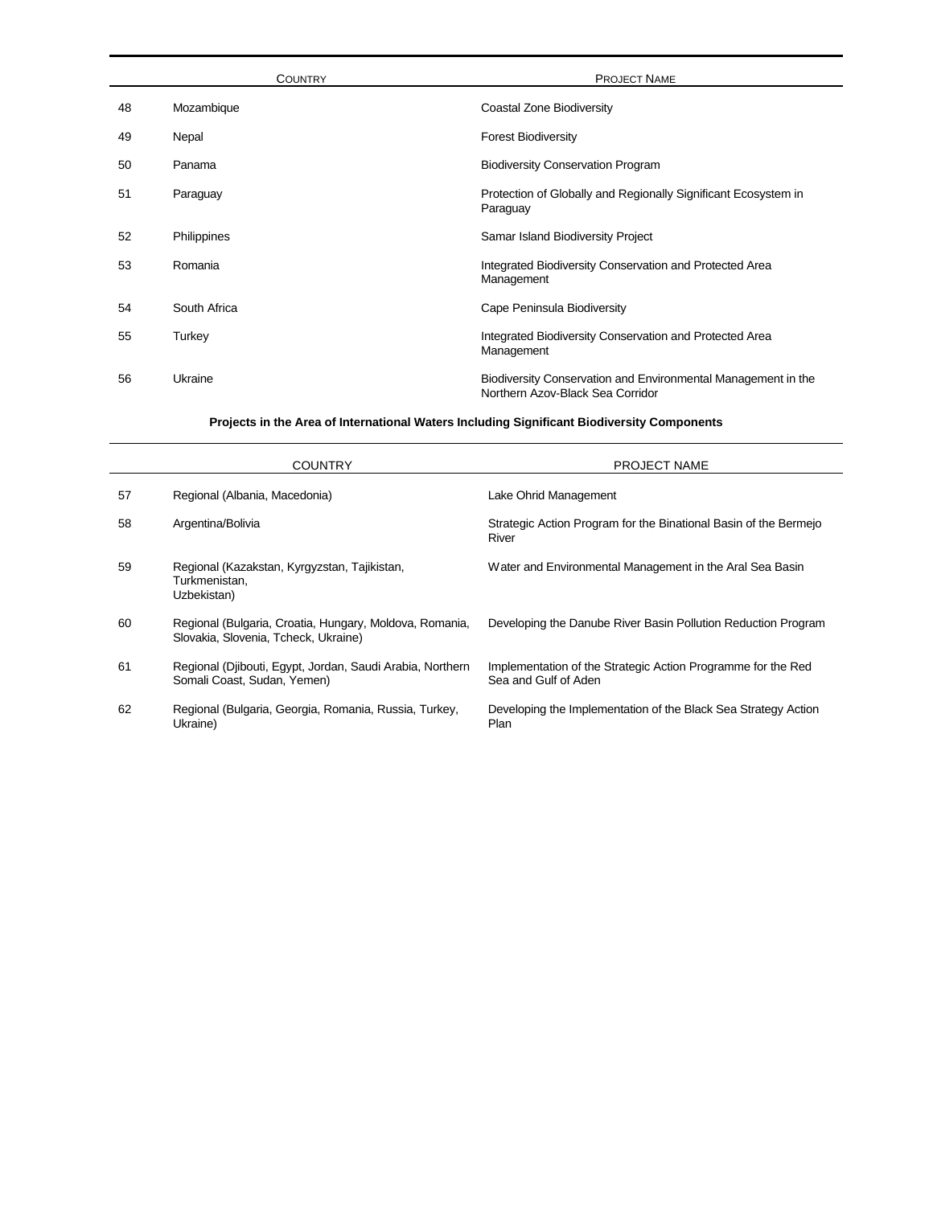| | Country | Project Name |
|---|---|---|
| 48 | Mozambique | Coastal Zone Biodiversity |
| 49 | Nepal | Forest Biodiversity |
| 50 | Panama | Biodiversity Conservation Program |
| 51 | Paraguay | Protection of Globally and Regionally Significant Ecosystem in Paraguay |
| 52 | Philippines | Samar Island Biodiversity Project |
| 53 | Romania | Integrated Biodiversity Conservation and Protected Area Management |
| 54 | South Africa | Cape Peninsula Biodiversity |
| 55 | Turkey | Integrated Biodiversity Conservation and Protected Area Management |
| 56 | Ukraine | Biodiversity Conservation and Environmental Management in the Northern Azov-Black Sea Corridor |

**Projects in the Area of International Waters Including Significant Biodiversity Components**

| | COUNTRY | PROJECT NAME |
|---|---|---|
| 57 | Regional (Albania, Macedonia) | Lake Ohrid Management |
| 58 | Argentina/Bolivia | Strategic Action Program for the Binational Basin of the Bermejo River |
| 59 | Regional (Kazakstan, Kyrgyzstan, Tajikistan, Turkmenistan, Uzbekistan) | Water and Environmental Management in the Aral Sea Basin |
| 60 | Regional (Bulgaria, Croatia, Hungary, Moldova, Romania, Slovakia, Slovenia, Tcheck, Ukraine) | Developing the Danube River Basin Pollution Reduction Program |
| 61 | Regional (Djibouti, Egypt, Jordan, Saudi Arabia, Northern Somali Coast, Sudan, Yemen) | Implementation of the Strategic Action Programme for the Red Sea and Gulf of Aden |
| 62 | Regional (Bulgaria, Georgia, Romania, Russia, Turkey, Ukraine) | Developing the Implementation of the Black Sea Strategy Action Plan |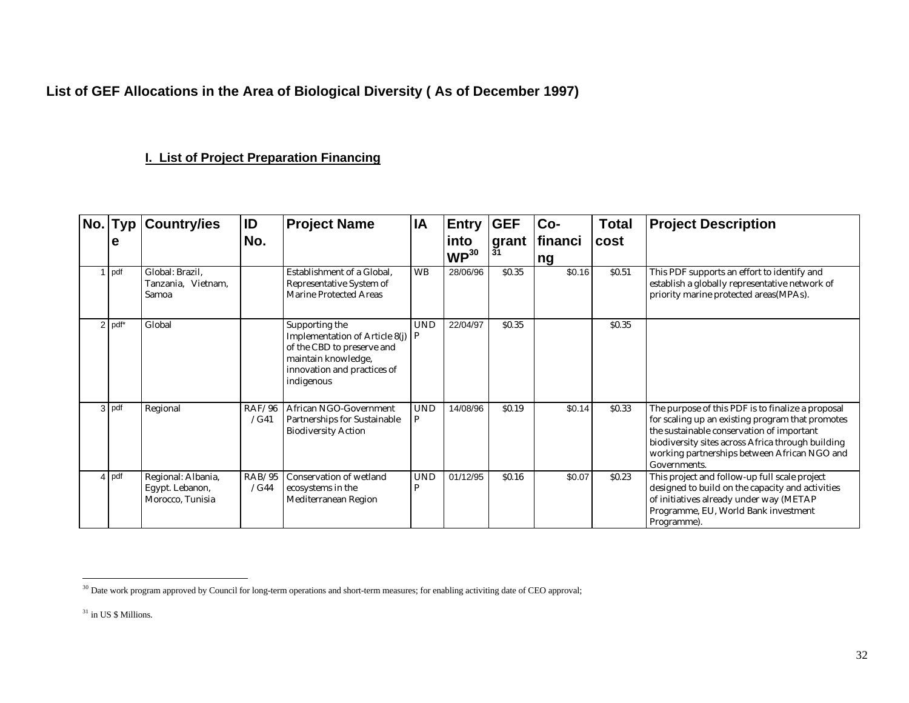## List of GEF Allocations in the Area of Biological Diversity ( As of December 1997)

### I. List of Project Preparation Financing

| No. | Type | Country/ies | ID No. | Project Name | IA | Entry into WP[30] | GEF grant[31] | Co-financing | Total cost | Project Description |
|---|---|---|---|---|---|---|---|---|---|---|
| 1 | pdf | Global: Brazil, Tanzania, Vietnam, Samoa | | Establishment of a Global, Representative System of Marine Protected Areas | WB | 28/06/96 | $0.35 | $0.16 | $0.51 | This PDF supports an effort to identify and establish a globally representative network of priority marine protected areas(MPAs). |
| 2 | pdf* | Global | | Supporting the Implementation of Article 8(j) of the CBD to preserve and maintain knowledge, innovation and practices of indigenous | UNDP | 22/04/97 | $0.35 | | $0.35 | |
| 3 | pdf | Regional | RAF/96/G41 | African NGO-Government Partnerships for Sustainable Biodiversity Action | UNDP | 14/08/96 | $0.19 | $0.14 | $0.33 | The purpose of this PDF is to finalize a proposal for scaling up an existing program that promotes the sustainable conservation of important biodiversity sites across Africa through building working partnerships between African NGO and Governments. |
| 4 | pdf | Regional: Albania, Egypt. Lebanon, Morocco, Tunisia | RAB/95/G44 | Conservation of wetland ecosystems in the Mediterranean Region | UNDP | 01/12/95 | $0.16 | $0.07 | $0.23 | This project and follow-up full scale project designed to build on the capacity and activities of initiatives already under way (METAP Programme, EU, World Bank investment Programme). |

[30] Date work program approved by Council for long-term operations and short-term measures; for enabling activiting date of CEO approval;

[31] in US $ Millions.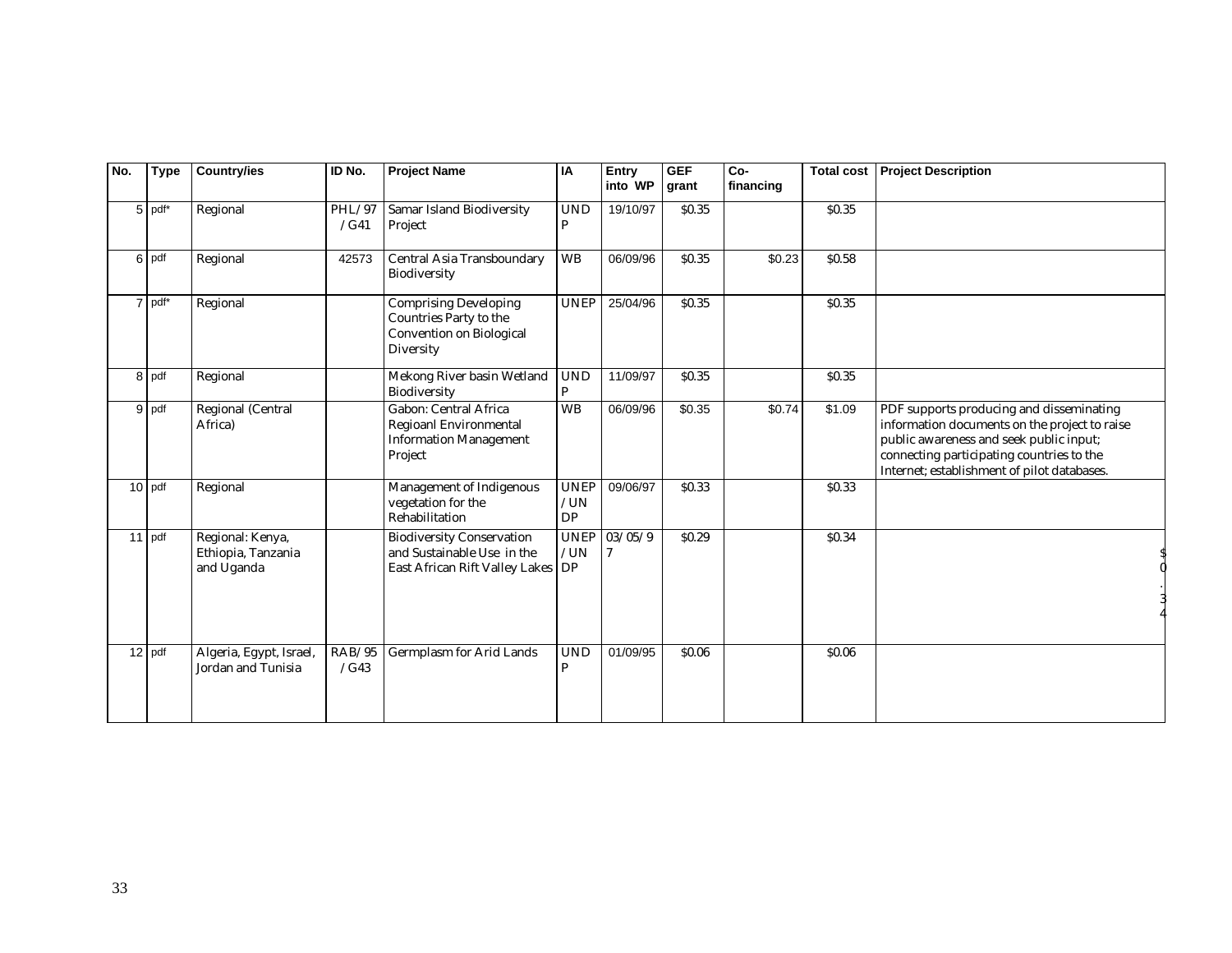| No. | Type | Country/ies | ID No. | Project Name | IA | Entry into WP | GEF grant | Co-financing | Total cost | Project Description |
|---|---|---|---|---|---|---|---|---|---|---|
| 5 | pdf* | Regional | PHL/97/G41 | Samar Island Biodiversity Project | UNDP | 19/10/97 | $0.35 | | $0.35 | |
| 6 | pdf | Regional | 42573 | Central Asia Transboundary Biodiversity | WB | 06/09/96 | $0.35 | $0.23 | $0.58 | |
| 7 | pdf* | Regional | | Comprising Developing Countries Party to the Convention on Biological Diversity | UNEP | 25/04/96 | $0.35 | | $0.35 | |
| 8 | pdf | Regional | | Mekong River basin Wetland Biodiversity | UNDP | 11/09/97 | $0.35 | | $0.35 | |
| 9 | pdf | Regional (Central Africa) | | Gabon: Central Africa Regioanl Environmental Information Management Project | WB | 06/09/96 | $0.35 | $0.74 | $1.09 | PDF supports producing and disseminating information documents on the project to raise public awareness and seek public input; connecting participating countries to the Internet; establishment of pilot databases. |
| 10 | pdf | Regional | | Management of Indigenous vegetation for the Rehabilitation | UNEP/UNDP | 09/06/97 | $0.33 | | $0.33 | |
| 11 | pdf | Regional: Kenya, Ethiopia, Tanzania and Uganda | | Biodiversity Conservation and Sustainable Use in the East African Rift Valley Lakes | UNEP/UNDP | 03/05/97 | $0.29 | | $0.34 | $0.34 |
| 12 | pdf | Algeria, Egypt, Israel, Jordan and Tunisia | RAB/95/G43 | Germplasm for Arid Lands | UNDP | 01/09/95 | $0.06 | | $0.06 | |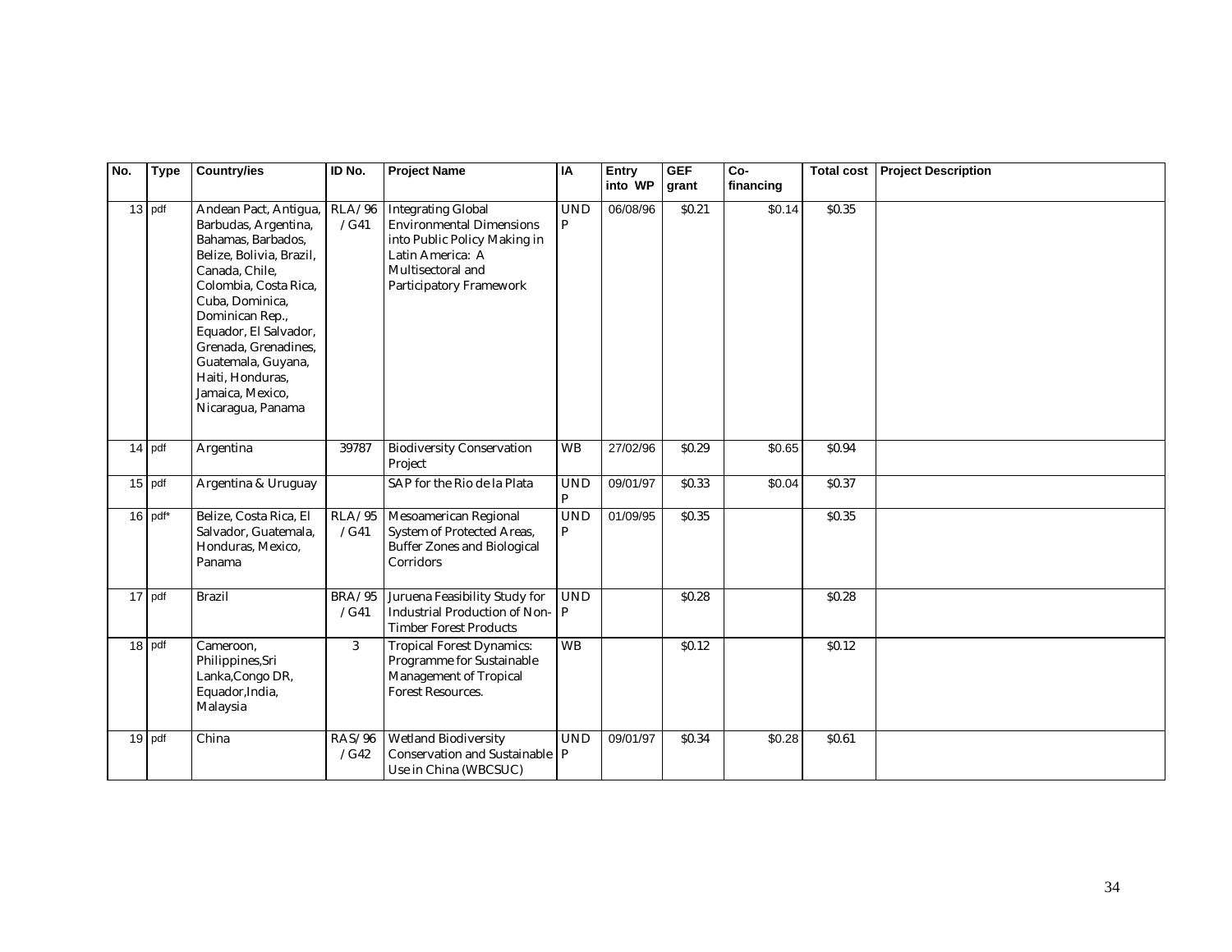| No. | Type | Country/ies | ID No. | Project Name | IA | Entry into WP | GEF grant | Co-financing | Total cost | Project Description |
|---|---|---|---|---|---|---|---|---|---|---|
| 13 | pdf | Andean Pact, Antigua, Barbudas, Argentina, Bahamas, Barbados, Belize, Bolivia, Brazil, Canada, Chile, Colombia, Costa Rica, Cuba, Dominica, Dominican Rep., Equador, El Salvador, Grenada, Grenadines, Guatemala, Guyana, Haiti, Honduras, Jamaica, Mexico, Nicaragua, Panama | RLA/96/G41 | Integrating Global Environmental Dimensions into Public Policy Making in Latin America: A Multisectoral and Participatory Framework | UNDP | 06/08/96 | $0.21 | $0.14 | $0.35 | |
| 14 | pdf | Argentina | 39787 | Biodiversity Conservation Project | WB | 27/02/96 | $0.29 | $0.65 | $0.94 | |
| 15 | pdf | Argentina & Uruguay | | SAP for the Rio de la Plata | UNDP | 09/01/97 | $0.33 | $0.04 | $0.37 | |
| 16 | pdf* | Belize, Costa Rica, El Salvador, Guatemala, Honduras, Mexico, Panama | RLA/95/G41 | Mesoamerican Regional System of Protected Areas, Buffer Zones and Biological Corridors | UNDP | 01/09/95 | $0.35 | | $0.35 | |
| 17 | pdf | Brazil | BRA/95/G41 | Juruena Feasibility Study for Industrial Production of Non-Timber Forest Products | UNDP | | $0.28 | | $0.28 | |
| 18 | pdf | Cameroon, Philippines,Sri Lanka,Congo DR, Equador,India, Malaysia | 3 | Tropical Forest Dynamics: Programme for Sustainable Management of Tropical Forest Resources. | WB | | $0.12 | | $0.12 | |
| 19 | pdf | China | RAS/96/G42 | Wetland Biodiversity Conservation and Sustainable Use in China (WBCSUC) | UNDP | 09/01/97 | $0.34 | $0.28 | $0.61 | |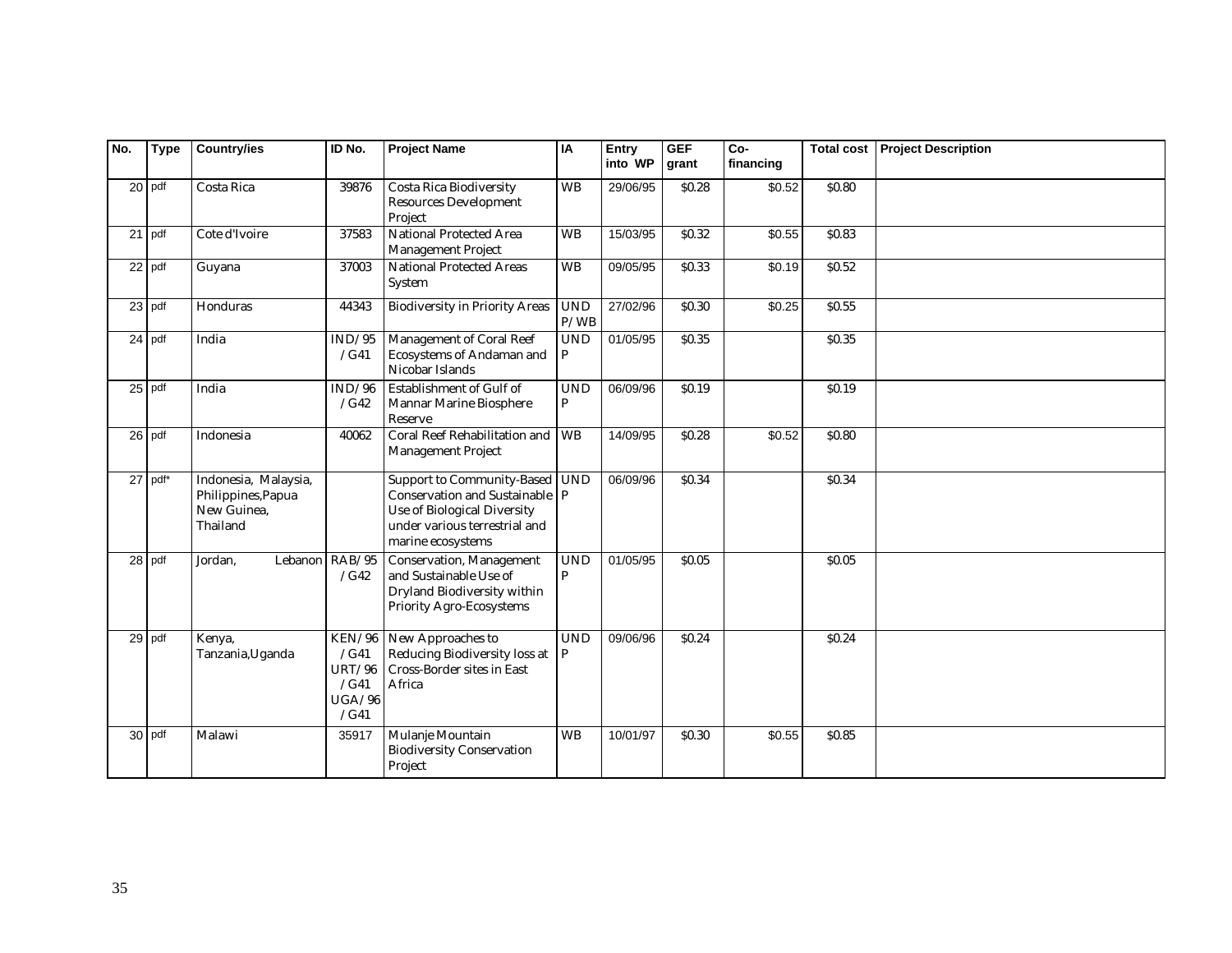| No. | Type | Country/ies | ID No. | Project Name | IA | Entry into WP | GEF grant | Co-financing | Total cost | Project Description |
|---|---|---|---|---|---|---|---|---|---|---|
| 20 | pdf | Costa Rica | 39876 | Costa Rica Biodiversity Resources Development Project | WB | 29/06/95 | $0.28 | $0.52 | $0.80 | |
| 21 | pdf | Cote d'Ivoire | 37583 | National Protected Area Management Project | WB | 15/03/95 | $0.32 | $0.55 | $0.83 | |
| 22 | pdf | Guyana | 37003 | National Protected Areas System | WB | 09/05/95 | $0.33 | $0.19 | $0.52 | |
| 23 | pdf | Honduras | 44343 | Biodiversity in Priority Areas | UNDP/WB | 27/02/96 | $0.30 | $0.25 | $0.55 | |
| 24 | pdf | India | IND/95/G41 | Management of Coral Reef Ecosystems of Andaman and Nicobar Islands | UNDP | 01/05/95 | $0.35 | | $0.35 | |
| 25 | pdf | India | IND/96/G42 | Establishment of Gulf of Mannar Marine Biosphere Reserve | UNDP | 06/09/96 | $0.19 | | $0.19 | |
| 26 | pdf | Indonesia | 40062 | Coral Reef Rehabilitation and Management Project | WB | 14/09/95 | $0.28 | $0.52 | $0.80 | |
| 27 | pdf* | Indonesia, Malaysia, Philippines, Papua New Guinea, Thailand | | Support to Community-Based Conservation and Sustainable Use of Biological Diversity under various terrestrial and marine ecosystems | UNDP | 06/09/96 | $0.34 | | $0.34 | |
| 28 | pdf | Jordan, Lebanon | RAB/95/G42 | Conservation, Management and Sustainable Use of Dryland Biodiversity within Priority Agro-Ecosystems | UNDP | 01/05/95 | $0.05 | | $0.05 | |
| 29 | pdf | Kenya, Tanzania, Uganda | KEN/96/G41 URT/96/G41 UGA/96/G41 | New Approaches to Reducing Biodiversity loss at Cross-Border sites in East Africa | UNDP | 09/06/96 | $0.24 | | $0.24 | |
| 30 | pdf | Malawi | 35917 | Mulanje Mountain Biodiversity Conservation Project | WB | 10/01/97 | $0.30 | $0.55 | $0.85 | |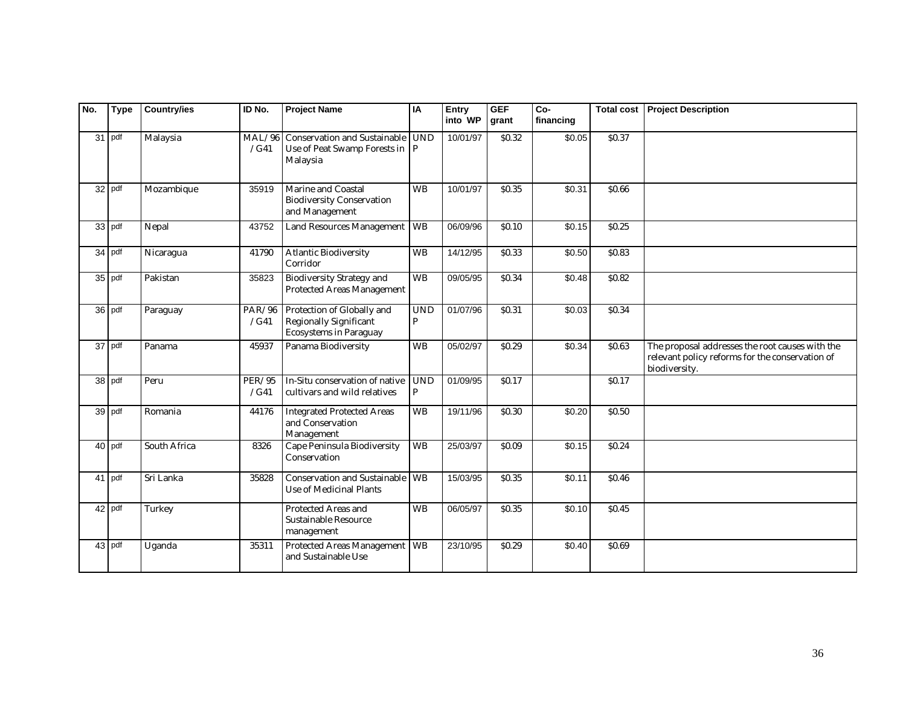| No. | Type | Country/ies | ID No. | Project Name | IA | Entry into WP | GEF grant | Co-financing | Total cost | Project Description |
|---|---|---|---|---|---|---|---|---|---|---|
| 31 | pdf | Malaysia | MAL/96/G41 | Conservation and Sustainable Use of Peat Swamp Forests in Malaysia | UNDP | 10/01/97 | $0.32 | $0.05 | $0.37 | |
| 32 | pdf | Mozambique | 35919 | Marine and Coastal Biodiversity Conservation and Management | WB | 10/01/97 | $0.35 | $0.31 | $0.66 | |
| 33 | pdf | Nepal | 43752 | Land Resources Management | WB | 06/09/96 | $0.10 | $0.15 | $0.25 | |
| 34 | pdf | Nicaragua | 41790 | Atlantic Biodiversity Corridor | WB | 14/12/95 | $0.33 | $0.50 | $0.83 | |
| 35 | pdf | Pakistan | 35823 | Biodiversity Strategy and Protected Areas Management | WB | 09/05/95 | $0.34 | $0.48 | $0.82 | |
| 36 | pdf | Paraguay | PAR/96/G41 | Protection of Globally and Regionally Significant Ecosystems in Paraguay | UNDP | 01/07/96 | $0.31 | $0.03 | $0.34 | |
| 37 | pdf | Panama | 45937 | Panama Biodiversity | WB | 05/02/97 | $0.29 | $0.34 | $0.63 | The proposal addresses the root causes with the relevant policy reforms for the conservation of biodiversity. |
| 38 | pdf | Peru | PER/95/G41 | In-Situ conservation of native cultivars and wild relatives | UNDP | 01/09/95 | $0.17 | | $0.17 | |
| 39 | pdf | Romania | 44176 | Integrated Protected Areas and Conservation Management | WB | 19/11/96 | $0.30 | $0.20 | $0.50 | |
| 40 | pdf | South Africa | 8326 | Cape Peninsula Biodiversity Conservation | WB | 25/03/97 | $0.09 | $0.15 | $0.24 | |
| 41 | pdf | Sri Lanka | 35828 | Conservation and Sustainable Use of Medicinal Plants | WB | 15/03/95 | $0.35 | $0.11 | $0.46 | |
| 42 | pdf | Turkey | | Protected Areas and Sustainable Resource management | WB | 06/05/97 | $0.35 | $0.10 | $0.45 | |
| 43 | pdf | Uganda | 35311 | Protected Areas Management and Sustainable Use | WB | 23/10/95 | $0.29 | $0.40 | $0.69 | |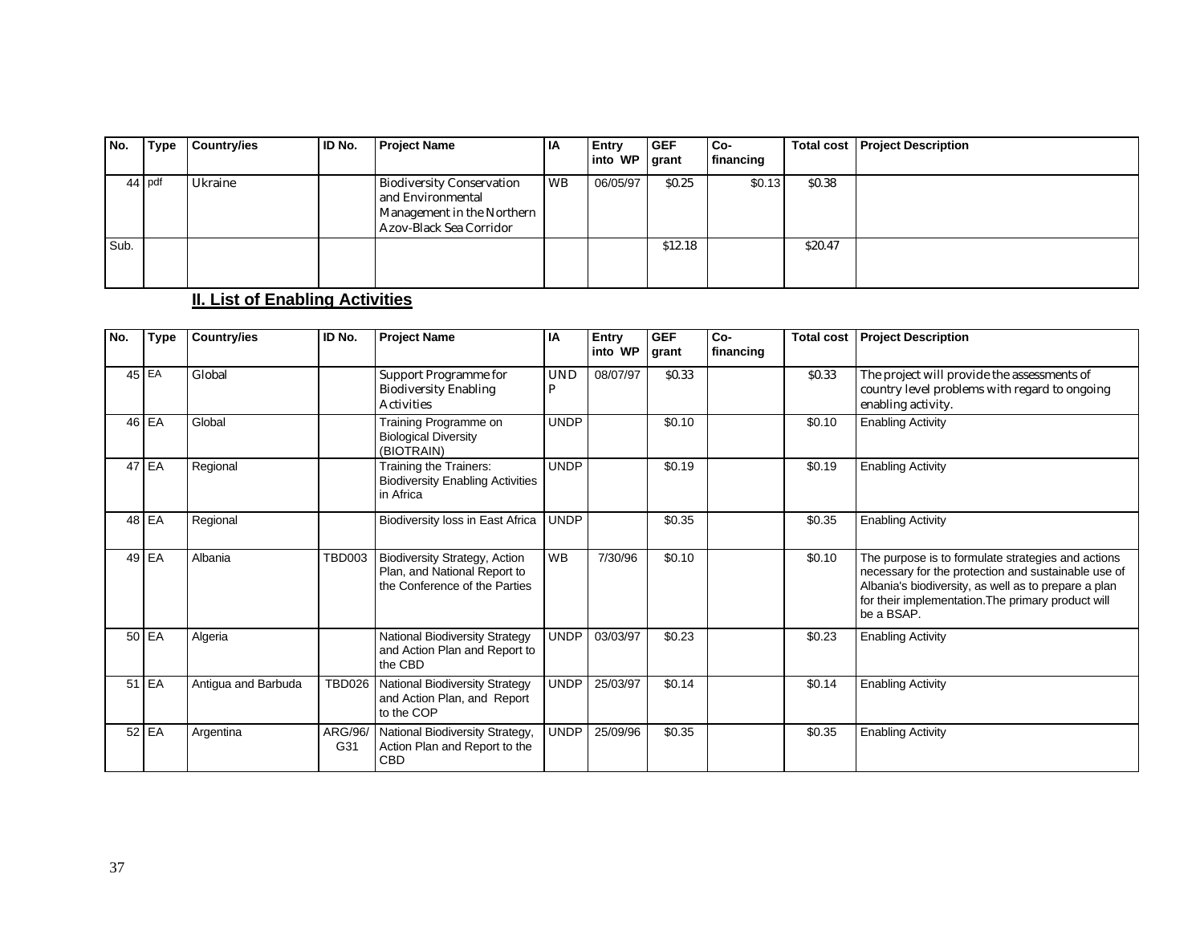| No. | Type | Country/ies | ID No. | Project Name | IA | Entry into WP | GEF grant | Co-financing | Total cost | Project Description |
|---|---|---|---|---|---|---|---|---|---|---|
| 44 | pdf | Ukraine | | Biodiversity Conservation and Environmental Management in the Northern Azov-Black Sea Corridor | WB | 06/05/97 | $0.25 | $0.13 | $0.38 | |
| Sub. | | | | | | | $12.18 | | $20.47 | |

## II. List of Enabling Activities

| No. | Type | Country/ies | ID No. | Project Name | IA | Entry into WP | GEF grant | Co-financing | Total cost | Project Description |
|---|---|---|---|---|---|---|---|---|---|---|
| 45 | EA | Global | | Support Programme for Biodiversity Enabling Activities | UNDP | 08/07/97 | $0.33 | | $0.33 | The project will provide the assessments of country level problems with regard to ongoing enabling activity. |
| 46 | EA | Global | | Training Programme on Biological Diversity (BIOTRAIN) | UNDP | | $0.10 | | $0.10 | Enabling Activity |
| 47 | EA | Regional | | Training the Trainers: Biodiversity Enabling Activities in Africa | UNDP | | $0.19 | | $0.19 | Enabling Activity |
| 48 | EA | Regional | | Biodiversity loss in East Africa | UNDP | | $0.35 | | $0.35 | Enabling Activity |
| 49 | EA | Albania | TBD003 | Biodiversity Strategy, Action Plan, and National Report to the Conference of the Parties | WB | 7/30/96 | $0.10 | | $0.10 | The purpose is to formulate strategies and actions necessary for the protection and sustainable use of Albania's biodiversity, as well as to prepare a plan for their implementation.The primary product will be a BSAP. |
| 50 | EA | Algeria | | National Biodiversity Strategy and Action Plan and Report to the CBD | UNDP | 03/03/97 | $0.23 | | $0.23 | Enabling Activity |
| 51 | EA | Antigua and Barbuda | TBD026 | National Biodiversity Strategy and Action Plan, and Report to the COP | UNDP | 25/03/97 | $0.14 | | $0.14 | Enabling Activity |
| 52 | EA | Argentina | ARG/96/G31 | National Biodiversity Strategy, Action Plan and Report to the CBD | UNDP | 25/09/96 | $0.35 | | $0.35 | Enabling Activity |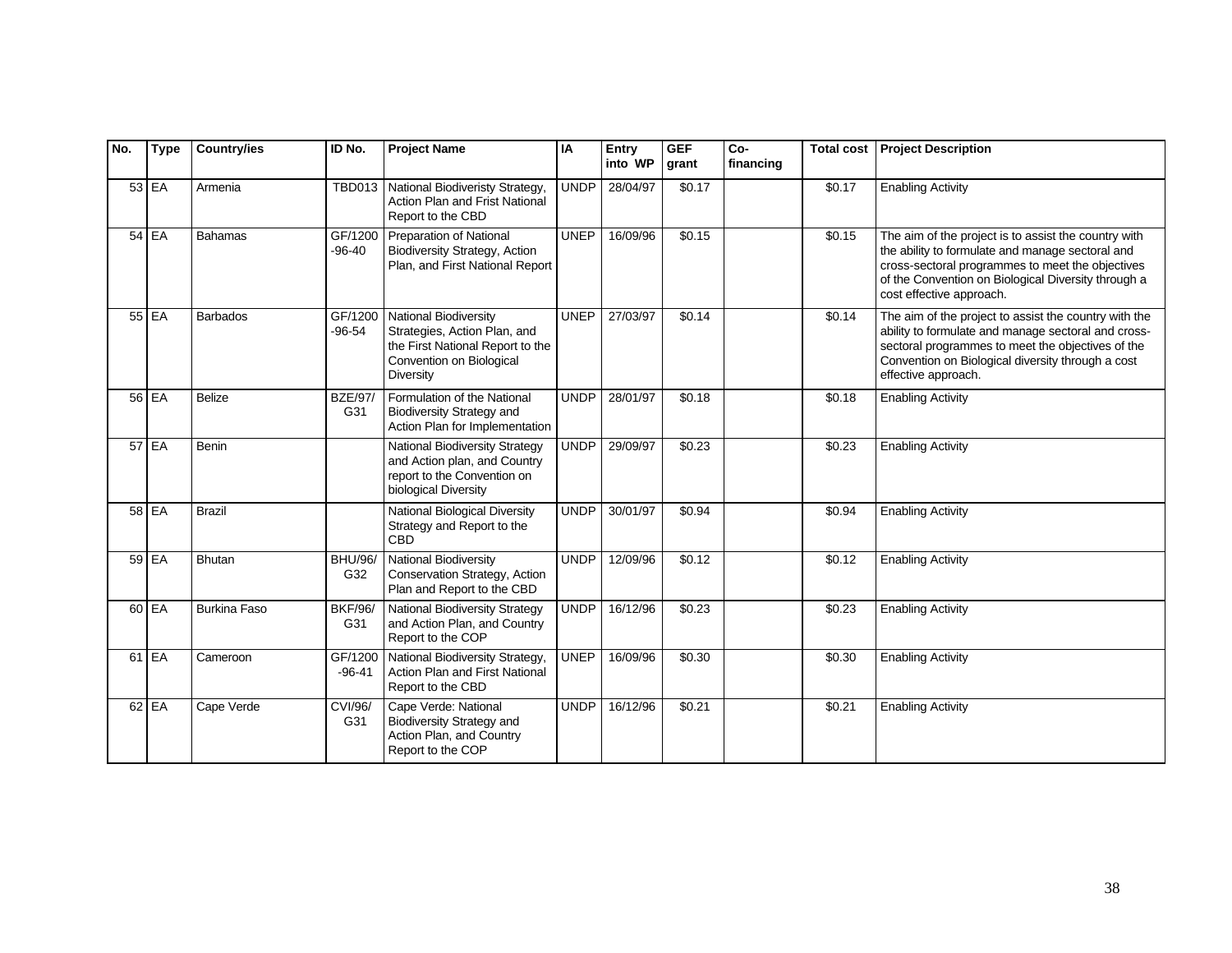| No. | Type | Country/ies | ID No. | Project Name | IA | Entry into WP | GEF grant | Co-financing | Total cost | Project Description |
|---|---|---|---|---|---|---|---|---|---|---|
| 53 | EA | Armenia | TBD013 | National Biodiveristy Strategy, Action Plan and Frist National Report to the CBD | UNDP | 28/04/97 | $0.17 | | $0.17 | Enabling Activity |
| 54 | EA | Bahamas | GF/1200-96-40 | Preparation of National Biodiversity Strategy, Action Plan, and First National Report | UNEP | 16/09/96 | $0.15 | | $0.15 | The aim of the project is to assist the country with the ability to formulate and manage sectoral and cross-sectoral programmes to meet the objectives of the Convention on Biological Diversity through a cost effective approach. |
| 55 | EA | Barbados | GF/1200-96-54 | National Biodiversity Strategies, Action Plan, and the First National Report to the Convention on Biological Diversity | UNEP | 27/03/97 | $0.14 | | $0.14 | The aim of the project assist the country with the ability to formulate and manage sectoral and cross-sectoral programmes to meet the objectives of the Convention on Biological diversity through a cost effective approach. |
| 56 | EA | Belize | BZE/97/G31 | Formulation of the National Biodiversity Strategy and Action Plan for Implementation | UNDP | 28/01/97 | $0.18 | | $0.18 | Enabling Activity |
| 57 | EA | Benin | | National Biodiversity Strategy and Action plan, and Country report to the Convention on biological Diversity | UNDP | 29/09/97 | $0.23 | | $0.23 | Enabling Activity |
| 58 | EA | Brazil | | National Biological Diversity Strategy and Report to the CBD | UNDP | 30/01/97 | $0.94 | | $0.94 | Enabling Activity |
| 59 | EA | Bhutan | BHU/96/G32 | National Biodiversity Conservation Strategy, Action Plan and Report to the CBD | UNDP | 12/09/96 | $0.12 | | $0.12 | Enabling Activity |
| 60 | EA | Burkina Faso | BKF/96/G31 | National Biodiversity Strategy and Action Plan, and Country Report to the COP | UNDP | 16/12/96 | $0.23 | | $0.23 | Enabling Activity |
| 61 | EA | Cameroon | GF/1200-96-41 | National Biodiversity Strategy, Action Plan and First National Report to the CBD | UNEP | 16/09/96 | $0.30 | | $0.30 | Enabling Activity |
| 62 | EA | Cape Verde | CVI/96/G31 | Cape Verde: National Biodiversity Strategy and Action Plan, and Country Report to the COP | UNDP | 16/12/96 | $0.21 | | $0.21 | Enabling Activity |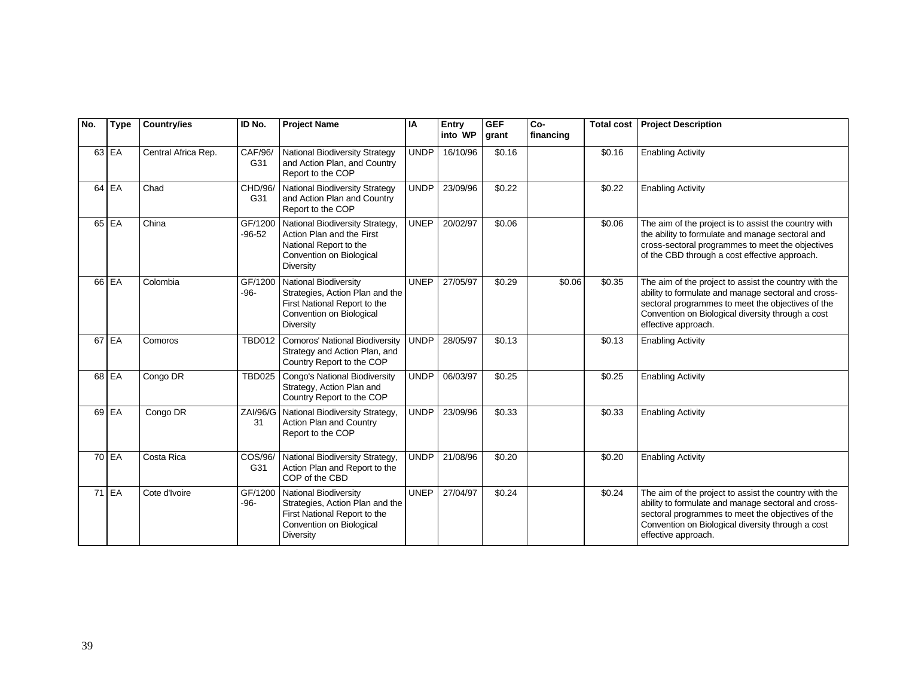| No. | Type | Country/ies | ID No. | Project Name | IA | Entry into WP | GEF grant | Co-financing | Total cost | Project Description |
|---|---|---|---|---|---|---|---|---|---|---|
| 63 | EA | Central Africa Rep. | CAF/96/G31 | National Biodiversity Strategy and Action Plan, and Country Report to the COP | UNDP | 16/10/96 | $0.16 | | $0.16 | Enabling Activity |
| 64 | EA | Chad | CHD/96/G31 | National Biodiversity Strategy and Action Plan and Country Report to the COP | UNDP | 23/09/96 | $0.22 | | $0.22 | Enabling Activity |
| 65 | EA | China | GF/1200-96-52 | National Biodiversity Strategy, Action Plan and the First National Report to the Convention on Biological Diversity | UNEP | 20/02/97 | $0.06 | | $0.06 | The aim of the project is to assist the country with the ability to formulate and manage sectoral and cross-sectoral programmes to meet the objectives of the CBD through a cost effective approach. |
| 66 | EA | Colombia | GF/1200-96- | National Biodiversity Strategies, Action Plan and the First National Report to the Convention on Biological Diversity | UNEP | 27/05/97 | $0.29 | $0.06 | $0.35 | The aim of the project to assist the country with the ability to formulate and manage sectoral and cross-sectoral programmes to meet the objectives of the Convention on Biological diversity through a cost effective approach. |
| 67 | EA | Comoros | TBD012 | Comoros' National Biodiversity Strategy and Action Plan, and Country Report to the COP | UNDP | 28/05/97 | $0.13 | | $0.13 | Enabling Activity |
| 68 | EA | Congo DR | TBD025 | Congo's National Biodiversity Strategy, Action Plan and Country Report to the COP | UNDP | 06/03/97 | $0.25 | | $0.25 | Enabling Activity |
| 69 | EA | Congo DR | ZAI/96/G31 | National Biodiversity Strategy, Action Plan and Country Report to the COP | UNDP | 23/09/96 | $0.33 | | $0.33 | Enabling Activity |
| 70 | EA | Costa Rica | COS/96/G31 | National Biodiversity Strategy, Action Plan and Report to the COP of the CBD | UNDP | 21/08/96 | $0.20 | | $0.20 | Enabling Activity |
| 71 | EA | Cote d'Ivoire | GF/1200-96- | National Biodiversity Strategies, Action Plan and the First National Report to the Convention on Biological Diversity | UNEP | 27/04/97 | $0.24 | | $0.24 | The aim of the project to assist the country with the ability to formulate and manage sectoral and cross-sectoral programmes to meet the objectives of the Convention on Biological diversity through a cost effective approach. |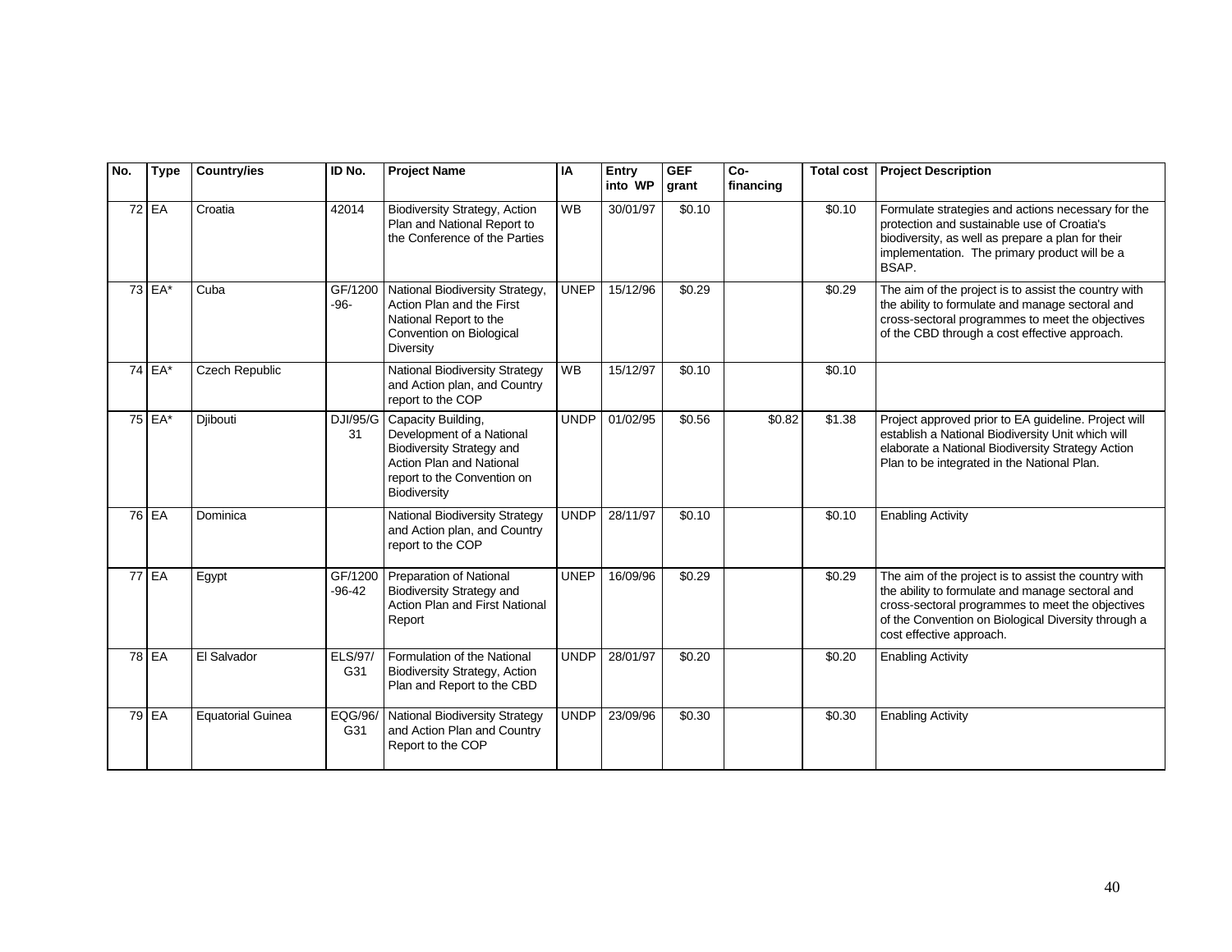| No. | Type | Country/ies | ID No. | Project Name | IA | Entry into WP | GEF grant | Co-financing | Total cost | Project Description |
|---|---|---|---|---|---|---|---|---|---|---|
| 72 | EA | Croatia | 42014 | Biodiversity Strategy, Action Plan and National Report to the Conference of the Parties | WB | 30/01/97 | $0.10 | | $0.10 | Formulate strategies and actions necessary for the protection and sustainable use of Croatia's biodiversity, as well as prepare a plan for their implementation. The primary product will be a BSAP. |
| 73 | EA* | Cuba | GF/1200-96- | National Biodiversity Strategy, Action Plan and the First National Report to the Convention on Biological Diversity | UNEP | 15/12/96 | $0.29 | | $0.29 | The aim of the project is to assist the country with the ability to formulate and manage sectoral and cross-sectoral programmes to meet the objectives of the CBD through a cost effective approach. |
| 74 | EA* | Czech Republic | | National Biodiversity Strategy and Action plan, and Country report to the COP | WB | 15/12/97 | $0.10 | | $0.10 | |
| 75 | EA* | Djibouti | DJI/95/G31 | Capacity Building, Development of a National Biodiversity Strategy and Action Plan and National report to the Convention on Biodiversity | UNDP | 01/02/95 | $0.56 | $0.82 | $1.38 | Project approved prior to EA guideline. Project will establish a National Biodiversity Unit which will elaborate a National Biodiversity Strategy Action Plan to be integrated in the National Plan. |
| 76 | EA | Dominica | | National Biodiversity Strategy and Action plan, and Country report to the COP | UNDP | 28/11/97 | $0.10 | | $0.10 | Enabling Activity |
| 77 | EA | Egypt | GF/1200-96-42 | Preparation of National Biodiversity Strategy and Action Plan and First National Report | UNEP | 16/09/96 | $0.29 | | $0.29 | The aim of the project is to assist the country with the ability to formulate and manage sectoral and cross-sectoral programmes to meet the objectives of the Convention on Biological Diversity through a cost effective approach. |
| 78 | EA | El Salvador | ELS/97/G31 | Formulation of the National Biodiversity Strategy, Action Plan and Report to the CBD | UNDP | 28/01/97 | $0.20 | | $0.20 | Enabling Activity |
| 79 | EA | Equatorial Guinea | EQG/96/G31 | National Biodiversity Strategy and Action Plan and Country Report to the COP | UNDP | 23/09/96 | $0.30 | | $0.30 | Enabling Activity |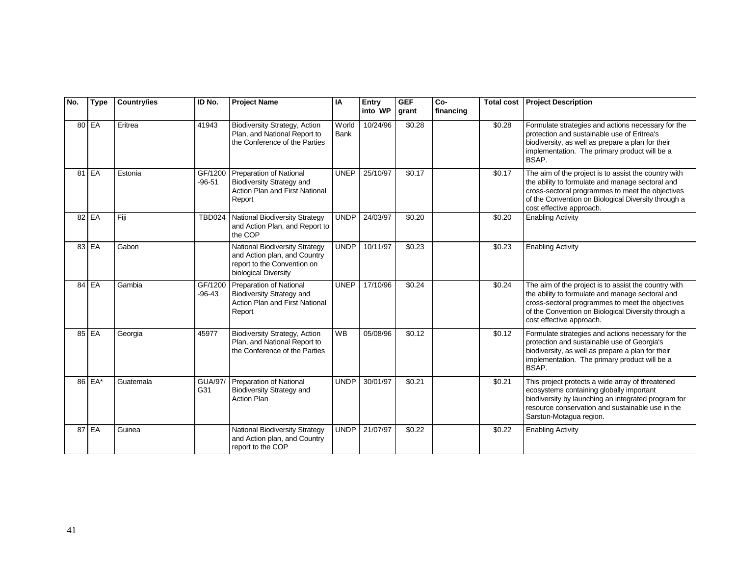| No. | Type | Country/ies | ID No. | Project Name | IA | Entry into WP | GEF grant | Co-financing | Total cost | Project Description |
|---|---|---|---|---|---|---|---|---|---|---|
| 80 | EA | Eritrea | 41943 | Biodiversity Strategy, Action Plan, and National Report to the Conference of the Parties | World Bank | 10/24/96 | $0.28 | | $0.28 | Formulate strategies and actions necessary for the protection and sustainable use of Eritrea's biodiversity, as well as prepare a plan for their implementation. The primary product will be a BSAP. |
| 81 | EA | Estonia | GF/1200-96-51 | Preparation of National Biodiversity Strategy and Action Plan and First National Report | UNEP | 25/10/97 | $0.17 | | $0.17 | The aim of the project is to assist the country with the ability to formulate and manage sectoral and cross-sectoral programmes to meet the objectives of the Convention on Biological Diversity through a cost effective approach. |
| 82 | EA | Fiji | TBD024 | National Biodiversity Strategy and Action Plan, and Report to the COP | UNDP | 24/03/97 | $0.20 | | $0.20 | Enabling Activity |
| 83 | EA | Gabon | | National Biodiversity Strategy and Action plan, and Country report to the Convention on biological Diversity | UNDP | 10/11/97 | $0.23 | | $0.23 | Enabling Activity |
| 84 | EA | Gambia | GF/1200-96-43 | Preparation of National Biodiversity Strategy and Action Plan and First National Report | UNEP | 17/10/96 | $0.24 | | $0.24 | The aim of the project is to assist the country with the ability to formulate and manage sectoral and cross-sectoral programmes to meet the objectives of the Convention on Biological Diversity through a cost effective approach. |
| 85 | EA | Georgia | 45977 | Biodiversity Strategy, Action Plan, and National Report to the Conference of the Parties | WB | 05/08/96 | $0.12 | | $0.12 | Formulate strategies and actions necessary for the protection and sustainable use of Georgia's biodiversity, as well as prepare a plan for their implementation. The primary product will be a BSAP. |
| 86 | EA* | Guatemala | GUA/97/G31 | Preparation of National Biodiversity Strategy and Action Plan | UNDP | 30/01/97 | $0.21 | | $0.21 | This project protects a wide array of threatened ecosystems containing globally important biodiversity by launching an integrated program for resource conservation and sustainable use in the Sarstun-Motagua region. |
| 87 | EA | Guinea | | National Biodiversity Strategy and Action plan, and Country report to the COP | UNDP | 21/07/97 | $0.22 | | $0.22 | Enabling Activity |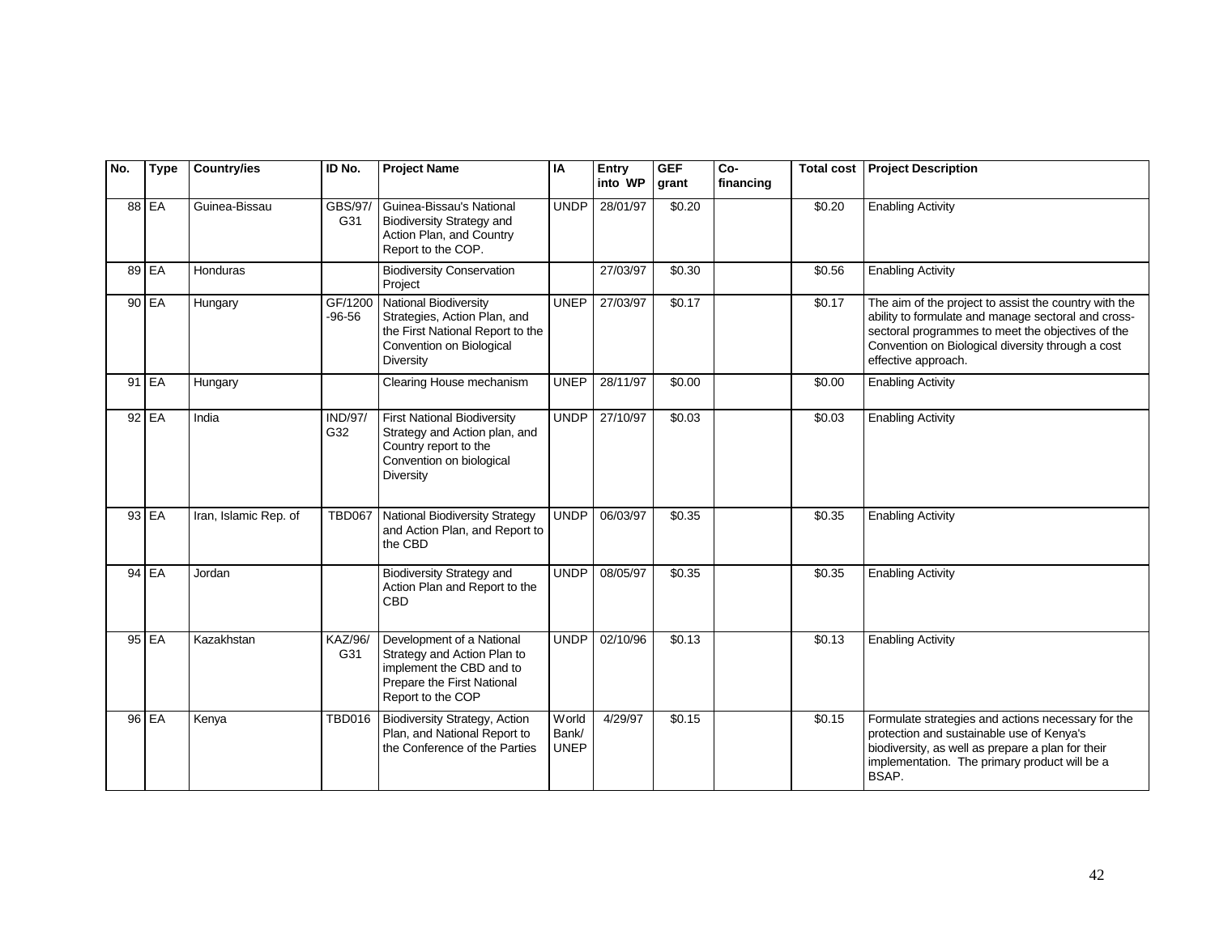| No. | Type | Country/ies | ID No. | Project Name | IA | Entry into WP | GEF grant | Co-financing | Total cost | Project Description |
|---|---|---|---|---|---|---|---|---|---|---|
| 88 | EA | Guinea-Bissau | GBS/97/G31 | Guinea-Bissau's National Biodiversity Strategy and Action Plan, and Country Report to the COP. | UNDP | 28/01/97 | $0.20 | | $0.20 | Enabling Activity |
| 89 | EA | Honduras | | Biodiversity Conservation Project | | 27/03/97 | $0.30 | | $0.56 | Enabling Activity |
| 90 | EA | Hungary | GF/1200-96-56 | National Biodiversity Strategies, Action Plan, and the First National Report to the Convention on Biological Diversity | UNEP | 27/03/97 | $0.17 | | $0.17 | The aim of the project to assist the country with the ability to formulate and manage sectoral and cross-sectoral programmes to meet the objectives of the Convention on Biological diversity through a cost effective approach. |
| 91 | EA | Hungary | | Clearing House mechanism | UNEP | 28/11/97 | $0.00 | | $0.00 | Enabling Activity |
| 92 | EA | India | IND/97/G32 | First National Biodiversity Strategy and Action plan, and Country report to the Convention on biological Diversity | UNDP | 27/10/97 | $0.03 | | $0.03 | Enabling Activity |
| 93 | EA | Iran, Islamic Rep. of | TBD067 | National Biodiversity Strategy and Action Plan, and Report to the CBD | UNDP | 06/03/97 | $0.35 | | $0.35 | Enabling Activity |
| 94 | EA | Jordan | | Biodiversity Strategy and Action Plan and Report to the CBD | UNDP | 08/05/97 | $0.35 | | $0.35 | Enabling Activity |
| 95 | EA | Kazakhstan | KAZ/96/G31 | Development of a National Strategy and Action Plan to implement the CBD and to Prepare the First National Report to the COP | UNDP | 02/10/96 | $0.13 | | $0.13 | Enabling Activity |
| 96 | EA | Kenya | TBD016 | Biodiversity Strategy, Action Plan, and National Report to the Conference of the Parties | World Bank/ UNEP | 4/29/97 | $0.15 | | $0.15 | Formulate strategies and actions necessary for the protection and sustainable use of Kenya's biodiversity, as well as prepare a plan for their implementation. The primary product will be a BSAP. |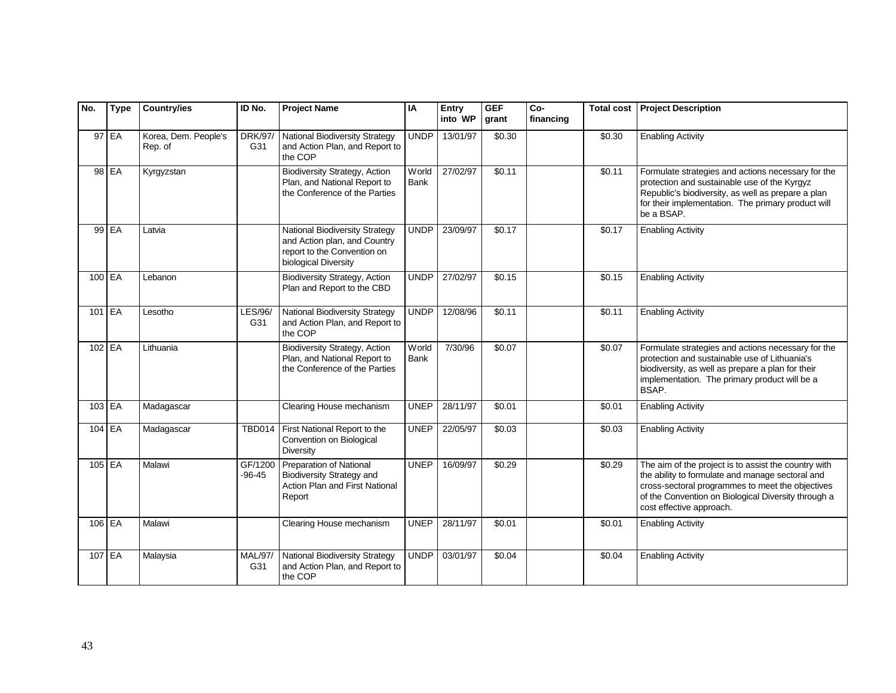| No. | Type | Country/ies | ID No. | Project Name | IA | Entry into WP | GEF grant | Co-financing | Total cost | Project Description |
|---|---|---|---|---|---|---|---|---|---|---|
| 97 | EA | Korea, Dem. People's Rep. of | DRK/97/ G31 | National Biodiversity Strategy and Action Plan, and Report to the COP | UNDP | 13/01/97 | $0.30 | | $0.30 | Enabling Activity |
| 98 | EA | Kyrgyzstan | | Biodiversity Strategy, Action Plan, and National Report to the Conference of the Parties | World Bank | 27/02/97 | $0.11 | | $0.11 | Formulate strategies and actions necessary for the protection and sustainable use of the Kyrgyz Republic's biodiversity, as well as prepare a plan for their implementation. The primary product will be a BSAP. |
| 99 | EA | Latvia | | National Biodiversity Strategy and Action plan, and Country report to the Convention on biological Diversity | UNDP | 23/09/97 | $0.17 | | $0.17 | Enabling Activity |
| 100 | EA | Lebanon | | Biodiversity Strategy, Action Plan and Report to the CBD | UNDP | 27/02/97 | $0.15 | | $0.15 | Enabling Activity |
| 101 | EA | Lesotho | LES/96/ G31 | National Biodiversity Strategy and Action Plan, and Report to the COP | UNDP | 12/08/96 | $0.11 | | $0.11 | Enabling Activity |
| 102 | EA | Lithuania | | Biodiversity Strategy, Action Plan, and National Report to the Conference of the Parties | World Bank | 7/30/96 | $0.07 | | $0.07 | Formulate strategies and actions necessary for the protection and sustainable use of Lithuania's biodiversity, as well as prepare a plan for their implementation. The primary product will be a BSAP. |
| 103 | EA | Madagascar | | Clearing House mechanism | UNEP | 28/11/97 | $0.01 | | $0.01 | Enabling Activity |
| 104 | EA | Madagascar | TBD014 | First National Report to the Convention on Biological Diversity | UNEP | 22/05/97 | $0.03 | | $0.03 | Enabling Activity |
| 105 | EA | Malawi | GF/1200 -96-45 | Preparation of National Biodiversity Strategy and Action Plan and First National Report | UNEP | 16/09/97 | $0.29 | | $0.29 | The aim of the project is to assist the country with the ability to formulate and manage sectoral and cross-sectoral programmes to meet the objectives of the Convention on Biological Diversity through a cost effective approach. |
| 106 | EA | Malawi | | Clearing House mechanism | UNEP | 28/11/97 | $0.01 | | $0.01 | Enabling Activity |
| 107 | EA | Malaysia | MAL/97/ G31 | National Biodiversity Strategy and Action Plan, and Report to the COP | UNDP | 03/01/97 | $0.04 | | $0.04 | Enabling Activity |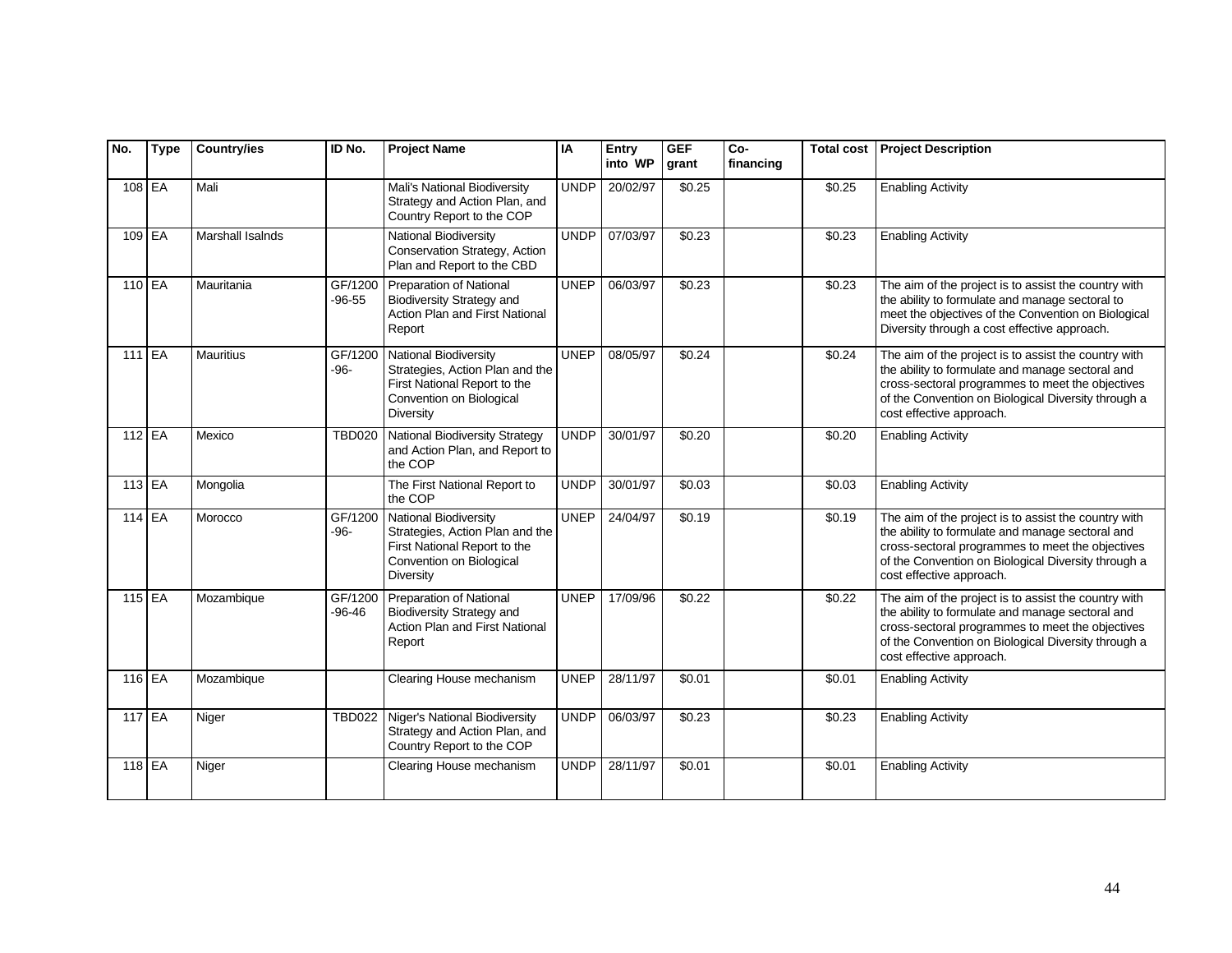| No. | Type | Country/ies | ID No. | Project Name | IA | Entry into WP | GEF grant | Co-financing | Total cost | Project Description |
|---|---|---|---|---|---|---|---|---|---|---|
| 108 | EA | Mali | | Mali's National Biodiversity Strategy and Action Plan, and Country Report to the COP | UNDP | 20/02/97 | $0.25 | | $0.25 | Enabling Activity |
| 109 | EA | Marshall Isalnds | | National Biodiversity Conservation Strategy, Action Plan and Report to the CBD | UNDP | 07/03/97 | $0.23 | | $0.23 | Enabling Activity |
| 110 | EA | Mauritania | GF/1200-96-55 | Preparation of National Biodiversity Strategy and Action Plan and First National Report | UNEP | 06/03/97 | $0.23 | | $0.23 | The aim of the project is to assist the country with the ability to formulate and manage sectoral to meet the objectives of the Convention on Biological Diversity through a cost effective approach. |
| 111 | EA | Mauritius | GF/1200-96- | National Biodiversity Strategies, Action Plan and the First National Report to the Convention on Biological Diversity | UNEP | 08/05/97 | $0.24 | | $0.24 | The aim of the project is to assist the country with the ability to formulate and manage sectoral and cross-sectoral programmes to meet the objectives of the Convention on Biological Diversity through a cost effective approach. |
| 112 | EA | Mexico | TBD020 | National Biodiversity Strategy and Action Plan, and Report to the COP | UNDP | 30/01/97 | $0.20 | | $0.20 | Enabling Activity |
| 113 | EA | Mongolia | | The First National Report to the COP | UNDP | 30/01/97 | $0.03 | | $0.03 | Enabling Activity |
| 114 | EA | Morocco | GF/1200-96- | National Biodiversity Strategies, Action Plan and the First National Report to the Convention on Biological Diversity | UNEP | 24/04/97 | $0.19 | | $0.19 | The aim of the project is to assist the country with the ability to formulate and manage sectoral and cross-sectoral programmes to meet the objectives of the Convention on Biological Diversity through a cost effective approach. |
| 115 | EA | Mozambique | GF/1200-96-46 | Preparation of National Biodiversity Strategy and Action Plan and First National Report | UNEP | 17/09/96 | $0.22 | | $0.22 | The aim of the project is to assist the country with the ability to formulate and manage sectoral and cross-sectoral programmes to meet the objectives of the Convention on Biological Diversity through a cost effective approach. |
| 116 | EA | Mozambique | | Clearing House mechanism | UNEP | 28/11/97 | $0.01 | | $0.01 | Enabling Activity |
| 117 | EA | Niger | TBD022 | Niger's National Biodiversity Strategy and Action Plan, and Country Report to the COP | UNDP | 06/03/97 | $0.23 | | $0.23 | Enabling Activity |
| 118 | EA | Niger | | Clearing House mechanism | UNDP | 28/11/97 | $0.01 | | $0.01 | Enabling Activity |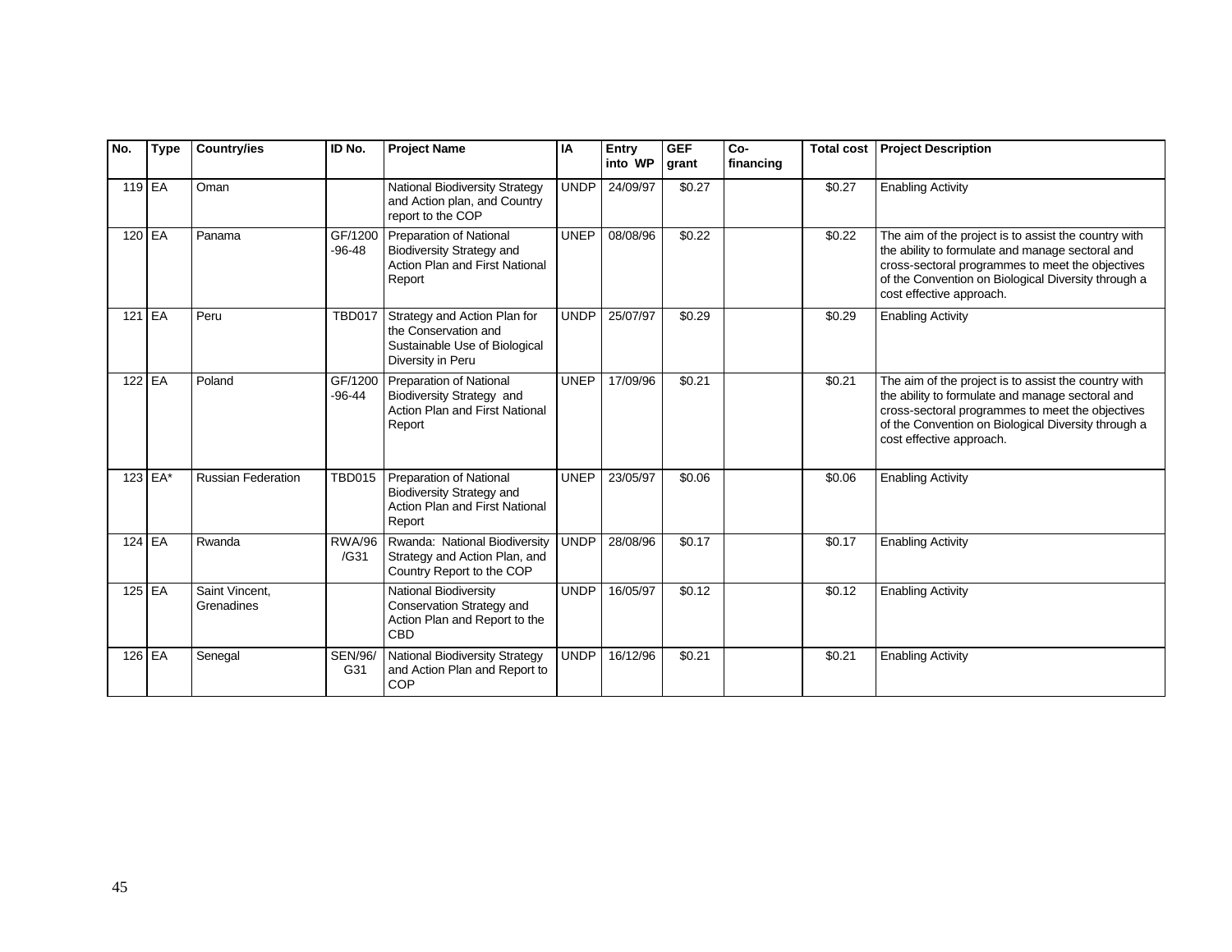| No. | Type | Country/ies | ID No. | Project Name | IA | Entry into WP | GEF grant | Co-financing | Total cost | Project Description |
|---|---|---|---|---|---|---|---|---|---|---|
| 119 | EA | Oman | | National Biodiversity Strategy and Action plan, and Country report to the COP | UNDP | 24/09/97 | $0.27 | | $0.27 | Enabling Activity |
| 120 | EA | Panama | GF/1200-96-48 | Preparation of National Biodiversity Strategy and Action Plan and First National Report | UNEP | 08/08/96 | $0.22 | | $0.22 | The aim of the project is to assist the country with the ability to formulate and manage sectoral and cross-sectoral programmes to meet the objectives of the Convention on Biological Diversity through a cost effective approach. |
| 121 | EA | Peru | TBD017 | Strategy and Action Plan for the Conservation and Sustainable Use of Biological Diversity in Peru | UNDP | 25/07/97 | $0.29 | | $0.29 | Enabling Activity |
| 122 | EA | Poland | GF/1200-96-44 | Preparation of National Biodiversity Strategy and Action Plan and First National Report | UNEP | 17/09/96 | $0.21 | | $0.21 | The aim of the project is to assist the country with the ability to formulate and manage sectoral and cross-sectoral programmes to meet the objectives of the Convention on Biological Diversity through a cost effective approach. |
| 123 | EA* | Russian Federation | TBD015 | Preparation of National Biodiversity Strategy and Action Plan and First National Report | UNEP | 23/05/97 | $0.06 | | $0.06 | Enabling Activity |
| 124 | EA | Rwanda | RWA/96/G31 | Rwanda: National Biodiversity Strategy and Action Plan, and Country Report to the COP | UNDP | 28/08/96 | $0.17 | | $0.17 | Enabling Activity |
| 125 | EA | Saint Vincent, Grenadines | | National Biodiversity Conservation Strategy and Action Plan and Report to the CBD | UNDP | 16/05/97 | $0.12 | | $0.12 | Enabling Activity |
| 126 | EA | Senegal | SEN/96/G31 | National Biodiversity Strategy and Action Plan and Report to COP | UNDP | 16/12/96 | $0.21 | | $0.21 | Enabling Activity |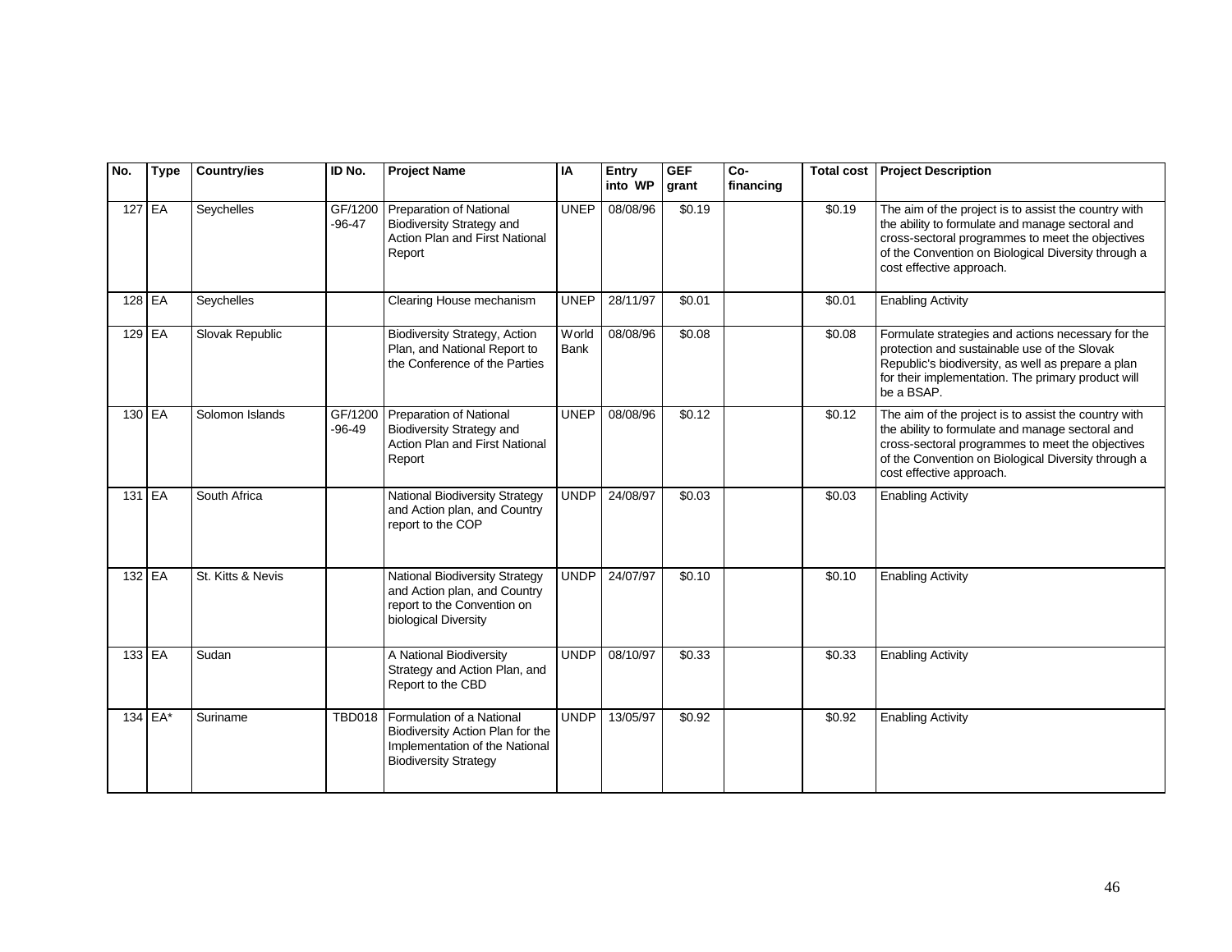| No. | Type | Country/ies | ID No. | Project Name | IA | Entry into WP | GEF grant | Co-financing | Total cost | Project Description |
|---|---|---|---|---|---|---|---|---|---|---|
| 127 | EA | Seychelles | GF/1200-96-47 | Preparation of National Biodiversity Strategy and Action Plan and First National Report | UNEP | 08/08/96 | $0.19 | | $0.19 | The aim of the project is to assist the country with the ability to formulate and manage sectoral and cross-sectoral programmes to meet the objectives of the Convention on Biological Diversity through a cost effective approach. |
| 128 | EA | Seychelles | | Clearing House mechanism | UNEP | 28/11/97 | $0.01 | | $0.01 | Enabling Activity |
| 129 | EA | Slovak Republic | | Biodiversity Strategy, Action Plan, and National Report to the Conference of the Parties | World Bank | 08/08/96 | $0.08 | | $0.08 | Formulate strategies and actions necessary for the protection and sustainable use of the Slovak Republic's biodiversity, as well as prepare a plan for their implementation. The primary product will be a BSAP. |
| 130 | EA | Solomon Islands | GF/1200-96-49 | Preparation of National Biodiversity Strategy and Action Plan and First National Report | UNEP | 08/08/96 | $0.12 | | $0.12 | The aim of the project is to assist the country with the ability to formulate and manage sectoral and cross-sectoral programmes to meet the objectives of the Convention on Biological Diversity through a cost effective approach. |
| 131 | EA | South Africa | | National Biodiversity Strategy and Action plan, and Country report to the COP | UNDP | 24/08/97 | $0.03 | | $0.03 | Enabling Activity |
| 132 | EA | St. Kitts & Nevis | | National Biodiversity Strategy and Action plan, and Country report to the Convention on biological Diversity | UNDP | 24/07/97 | $0.10 | | $0.10 | Enabling Activity |
| 133 | EA | Sudan | | A National Biodiversity Strategy and Action Plan, and Report to the CBD | UNDP | 08/10/97 | $0.33 | | $0.33 | Enabling Activity |
| 134 | EA* | Suriname | TBD018 | Formulation of a National Biodiversity Action Plan for the Implementation of the National Biodiversity Strategy | UNDP | 13/05/97 | $0.92 | | $0.92 | Enabling Activity |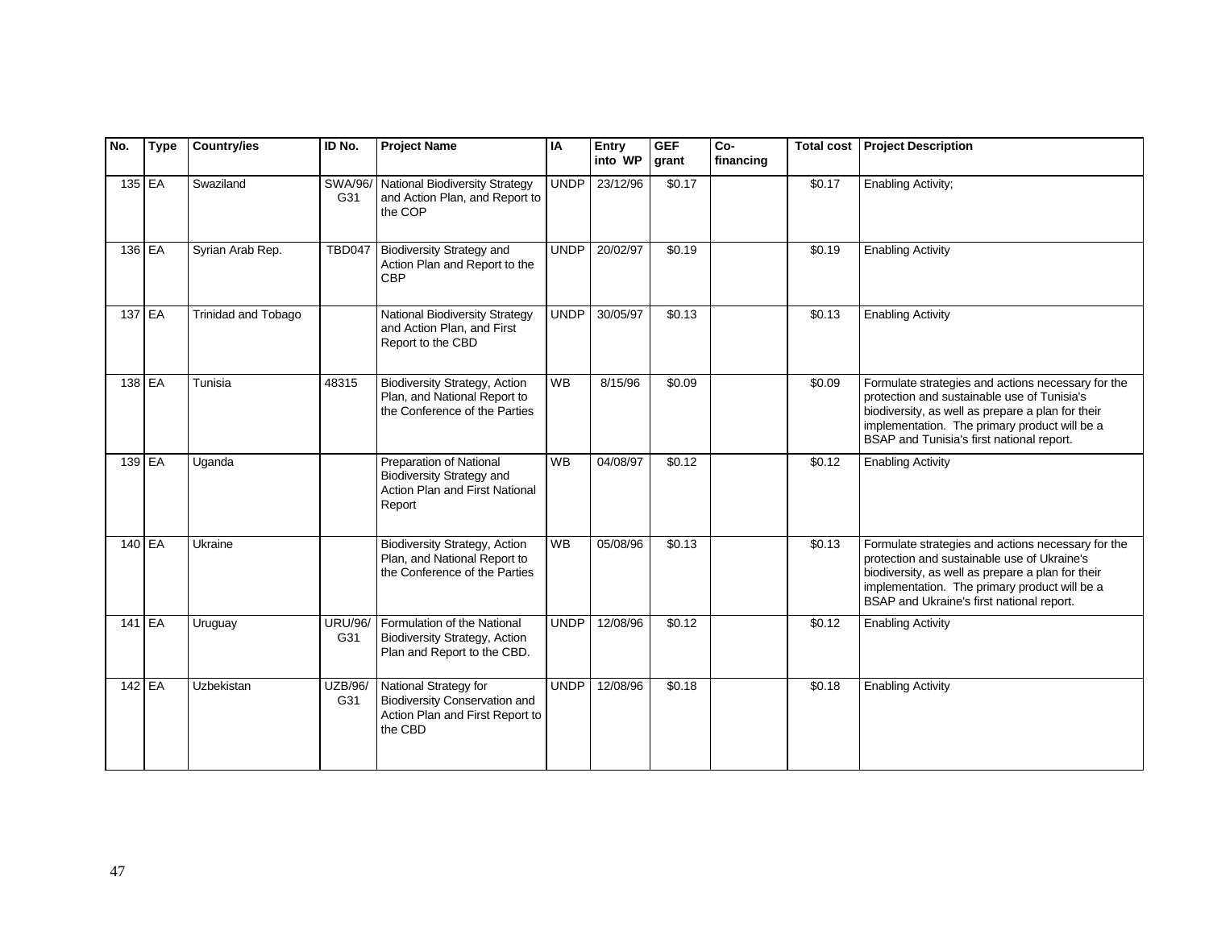| No. | Type | Country/ies | ID No. | Project Name | IA | Entry into WP | GEF grant | Co-financing | Total cost | Project Description |
|---|---|---|---|---|---|---|---|---|---|---|
| 135 | EA | Swaziland | SWA/96/ G31 | National Biodiversity Strategy and Action Plan, and Report to the COP | UNDP | 23/12/96 | $0.17 | | $0.17 | Enabling Activity; |
| 136 | EA | Syrian Arab Rep. | TBD047 | Biodiversity Strategy and Action Plan and Report to the CBP | UNDP | 20/02/97 | $0.19 | | $0.19 | Enabling Activity |
| 137 | EA | Trinidad and Tobago | | National Biodiversity Strategy and Action Plan, and First Report to the CBD | UNDP | 30/05/97 | $0.13 | | $0.13 | Enabling Activity |
| 138 | EA | Tunisia | 48315 | Biodiversity Strategy, Action Plan, and National Report to the Conference of the Parties | WB | 8/15/96 | $0.09 | | $0.09 | Formulate strategies and actions necessary for the protection and sustainable use of Tunisia's biodiversity, as well as prepare a plan for their implementation. The primary product will be a BSAP and Tunisia's first national report. |
| 139 | EA | Uganda | | Preparation of National Biodiversity Strategy and Action Plan and First National Report | WB | 04/08/97 | $0.12 | | $0.12 | Enabling Activity |
| 140 | EA | Ukraine | | Biodiversity Strategy, Action Plan, and National Report to the Conference of the Parties | WB | 05/08/96 | $0.13 | | $0.13 | Formulate strategies and actions necessary for the protection and sustainable use of Ukraine's biodiversity, as well as prepare a plan for their implementation. The primary product will be a BSAP and Ukraine's first national report. |
| 141 | EA | Uruguay | URU/96/ G31 | Formulation of the National Biodiversity Strategy, Action Plan and Report to the CBD. | UNDP | 12/08/96 | $0.12 | | $0.12 | Enabling Activity |
| 142 | EA | Uzbekistan | UZB/96/ G31 | National Strategy for Biodiversity Conservation and Action Plan and First Report to the CBD | UNDP | 12/08/96 | $0.18 | | $0.18 | Enabling Activity |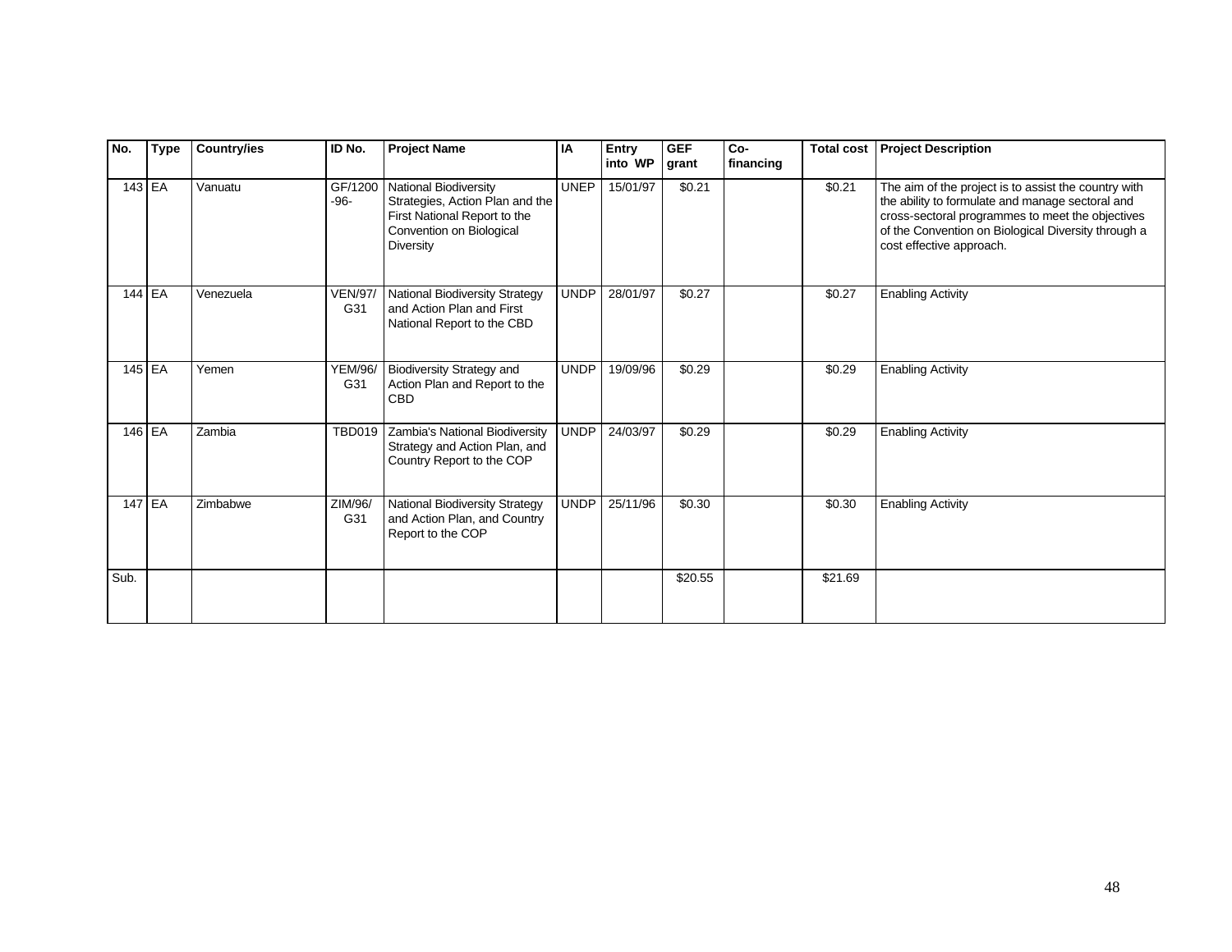| No. | Type | Country/ies | ID No. | Project Name | IA | Entry into WP | GEF grant | Co-financing | Total cost | Project Description |
|---|---|---|---|---|---|---|---|---|---|---|
| 143 | EA | Vanuatu | GF/1200-96- | National Biodiversity Strategies, Action Plan and the First National Report to the Convention on Biological Diversity | UNEP | 15/01/97 | $0.21 | | $0.21 | The aim of the project is to assist the country with the ability to formulate and manage sectoral and cross-sectoral programmes to meet the objectives of the Convention on Biological Diversity through a cost effective approach. |
| 144 | EA | Venezuela | VEN/97/G31 | National Biodiversity Strategy and Action Plan and First National Report to the CBD | UNDP | 28/01/97 | $0.27 | | $0.27 | Enabling Activity |
| 145 | EA | Yemen | YEM/96/G31 | Biodiversity Strategy and Action Plan and Report to the CBD | UNDP | 19/09/96 | $0.29 | | $0.29 | Enabling Activity |
| 146 | EA | Zambia | TBD019 | Zambia's National Biodiversity Strategy and Action Plan, and Country Report to the COP | UNDP | 24/03/97 | $0.29 | | $0.29 | Enabling Activity |
| 147 | EA | Zimbabwe | ZIM/96/G31 | National Biodiversity Strategy and Action Plan, and Country Report to the COP | UNDP | 25/11/96 | $0.30 | | $0.30 | Enabling Activity |
| Sub. | | | | | | | $20.55 | | $21.69 | |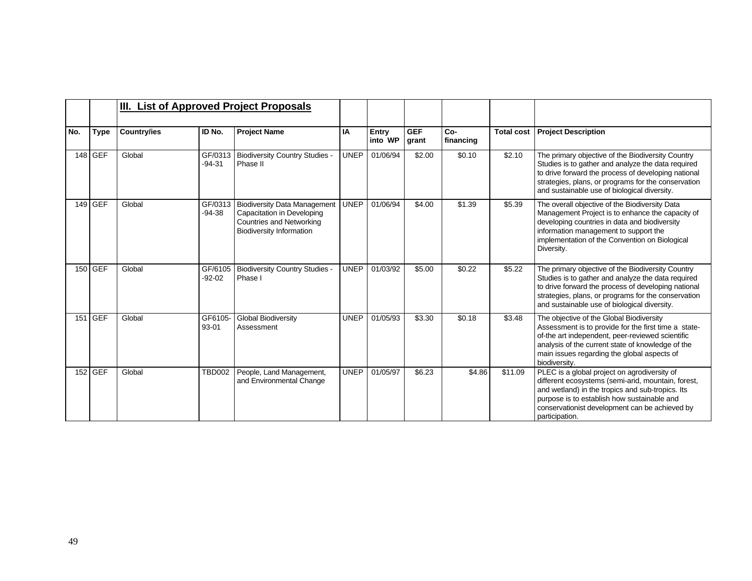### III. List of Approved Project Proposals

| No. | Type | Country/ies | ID No. | Project Name | IA | Entry into WP | GEF grant | Co-financing | Total cost | Project Description |
|---|---|---|---|---|---|---|---|---|---|---|
| 148 | GEF | Global | GF/0313-94-31 | Biodiversity Country Studies - Phase II | UNEP | 01/06/94 | $2.00 | $0.10 | $2.10 | The primary objective of the Biodiversity Country Studies is to gather and analyze the data required to drive forward the process of developing national strategies, plans, or programs for the conservation and sustainable use of biological diversity. |
| 149 | GEF | Global | GF/0313-94-38 | Biodiversity Data Management Capacitation in Developing Countries and Networking Biodiversity Information | UNEP | 01/06/94 | $4.00 | $1.39 | $5.39 | The overall objective of the Biodiversity Data Management Project is to enhance the capacity of developing countries in data and biodiversity information management to support the implementation of the Convention on Biological Diversity. |
| 150 | GEF | Global | GF/6105-92-02 | Biodiversity Country Studies - Phase I | UNEP | 01/03/92 | $5.00 | $0.22 | $5.22 | The primary objective of the Biodiversity Country Studies is to gather and analyze the data required to drive forward the process of developing national strategies, plans, or programs for the conservation and sustainable use of biological diversity. |
| 151 | GEF | Global | GF6105-93-01 | Global Biodiversity Assessment | UNEP | 01/05/93 | $3.30 | $0.18 | $3.48 | The objective of the Global Biodiversity Assessment is to provide for the first time a state-of-the art independent, peer-reviewed scientific analysis of the current state of knowledge of the main issues regarding the global aspects of biodiversity. |
| 152 | GEF | Global | TBD002 | People, Land Management, and Environmental Change | UNEP | 01/05/97 | $6.23 | $4.86 | $11.09 | PLEC is a global project on agrodiversity of different ecosystems (semi-arid, mountain, forest, and wetland) in the tropics and sub-tropics. Its purpose is to establish how sustainable and conservationist development can be achieved by participation. |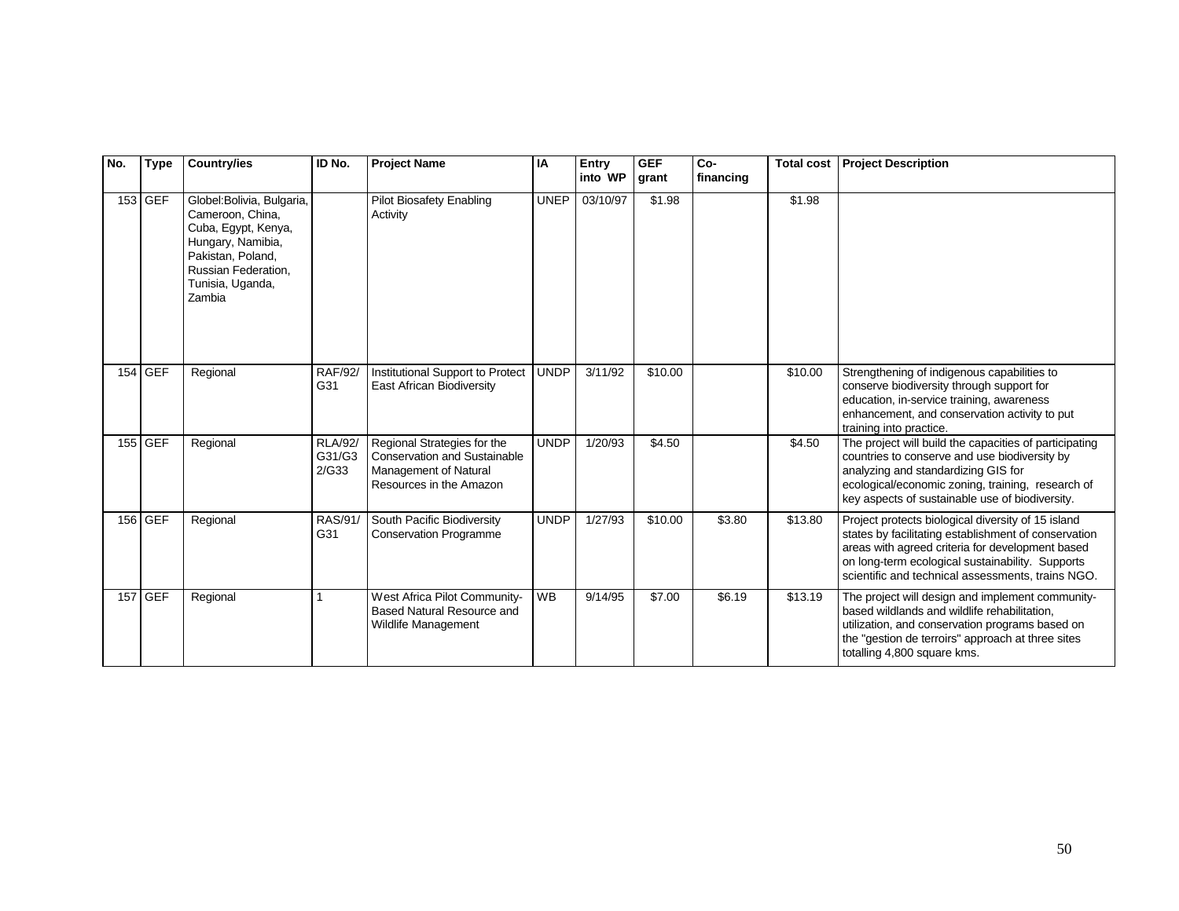| No. | Type | Country/ies | ID No. | Project Name | IA | Entry into WP | GEF grant | Co-financing | Total cost | Project Description |
|---|---|---|---|---|---|---|---|---|---|---|
| 153 | GEF | Globel:Bolivia, Bulgaria, Cameroon, China, Cuba, Egypt, Kenya, Hungary, Namibia, Pakistan, Poland, Russian Federation, Tunisia, Uganda, Zambia | | Pilot Biosafety Enabling Activity | UNEP | 03/10/97 | $1.98 | | $1.98 | |
| 154 | GEF | Regional | RAF/92/G31 | Institutional Support to Protect East African Biodiversity | UNDP | 3/11/92 | $10.00 | | $10.00 | Strengthening of indigenous capabilities to conserve biodiversity through support for education, in-service training, awareness enhancement, and conservation activity to put training into practice. |
| 155 | GEF | Regional | RLA/92/G31/G32/G33 | Regional Strategies for the Conservation and Sustainable Management of Natural Resources in the Amazon | UNDP | 1/20/93 | $4.50 | | $4.50 | The project will build the capacities of participating countries to conserve and use biodiversity by analyzing and standardizing GIS for ecological/economic zoning, training, research of key aspects of sustainable use of biodiversity. |
| 156 | GEF | Regional | RAS/91/G31 | South Pacific Biodiversity Conservation Programme | UNDP | 1/27/93 | $10.00 | $3.80 | $13.80 | Project protects biological diversity of 15 island states by facilitating establishment of conservation areas with agreed criteria for development based on long-term ecological sustainability. Supports scientific and technical assessments, trains NGO. |
| 157 | GEF | Regional | 1 | West Africa Pilot Community-Based Natural Resource and Wildlife Management | WB | 9/14/95 | $7.00 | $6.19 | $13.19 | The project will design and implement community-based wildlands and wildlife rehabilitation, utilization, and conservation programs based on the "gestion de terroirs" approach at three sites totalling 4,800 square kms. |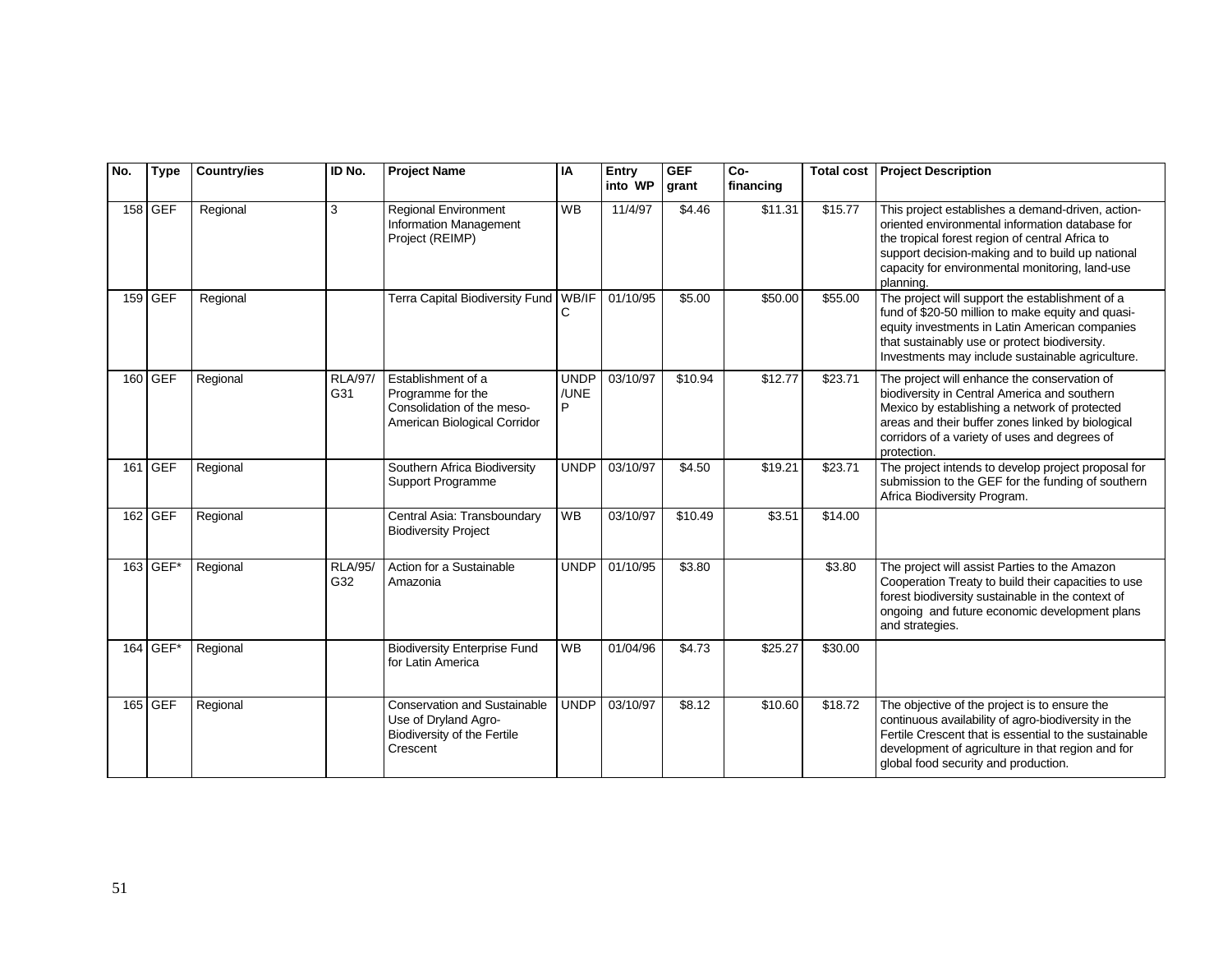| No. | Type | Country/ies | ID No. | Project Name | IA | Entry into WP | GEF grant | Co-financing | Total cost | Project Description |
|---|---|---|---|---|---|---|---|---|---|---|
| 158 | GEF | Regional | 3 | Regional Environment Information Management Project (REIMP) | WB | 11/4/97 | $4.46 | $11.31 | $15.77 | This project establishes a demand-driven, action-oriented environmental information database for the tropical forest region of central Africa to support decision-making and to build up national capacity for environmental monitoring, land-use planning. |
| 159 | GEF | Regional | | Terra Capital Biodiversity Fund | WB/IFC | 01/10/95 | $5.00 | $50.00 | $55.00 | The project will support the establishment of a fund of $20-50 million to make equity and quasi-equity investments in Latin American companies that sustainably use or protect biodiversity. Investments may include sustainable agriculture. |
| 160 | GEF | Regional | RLA/97/G31 | Establishment of a Programme for the Consolidation of the meso-American Biological Corridor | UNDP/UNEP | 03/10/97 | $10.94 | $12.77 | $23.71 | The project will enhance the conservation of biodiversity in Central America and southern Mexico by establishing a network of protected areas and their buffer zones linked by biological corridors of a variety of uses and degrees of protection. |
| 161 | GEF | Regional | | Southern Africa Biodiversity Support Programme | UNDP | 03/10/97 | $4.50 | $19.21 | $23.71 | The project intends to develop project proposal for submission to the GEF for the funding of southern Africa Biodiversity Program. |
| 162 | GEF | Regional | | Central Asia: Transboundary Biodiversity Project | WB | 03/10/97 | $10.49 | $3.51 | $14.00 | |
| 163 | GEF* | Regional | RLA/95/G32 | Action for a Sustainable Amazonia | UNDP | 01/10/95 | $3.80 | | $3.80 | The project will assist Parties to the Amazon Cooperation Treaty to build their capacities to use forest biodiversity sustainable in the context of ongoing and future economic development plans and strategies. |
| 164 | GEF* | Regional | | Biodiversity Enterprise Fund for Latin America | WB | 01/04/96 | $4.73 | $25.27 | $30.00 | |
| 165 | GEF | Regional | | Conservation and Sustainable Use of Dryland Agro-Biodiversity of the Fertile Crescent | UNDP | 03/10/97 | $8.12 | $10.60 | $18.72 | The objective of the project is to ensure the continuous availability of agro-biodiversity in the Fertile Crescent that is essential to the sustainable development of agriculture in that region and for global food security and production. |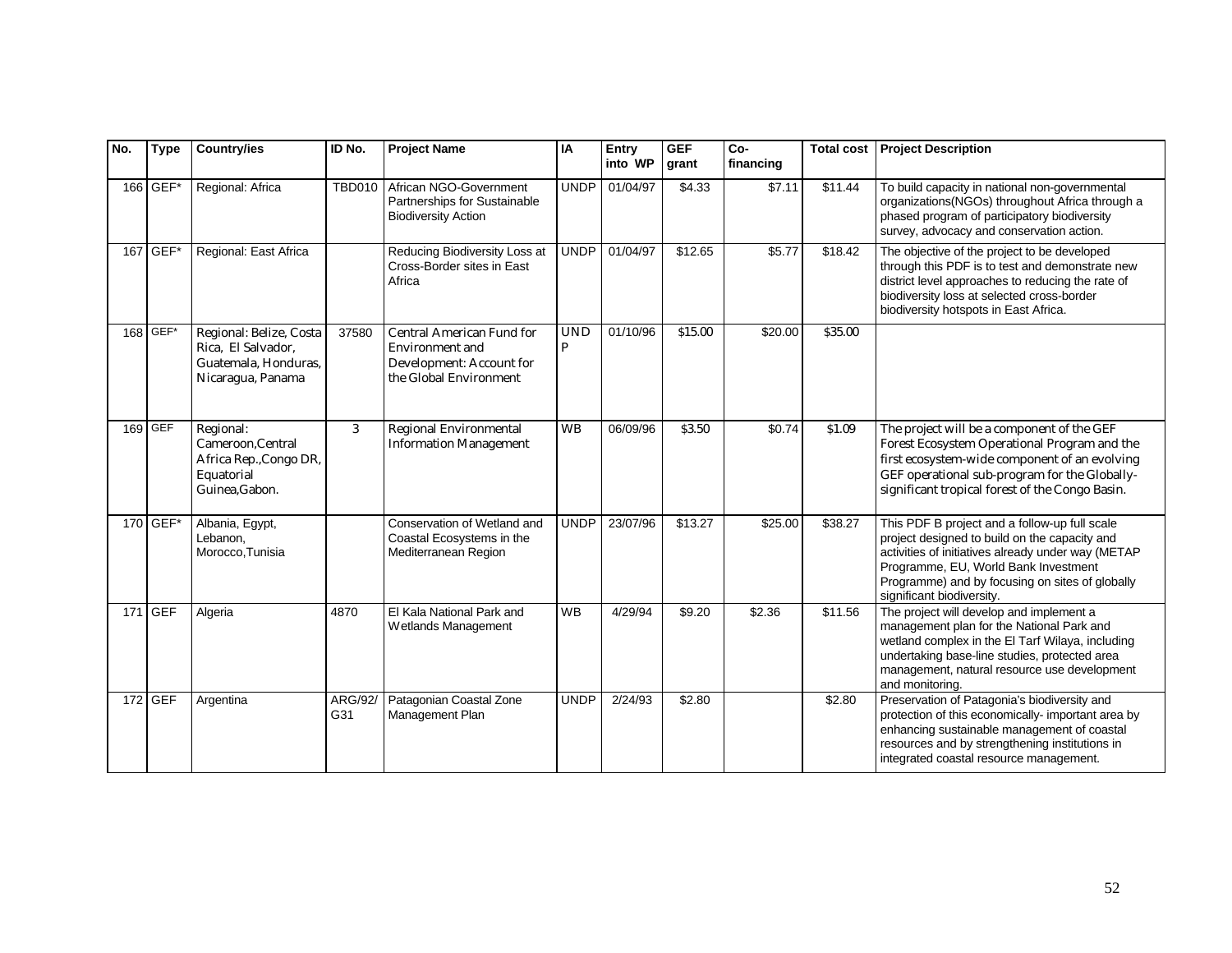| No. | Type | Country/ies | ID No. | Project Name | IA | Entry into WP | GEF grant | Co-financing | Total cost | Project Description |
|---|---|---|---|---|---|---|---|---|---|---|
| 166 | GEF* | Regional: Africa | TBD010 | African NGO-Government Partnerships for Sustainable Biodiversity Action | UNDP | 01/04/97 | $4.33 | $7.11 | $11.44 | To build capacity in national non-governmental organizations(NGOs) throughout Africa through a phased program of participatory biodiversity survey, advocacy and conservation action. |
| 167 | GEF* | Regional: East Africa | | Reducing Biodiversity Loss at Cross-Border sites in East Africa | UNDP | 01/04/97 | $12.65 | $5.77 | $18.42 | The objective of the project to be developed through this PDF is to test and demonstrate new district level approaches to reducing the rate of biodiversity loss at selected cross-border biodiversity hotspots in East Africa. |
| 168 | GEF* | Regional: Belize, Costa Rica, El Salvador, Guatemala, Honduras, Nicaragua, Panama | 37580 | Central American Fund for Environment and Development: Account for the Global Environment | UNDP | 01/10/96 | $15.00 | $20.00 | $35.00 | |
| 169 | GEF | Regional: Cameroon,Central Africa Rep.,Congo DR, Equatorial Guinea,Gabon. | 3 | Regional Environmental Information Management | WB | 06/09/96 | $3.50 | $0.74 | $1.09 | The project will be a component of the GEF Forest Ecosystem Operational Program and the first ecosystem-wide component of an evolving GEF operational sub-program for the Globally-significant tropical forest of the Congo Basin. |
| 170 | GEF* | Albania, Egypt, Lebanon, Morocco,Tunisia | | Conservation of Wetland and Coastal Ecosystems in the Mediterranean Region | UNDP | 23/07/96 | $13.27 | $25.00 | $38.27 | This PDF B project and a follow-up full scale project designed to build on the capacity and activities of initiatives already under way (METAP Programme, EU, World Bank Investment Programme) and by focusing on sites of globally significant biodiversity. |
| 171 | GEF | Algeria | 4870 | El Kala National Park and Wetlands Management | WB | 4/29/94 | $9.20 | $2.36 | $11.56 | The project will develop and implement a management plan for the National Park and wetland complex in the El Tarf Wilaya, including undertaking base-line studies, protected area management, natural resource use development and monitoring. |
| 172 | GEF | Argentina | ARG/92/G31 | Patagonian Coastal Zone Management Plan | UNDP | 2/24/93 | $2.80 | | $2.80 | Preservation of Patagonia's biodiversity and protection of this economically- important area by enhancing sustainable management of coastal resources and by strengthening institutions in integrated coastal resource management. |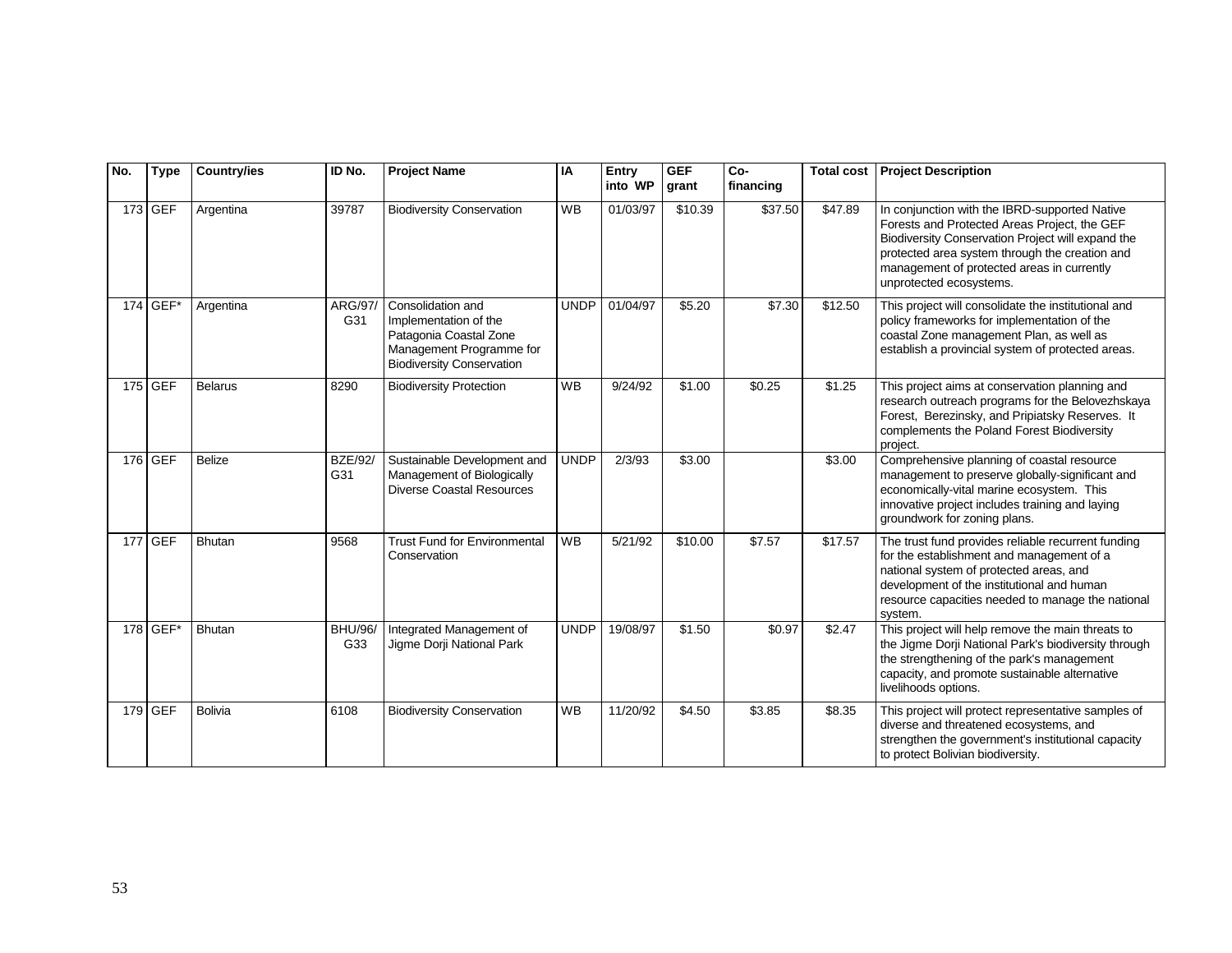| No. | Type | Country/ies | ID No. | Project Name | IA | Entry into WP | GEF grant | Co-financing | Total cost | Project Description |
|---|---|---|---|---|---|---|---|---|---|---|
| 173 | GEF | Argentina | 39787 | Biodiversity Conservation | WB | 01/03/97 | $10.39 | $37.50 | $47.89 | In conjunction with the IBRD-supported Native Forests and Protected Areas Project, the GEF Biodiversity Conservation Project will expand the protected area system through the creation and management of protected areas in currently unprotected ecosystems. |
| 174 | GEF* | Argentina | ARG/97/ G31 | Consolidation and Implementation of the Patagonia Coastal Zone Management Programme for Biodiversity Conservation | UNDP | 01/04/97 | $5.20 | $7.30 | $12.50 | This project will consolidate the institutional and policy frameworks for implementation of the coastal Zone management Plan, as well as establish a provincial system of protected areas. |
| 175 | GEF | Belarus | 8290 | Biodiversity Protection | WB | 9/24/92 | $1.00 | $0.25 | $1.25 | This project aims at conservation planning and research outreach programs for the Belovezhskaya Forest, Berezinsky, and Pripiatsky Reserves. It complements the Poland Forest Biodiversity project. |
| 176 | GEF | Belize | BZE/92/ G31 | Sustainable Development and Management of Biologically Diverse Coastal Resources | UNDP | 2/3/93 | $3.00 | | $3.00 | Comprehensive planning of coastal resource management to preserve globally-significant and economically-vital marine ecosystem. This innovative project includes training and laying groundwork for zoning plans. |
| 177 | GEF | Bhutan | 9568 | Trust Fund for Environmental Conservation | WB | 5/21/92 | $10.00 | $7.57 | $17.57 | The trust fund provides reliable recurrent funding for the establishment and management of a national system of protected areas, and development of the institutional and human resource capacities needed to manage the national system. |
| 178 | GEF* | Bhutan | BHU/96/ G33 | Integrated Management of Jigme Dorji National Park | UNDP | 19/08/97 | $1.50 | $0.97 | $2.47 | This project will help remove the main threats to the Jigme Dorji National Park's biodiversity through the strengthening of the park's management capacity, and promote sustainable alternative livelihoods options. |
| 179 | GEF | Bolivia | 6108 | Biodiversity Conservation | WB | 11/20/92 | $4.50 | $3.85 | $8.35 | This project will protect representative samples of diverse and threatened ecosystems, and strengthen the government's institutional capacity to protect Bolivian biodiversity. |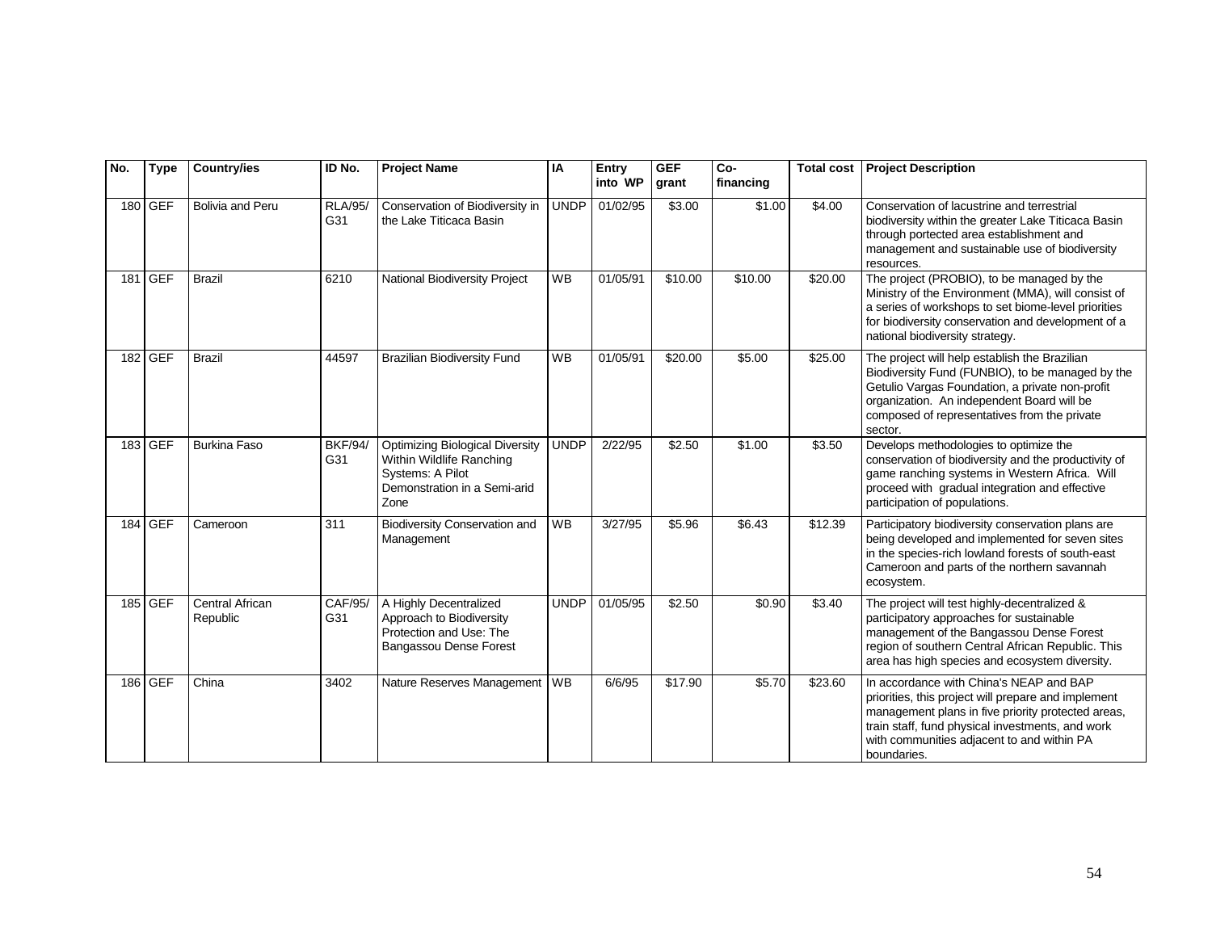| No. | Type | Country/ies | ID No. | Project Name | IA | Entry into WP | GEF grant | Co-financing | Total cost | Project Description |
|---|---|---|---|---|---|---|---|---|---|---|
| 180 | GEF | Bolivia and Peru | RLA/95/ G31 | Conservation of Biodiversity in the Lake Titicaca Basin | UNDP | 01/02/95 | $3.00 | $1.00 | $4.00 | Conservation of lacustrine and terrestrial biodiversity within the greater Lake Titicaca Basin through portected area establishment and management and sustainable use of biodiversity resources. |
| 181 | GEF | Brazil | 6210 | National Biodiversity Project | WB | 01/05/91 | $10.00 | $10.00 | $20.00 | The project (PROBIO), to be managed by the Ministry of the Environment (MMA), will consist of a series of workshops to set biome-level priorities for biodiversity conservation and development of a national biodiversity strategy. |
| 182 | GEF | Brazil | 44597 | Brazilian Biodiversity Fund | WB | 01/05/91 | $20.00 | $5.00 | $25.00 | The project will help establish the Brazilian Biodiversity Fund (FUNBIO), to be managed by the Getulio Vargas Foundation, a private non-profit organization. An independent Board will be composed of representatives from the private sector. |
| 183 | GEF | Burkina Faso | BKF/94/ G31 | Optimizing Biological Diversity Within Wildlife Ranching Systems: A Pilot Demonstration in a Semi-arid Zone | UNDP | 2/22/95 | $2.50 | $1.00 | $3.50 | Develops methodologies to optimize the conservation of biodiversity and the productivity of game ranching systems in Western Africa. Will proceed with gradual integration and effective participation of populations. |
| 184 | GEF | Cameroon | 311 | Biodiversity Conservation and Management | WB | 3/27/95 | $5.96 | $6.43 | $12.39 | Participatory biodiversity conservation plans are being developed and implemented for seven sites in the species-rich lowland forests of south-east Cameroon and parts of the northern savannah ecosystem. |
| 185 | GEF | Central African Republic | CAF/95/ G31 | A Highly Decentralized Approach to Biodiversity Protection and Use: The Bangassou Dense Forest | UNDP | 01/05/95 | $2.50 | $0.90 | $3.40 | The project will test highly-decentralized & participatory approaches for sustainable management of the Bangassou Dense Forest region of southern Central African Republic. This area has high species and ecosystem diversity. |
| 186 | GEF | China | 3402 | Nature Reserves Management | WB | 6/6/95 | $17.90 | $5.70 | $23.60 | In accordance with China's NEAP and BAP priorities, this project will prepare and implement management plans in five priority protected areas, train staff, fund physical investments, and work with communities adjacent to and within PA boundaries. |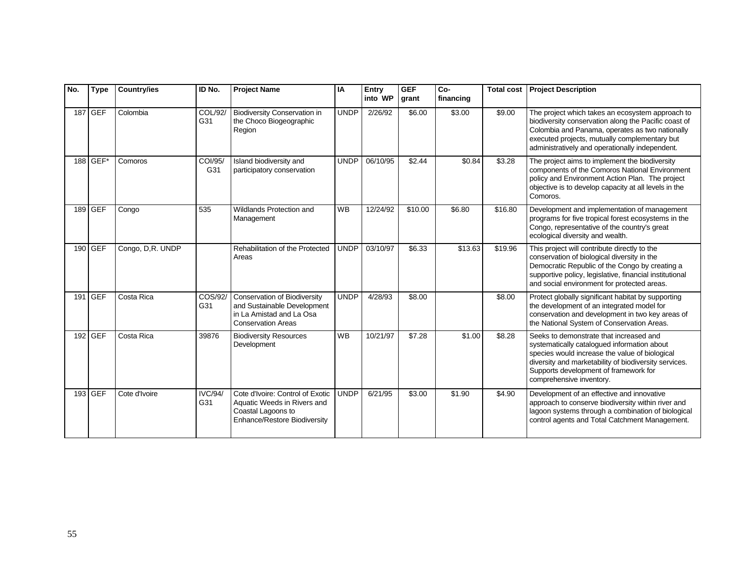| No. | Type | Country/ies | ID No. | Project Name | IA | Entry into WP | GEF grant | Co-financing | Total cost | Project Description |
|---|---|---|---|---|---|---|---|---|---|---|
| 187 | GEF | Colombia | COL/92/ G31 | Biodiversity Conservation in the Choco Biogeographic Region | UNDP | 2/26/92 | $6.00 | $3.00 | $9.00 | The project which takes an ecosystem approach to biodiversity conservation along the Pacific coast of Colombia and Panama, operates as two nationally executed projects, mutually complementary but administratively and operationally independent. |
| 188 | GEF* | Comoros | COI/95/ G31 | Island biodiversity and participatory conservation | UNDP | 06/10/95 | $2.44 | $0.84 | $3.28 | The project aims to implement the biodiversity components of the Comoros National Environment policy and Environment Action Plan. The project objective is to develop capacity at all levels in the Comoros. |
| 189 | GEF | Congo | 535 | Wildlands Protection and Management | WB | 12/24/92 | $10.00 | $6.80 | $16.80 | Development and implementation of management programs for five tropical forest ecosystems in the Congo, representative of the country's great ecological diversity and wealth. |
| 190 | GEF | Congo, D,R. UNDP | | Rehabilitation of the Protected Areas | UNDP | 03/10/97 | $6.33 | $13.63 | $19.96 | This project will contribute directly to the conservation of biological diversity in the Democratic Republic of the Congo by creating a supportive policy, legislative, financial institutional and social environment for protected areas. |
| 191 | GEF | Costa Rica | COS/92/ G31 | Conservation of Biodiversity and Sustainable Development in La Amistad and La Osa Conservation Areas | UNDP | 4/28/93 | $8.00 | | $8.00 | Protect globally significant habitat by supporting the development of an integrated model for conservation and development in two key areas of the National System of Conservation Areas. |
| 192 | GEF | Costa Rica | 39876 | Biodiversity Resources Development | WB | 10/21/97 | $7.28 | $1.00 | $8.28 | Seeks to demonstrate that increased and systematically catalogued information about species would increase the value of biological diversity and marketability of biodiversity services. Supports development of framework for comprehensive inventory. |
| 193 | GEF | Cote d'Ivoire | IVC/94/ G31 | Cote d'Ivoire: Control of Exotic Aquatic Weeds in Rivers and Coastal Lagoons to Enhance/Restore Biodiversity | UNDP | 6/21/95 | $3.00 | $1.90 | $4.90 | Development of an effective and innovative approach to conserve biodiversity within river and lagoon systems through a combination of biological control agents and Total Catchment Management. |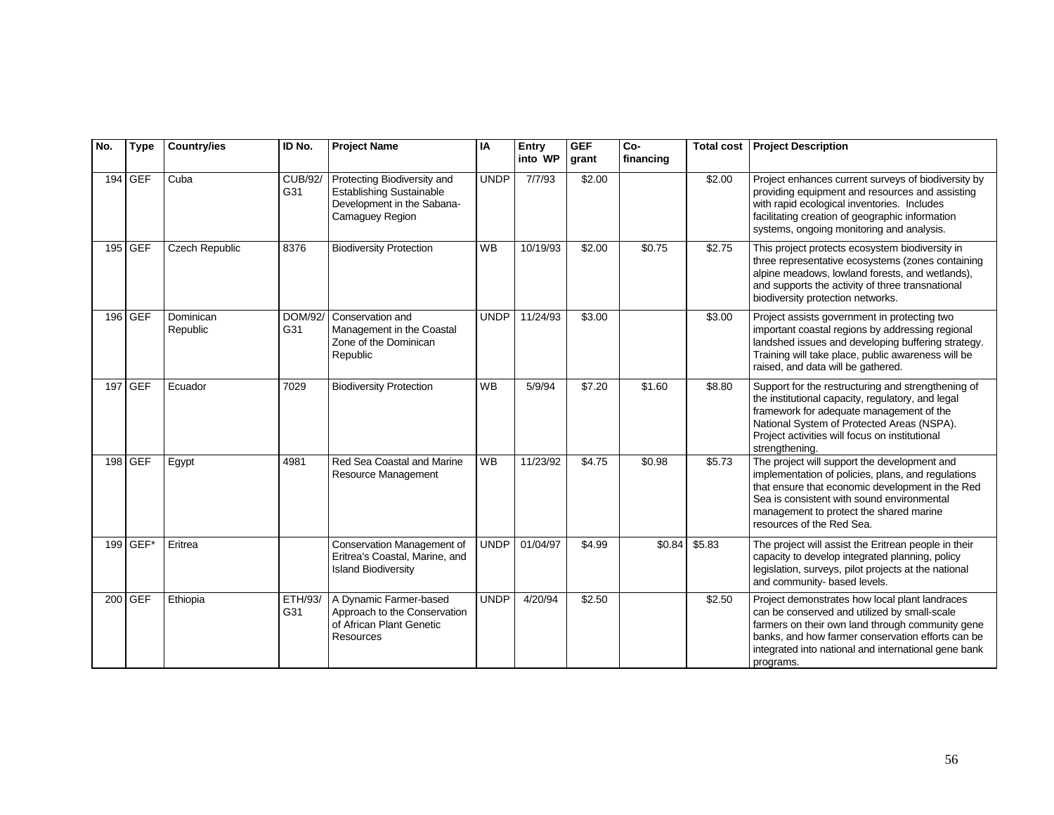| No. | Type | Country/ies | ID No. | Project Name | IA | Entry into WP | GEF grant | Co-financing | Total cost | Project Description |
|---|---|---|---|---|---|---|---|---|---|---|
| 194 | GEF | Cuba | CUB/92/ G31 | Protecting Biodiversity and Establishing Sustainable Development in the Sabana-Camaguey Region | UNDP | 7/7/93 | $2.00 | | $2.00 | Project enhances current surveys of biodiversity by providing equipment and resources and assisting with rapid ecological inventories. Includes facilitating creation of geographic information systems, ongoing monitoring and analysis. |
| 195 | GEF | Czech Republic | 8376 | Biodiversity Protection | WB | 10/19/93 | $2.00 | $0.75 | $2.75 | This project protects ecosystem biodiversity in three representative ecosystems (zones containing alpine meadows, lowland forests, and wetlands), and supports the activity of three transnational biodiversity protection networks. |
| 196 | GEF | Dominican Republic | DOM/92/ G31 | Conservation and Management in the Coastal Zone of the Dominican Republic | UNDP | 11/24/93 | $3.00 | | $3.00 | Project assists government in protecting two important coastal regions by addressing regional landshed issues and developing buffering strategy. Training will take place, public awareness will be raised, and data will be gathered. |
| 197 | GEF | Ecuador | 7029 | Biodiversity Protection | WB | 5/9/94 | $7.20 | $1.60 | $8.80 | Support for the restructuring and strengthening of the institutional capacity, regulatory, and legal framework for adequate management of the National System of Protected Areas (NSPA). Project activities will focus on institutional strengthening. |
| 198 | GEF | Egypt | 4981 | Red Sea Coastal and Marine Resource Management | WB | 11/23/92 | $4.75 | $0.98 | $5.73 | The project will support the development and implementation of policies, plans, and regulations that ensure that economic development in the Red Sea is consistent with sound environmental management to protect the shared marine resources of the Red Sea. |
| 199 | GEF* | Eritrea | | Conservation Management of Eritrea's Coastal, Marine, and Island Biodiversity | UNDP | 01/04/97 | $4.99 | $0.84 | $5.83 | The project will assist the Eritrean people in their capacity to develop integrated planning, policy legislation, surveys, pilot projects at the national and community- based levels. |
| 200 | GEF | Ethiopia | ETH/93/ G31 | A Dynamic Farmer-based Approach to the Conservation of African Plant Genetic Resources | UNDP | 4/20/94 | $2.50 | | $2.50 | Project demonstrates how local plant landraces can be conserved and utilized by small-scale farmers on their own land through community gene banks, and how farmer conservation efforts can be integrated into national and international gene bank programs. |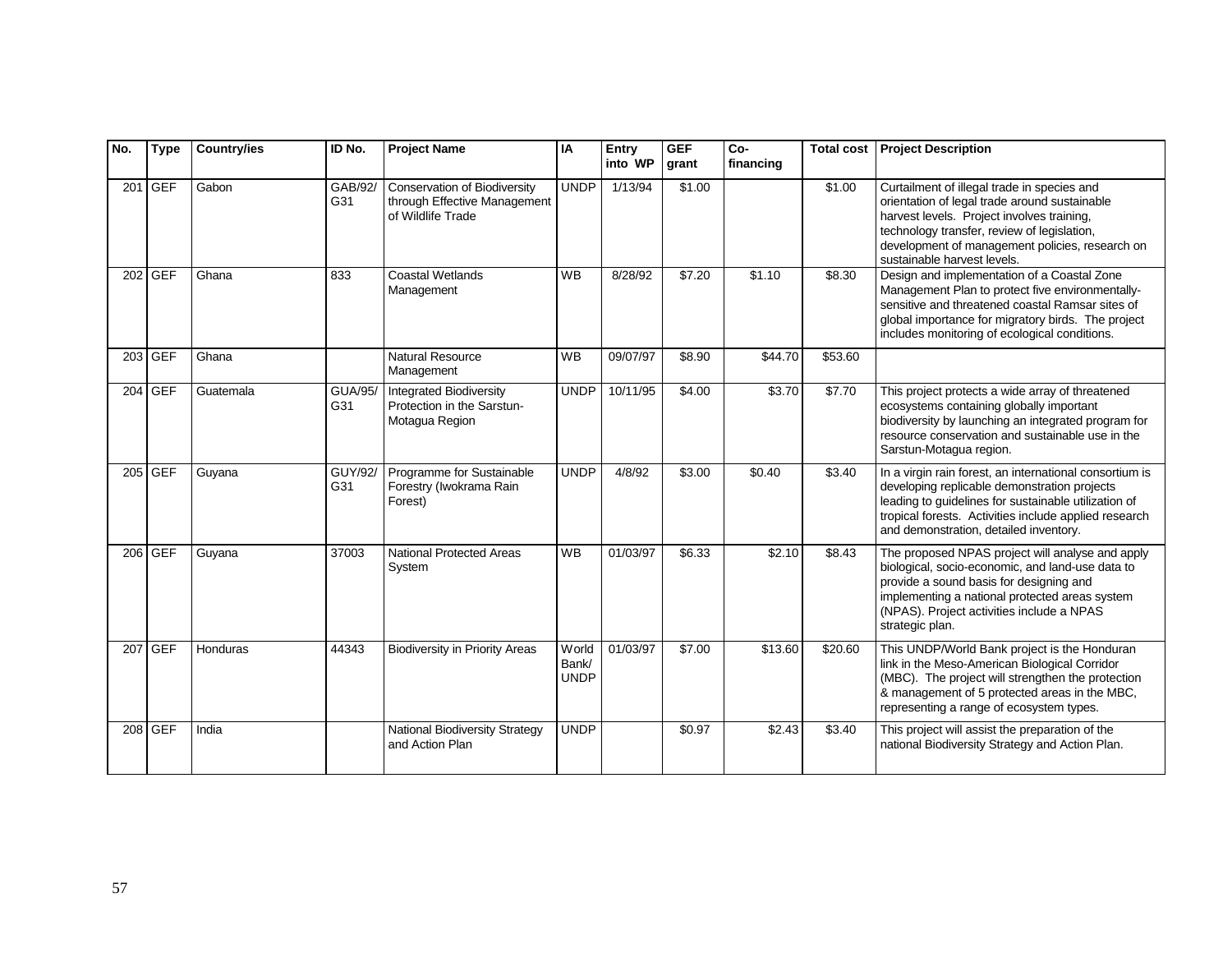| No. | Type | Country/ies | ID No. | Project Name | IA | Entry into WP | GEF grant | Co-financing | Total cost | Project Description |
|---|---|---|---|---|---|---|---|---|---|---|
| 201 | GEF | Gabon | GAB/92/ G31 | Conservation of Biodiversity through Effective Management of Wildlife Trade | UNDP | 1/13/94 | $1.00 | | $1.00 | Curtailment of illegal trade in species and orientation of legal trade around sustainable harvest levels. Project involves training, technology transfer, review of legislation, development of management policies, research on sustainable harvest levels. |
| 202 | GEF | Ghana | 833 | Coastal Wetlands Management | WB | 8/28/92 | $7.20 | $1.10 | $8.30 | Design and implementation of a Coastal Zone Management Plan to protect five environmentally-sensitive and threatened coastal Ramsar sites of global importance for migratory birds. The project includes monitoring of ecological conditions. |
| 203 | GEF | Ghana | | Natural Resource Management | WB | 09/07/97 | $8.90 | $44.70 | $53.60 | |
| 204 | GEF | Guatemala | GUA/95/ G31 | Integrated Biodiversity Protection in the Sarstun-Motagua Region | UNDP | 10/11/95 | $4.00 | $3.70 | $7.70 | This project protects a wide array of threatened ecosystems containing globally important biodiversity by launching an integrated program for resource conservation and sustainable use in the Sarstun-Motagua region. |
| 205 | GEF | Guyana | GUY/92/ G31 | Programme for Sustainable Forestry (Iwokrama Rain Forest) | UNDP | 4/8/92 | $3.00 | $0.40 | $3.40 | In a virgin rain forest, an international consortium is developing replicable demonstration projects leading to guidelines for sustainable utilization of tropical forests. Activities include applied research and demonstration, detailed inventory. |
| 206 | GEF | Guyana | 37003 | National Protected Areas System | WB | 01/03/97 | $6.33 | $2.10 | $8.43 | The proposed NPAS project will analyse and apply biological, socio-economic, and land-use data to provide a sound basis for designing and implementing a national protected areas system (NPAS). Project activities include a NPAS strategic plan. |
| 207 | GEF | Honduras | 44343 | Biodiversity in Priority Areas | World Bank/ UNDP | 01/03/97 | $7.00 | $13.60 | $20.60 | This UNDP/World Bank project is the Honduran link in the Meso-American Biological Corridor (MBC). The project will strengthen the protection & management of 5 protected areas in the MBC, representing a range of ecosystem types. |
| 208 | GEF | India | | National Biodiversity Strategy and Action Plan | UNDP | | $0.97 | $2.43 | $3.40 | This project will assist the preparation of the national Biodiversity Strategy and Action Plan. |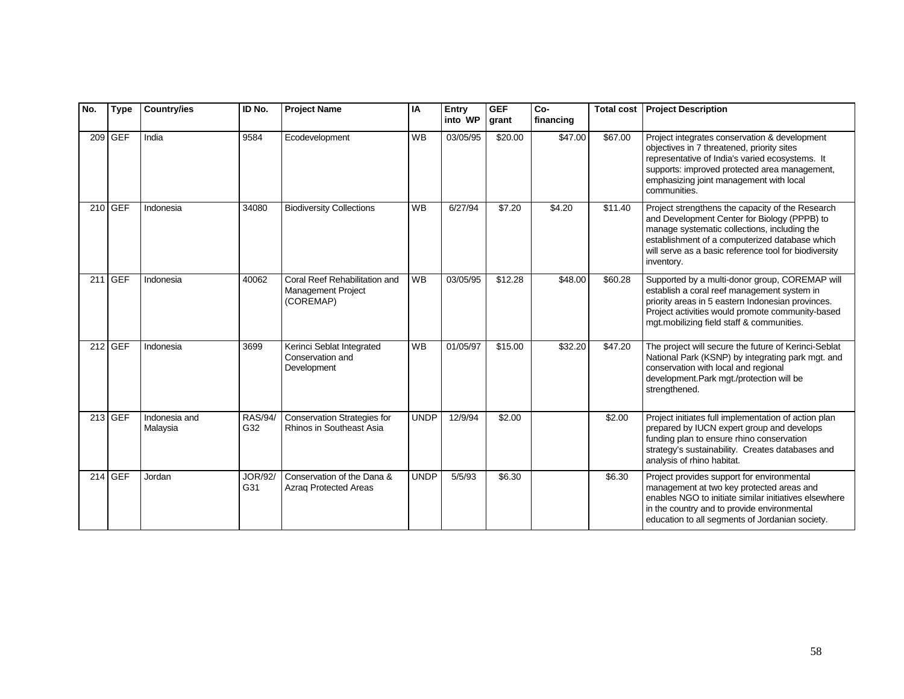| No. | Type | Country/ies | ID No. | Project Name | IA | Entry into WP | GEF grant | Co-financing | Total cost | Project Description |
|---|---|---|---|---|---|---|---|---|---|---|
| 209 | GEF | India | 9584 | Ecodevelopment | WB | 03/05/95 | $20.00 | $47.00 | $67.00 | Project integrates conservation & development objectives in 7 threatened, priority sites representative of India's varied ecosystems. It supports: improved protected area management, emphasizing joint management with local communities. |
| 210 | GEF | Indonesia | 34080 | Biodiversity Collections | WB | 6/27/94 | $7.20 | $4.20 | $11.40 | Project strengthens the capacity of the Research and Development Center for Biology (PPPB) to manage systematic collections, including the establishment of a computerized database which will serve as a basic reference tool for biodiversity inventory. |
| 211 | GEF | Indonesia | 40062 | Coral Reef Rehabilitation and Management Project (COREMAP) | WB | 03/05/95 | $12.28 | $48.00 | $60.28 | Supported by a multi-donor group, COREMAP will establish a coral reef management system in priority areas in 5 eastern Indonesian provinces. Project activities would promote community-based mgt.mobilizing field staff & communities. |
| 212 | GEF | Indonesia | 3699 | Kerinci Seblat Integrated Conservation and Development | WB | 01/05/97 | $15.00 | $32.20 | $47.20 | The project will secure the future of Kerinci-Seblat National Park (KSNP) by integrating park mgt. and conservation with local and regional development.Park mgt./protection will be strengthened. |
| 213 | GEF | Indonesia and Malaysia | RAS/94/G32 | Conservation Strategies for Rhinos in Southeast Asia | UNDP | 12/9/94 | $2.00 | | $2.00 | Project initiates full implementation of action plan prepared by IUCN expert group and develops funding plan to ensure rhino conservation strategy's sustainability. Creates databases and analysis of rhino habitat. |
| 214 | GEF | Jordan | JOR/92/G31 | Conservation of the Dana & Azraq Protected Areas | UNDP | 5/5/93 | $6.30 | | $6.30 | Project provides support for environmental management at two key protected areas and enables NGO to initiate similar initiatives elsewhere in the country and to provide environmental education to all segments of Jordanian society. |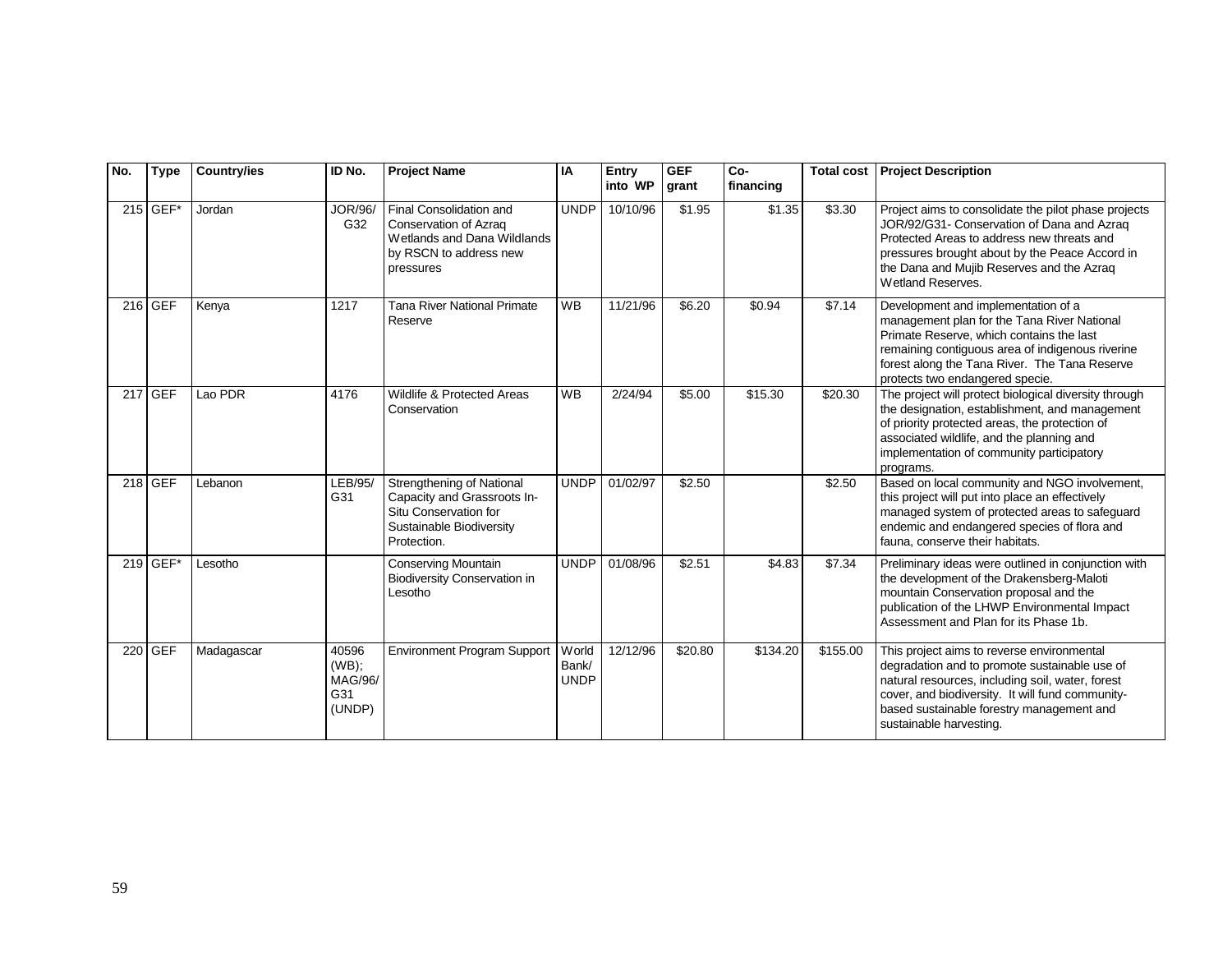| No. | Type | Country/ies | ID No. | Project Name | IA | Entry into WP | GEF grant | Co-financing | Total cost | Project Description |
|---|---|---|---|---|---|---|---|---|---|---|
| 215 | GEF* | Jordan | JOR/96/ G32 | Final Consolidation and Conservation of Azraq Wetlands and Dana Wildlands by RSCN to address new pressures | UNDP | 10/10/96 | $1.95 | $1.35 | $3.30 | Project aims to consolidate the pilot phase projects JOR/92/G31- Conservation of Dana and Azraq Protected Areas to address new threats and pressures brought about by the Peace Accord in the Dana and Mujib Reserves and the Azraq Wetland Reserves. |
| 216 | GEF | Kenya | 1217 | Tana River National Primate Reserve | WB | 11/21/96 | $6.20 | $0.94 | $7.14 | Development and implementation of a management plan for the Tana River National Primate Reserve, which contains the last remaining contiguous area of indigenous riverine forest along the Tana River. The Tana Reserve protects two endangered specie. |
| 217 | GEF | Lao PDR | 4176 | Wildlife & Protected Areas Conservation | WB | 2/24/94 | $5.00 | $15.30 | $20.30 | The project will protect biological diversity through the designation, establishment, and management of priority protected areas, the protection of associated wildlife, and the planning and implementation of community participatory programs. |
| 218 | GEF | Lebanon | LEB/95/ G31 | Strengthening of National Capacity and Grassroots In-Situ Conservation for Sustainable Biodiversity Protection. | UNDP | 01/02/97 | $2.50 | | $2.50 | Based on local community and NGO involvement, this project will put into place an effectively managed system of protected areas to safeguard endemic and endangered species of flora and fauna, conserve their habitats. |
| 219 | GEF* | Lesotho | | Conserving Mountain Biodiversity Conservation in Lesotho | UNDP | 01/08/96 | $2.51 | $4.83 | $7.34 | Preliminary ideas were outlined in conjunction with the development of the Drakensberg-Maloti mountain Conservation proposal and the publication of the LHWP Environmental Impact Assessment and Plan for its Phase 1b. |
| 220 | GEF | Madagascar | 40596 (WB); MAG/96/ G31 (UNDP) | Environment Program Support | World Bank/ UNDP | 12/12/96 | $20.80 | $134.20 | $155.00 | This project aims to reverse environmental degradation and to promote sustainable use of natural resources, including soil, water, forest cover, and biodiversity. It will fund community-based sustainable forestry management and sustainable harvesting. |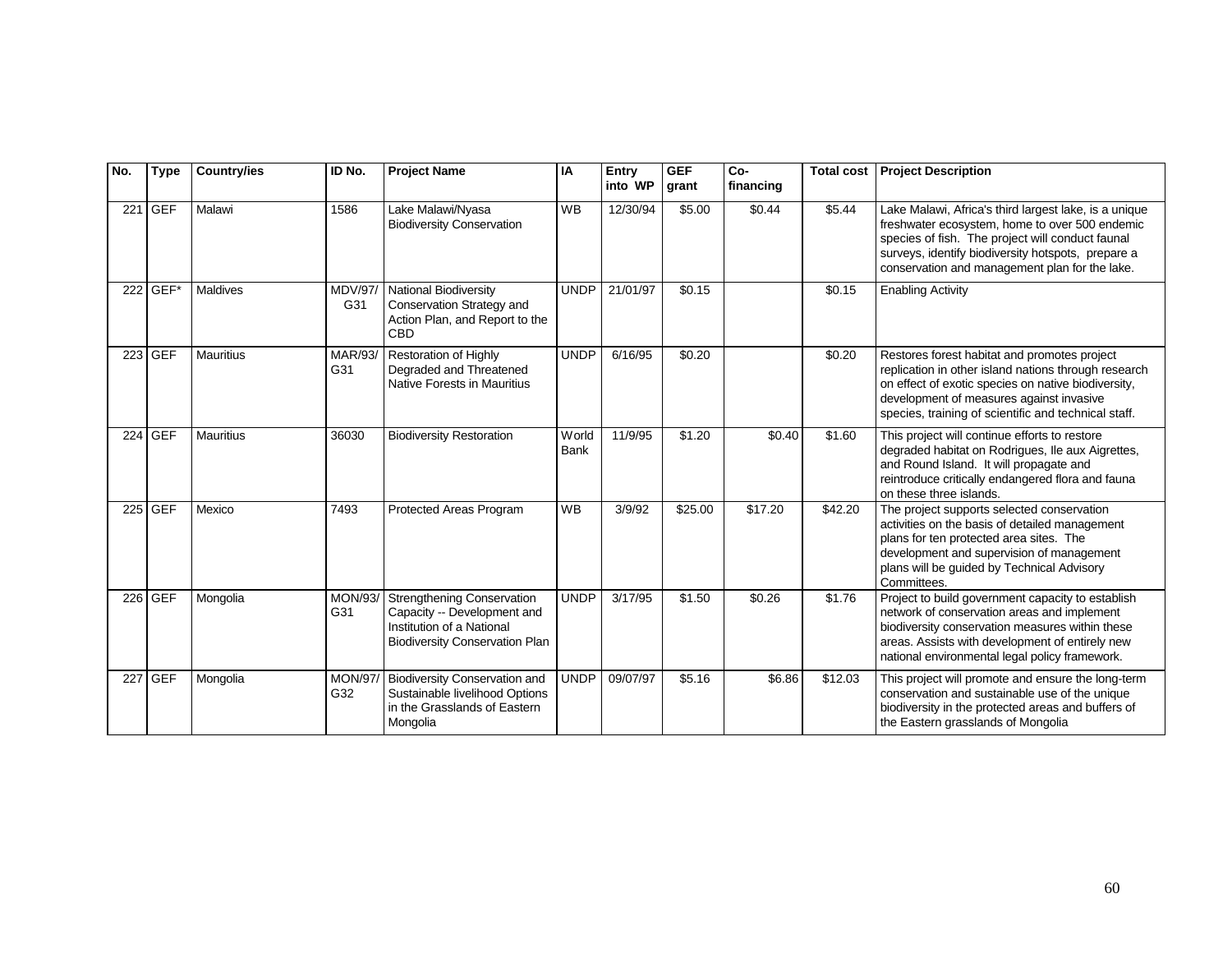| No. | Type | Country/ies | ID No. | Project Name | IA | Entry into WP | GEF grant | Co-financing | Total cost | Project Description |
|---|---|---|---|---|---|---|---|---|---|---|
| 221 | GEF | Malawi | 1586 | Lake Malawi/Nyasa Biodiversity Conservation | WB | 12/30/94 | $5.00 | $0.44 | $5.44 | Lake Malawi, Africa's third largest lake, is a unique freshwater ecosystem, home to over 500 endemic species of fish. The project will conduct faunal surveys, identify biodiversity hotspots, prepare a conservation and management plan for the lake. |
| 222 | GEF* | Maldives | MDV/97/ G31 | National Biodiversity Conservation Strategy and Action Plan, and Report to the CBD | UNDP | 21/01/97 | $0.15 | | $0.15 | Enabling Activity |
| 223 | GEF | Mauritius | MAR/93/ G31 | Restoration of Highly Degraded and Threatened Native Forests in Mauritius | UNDP | 6/16/95 | $0.20 | | $0.20 | Restores forest habitat and promotes project replication in other island nations through research on effect of exotic species on native biodiversity, development of measures against invasive species, training of scientific and technical staff. |
| 224 | GEF | Mauritius | 36030 | Biodiversity Restoration | World Bank | 11/9/95 | $1.20 | $0.40 | $1.60 | This project will continue efforts to restore degraded habitat on Rodrigues, Ile aux Aigrettes, and Round Island. It will propagate and reintroduce critically endangered flora and fauna on these three islands. |
| 225 | GEF | Mexico | 7493 | Protected Areas Program | WB | 3/9/92 | $25.00 | $17.20 | $42.20 | The project supports selected conservation activities on the basis of detailed management plans for ten protected area sites. The development and supervision of management plans will be guided by Technical Advisory Committees. |
| 226 | GEF | Mongolia | MON/93/ G31 | Strengthening Conservation Capacity -- Development and Institution of a National Biodiversity Conservation Plan | UNDP | 3/17/95 | $1.50 | $0.26 | $1.76 | Project to build government capacity to establish network of conservation areas and implement biodiversity conservation measures within these areas. Assists with development of entirely new national environmental legal policy framework. |
| 227 | GEF | Mongolia | MON/97/ G32 | Biodiversity Conservation and Sustainable livelihood Options in the Grasslands of Eastern Mongolia | UNDP | 09/07/97 | $5.16 | $6.86 | $12.03 | This project will promote and ensure the long-term conservation and sustainable use of the unique biodiversity in the protected areas and buffers of the Eastern grasslands of Mongolia |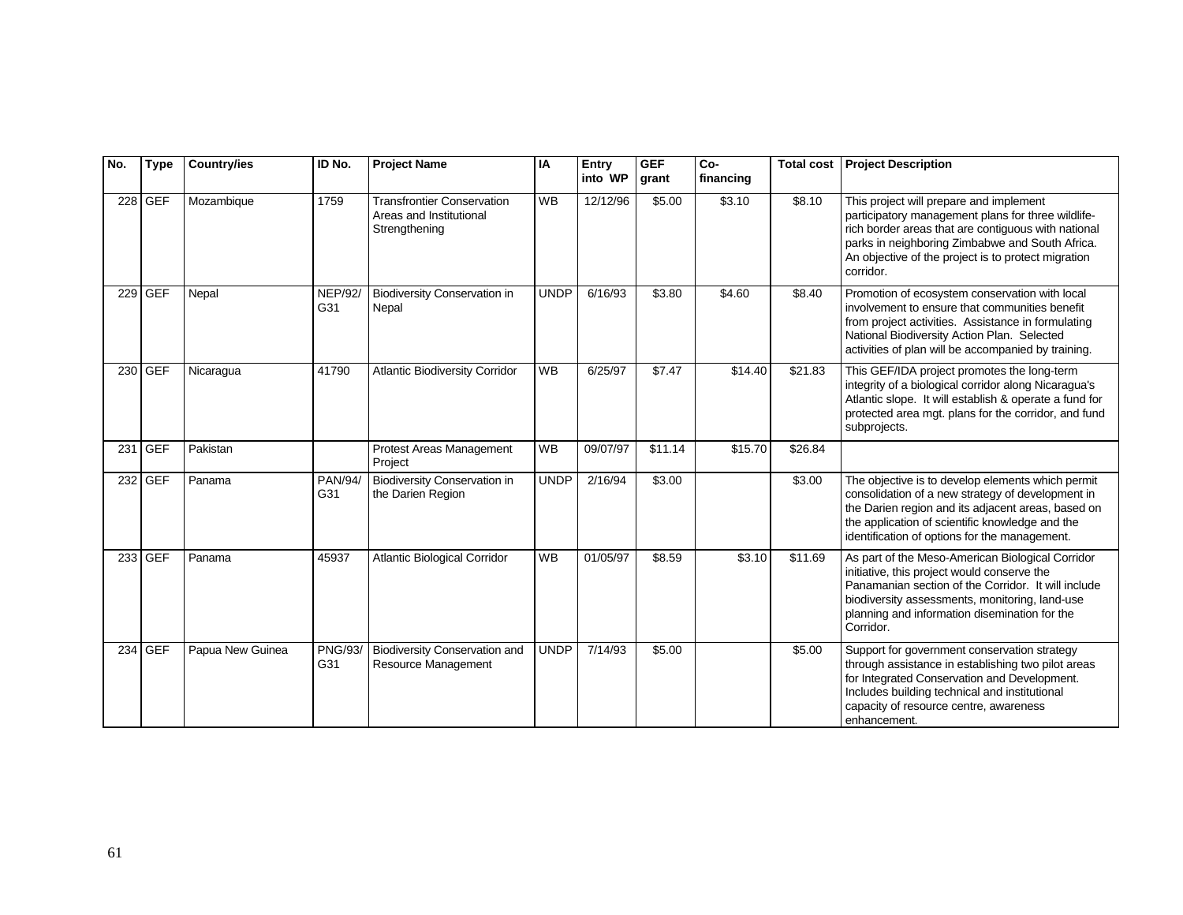| No. | Type | Country/ies | ID No. | Project Name | IA | Entry into WP | GEF grant | Co-financing | Total cost | Project Description |
|---|---|---|---|---|---|---|---|---|---|---|
| 228 | GEF | Mozambique | 1759 | Transfrontier Conservation Areas and Institutional Strengthening | WB | 12/12/96 | $5.00 | $3.10 | $8.10 | This project will prepare and implement participatory management plans for three wildlife-rich border areas that are contiguous with national parks in neighboring Zimbabwe and South Africa. An objective of the project is to protect migration corridor. |
| 229 | GEF | Nepal | NEP/92/ G31 | Biodiversity Conservation in Nepal | UNDP | 6/16/93 | $3.80 | $4.60 | $8.40 | Promotion of ecosystem conservation with local involvement to ensure that communities benefit from project activities. Assistance in formulating National Biodiversity Action Plan. Selected activities of plan will be accompanied by training. |
| 230 | GEF | Nicaragua | 41790 | Atlantic Biodiversity Corridor | WB | 6/25/97 | $7.47 | $14.40 | $21.83 | This GEF/IDA project promotes the long-term integrity of a biological corridor along Nicaragua's Atlantic slope. It will establish & operate a fund for protected area mgt. plans for the corridor, and fund subprojects. |
| 231 | GEF | Pakistan | | Protest Areas Management Project | WB | 09/07/97 | $11.14 | $15.70 | $26.84 | |
| 232 | GEF | Panama | PAN/94/ G31 | Biodiversity Conservation in the Darien Region | UNDP | 2/16/94 | $3.00 | | $3.00 | The objective is to develop elements which permit consolidation of a new strategy of development in the Darien region and its adjacent areas, based on the application of scientific knowledge and the identification of options for the management. |
| 233 | GEF | Panama | 45937 | Atlantic Biological Corridor | WB | 01/05/97 | $8.59 | $3.10 | $11.69 | As part of the Meso-American Biological Corridor initiative, this project would conserve the Panamanian section of the Corridor. It will include biodiversity assessments, monitoring, land-use planning and information disemination for the Corridor. |
| 234 | GEF | Papua New Guinea | PNG/93/ G31 | Biodiversity Conservation and Resource Management | UNDP | 7/14/93 | $5.00 | | $5.00 | Support for government conservation strategy through assistance in establishing two pilot areas for Integrated Conservation and Development. Includes building technical and institutional capacity of resource centre, awareness enhancement. |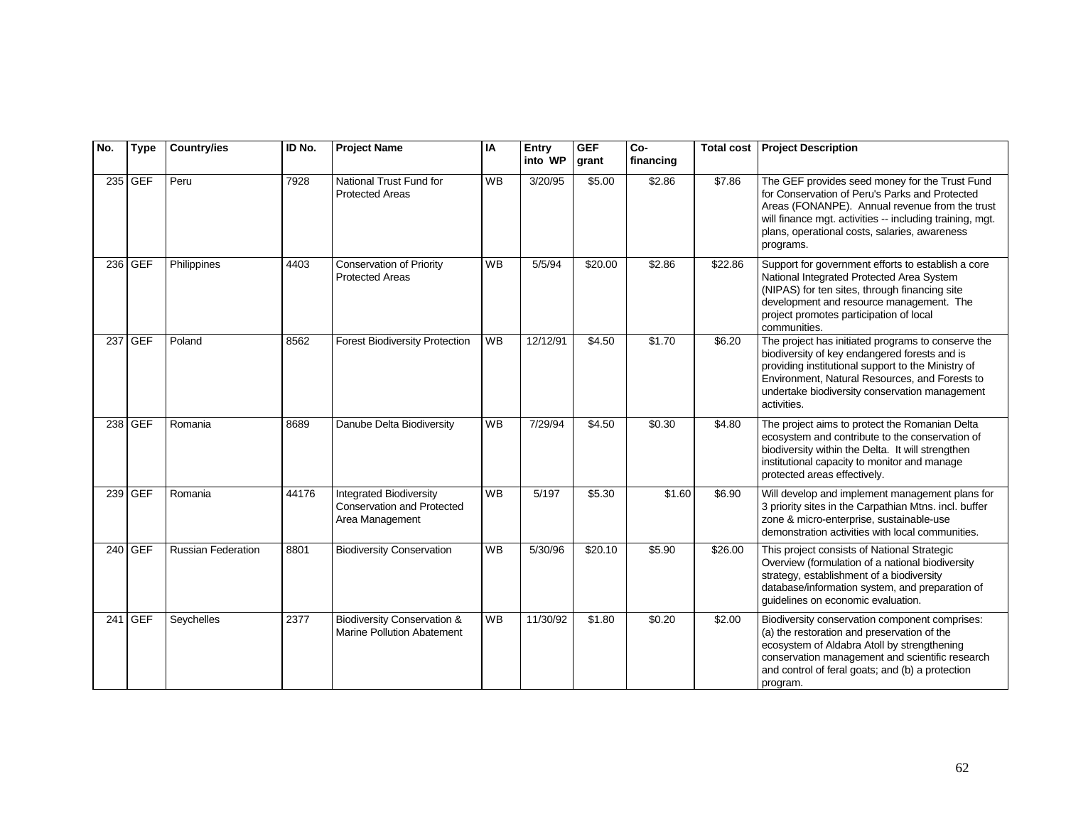| No. | Type | Country/ies | ID No. | Project Name | IA | Entry into WP | GEF grant | Co-financing | Total cost | Project Description |
|---|---|---|---|---|---|---|---|---|---|---|
| 235 | GEF | Peru | 7928 | National Trust Fund for Protected Areas | WB | 3/20/95 | $5.00 | $2.86 | $7.86 | The GEF provides seed money for the Trust Fund for Conservation of Peru's Parks and Protected Areas (FONANPE). Annual revenue from the trust will finance mgt. activities -- including training, mgt. plans, operational costs, salaries, awareness programs. |
| 236 | GEF | Philippines | 4403 | Conservation of Priority Protected Areas | WB | 5/5/94 | $20.00 | $2.86 | $22.86 | Support for government efforts to establish a core National Integrated Protected Area System (NIPAS) for ten sites, through financing site development and resource management. The project promotes participation of local communities. |
| 237 | GEF | Poland | 8562 | Forest Biodiversity Protection | WB | 12/12/91 | $4.50 | $1.70 | $6.20 | The project has initiated programs to conserve the biodiversity of key endangered forests and is providing institutional support to the Ministry of Environment, Natural Resources, and Forests to undertake biodiversity conservation management activities. |
| 238 | GEF | Romania | 8689 | Danube Delta Biodiversity | WB | 7/29/94 | $4.50 | $0.30 | $4.80 | The project aims to protect the Romanian Delta ecosystem and contribute to the conservation of biodiversity within the Delta. It will strengthen institutional capacity to monitor and manage protected areas effectively. |
| 239 | GEF | Romania | 44176 | Integrated Biodiversity Conservation and Protected Area Management | WB | 5/197 | $5.30 | $1.60 | $6.90 | Will develop and implement management plans for 3 priority sites in the Carpathian Mtns. incl. buffer zone & micro-enterprise, sustainable-use demonstration activities with local communities. |
| 240 | GEF | Russian Federation | 8801 | Biodiversity Conservation | WB | 5/30/96 | $20.10 | $5.90 | $26.00 | This project consists of National Strategic Overview (formulation of a national biodiversity strategy, establishment of a biodiversity database/information system, and preparation of guidelines on economic evaluation. |
| 241 | GEF | Seychelles | 2377 | Biodiversity Conservation & Marine Pollution Abatement | WB | 11/30/92 | $1.80 | $0.20 | $2.00 | Biodiversity conservation component comprises: (a) the restoration and preservation of the ecosystem of Aldabra Atoll by strengthening conservation management and scientific research and control of feral goats; and (b) a protection program. |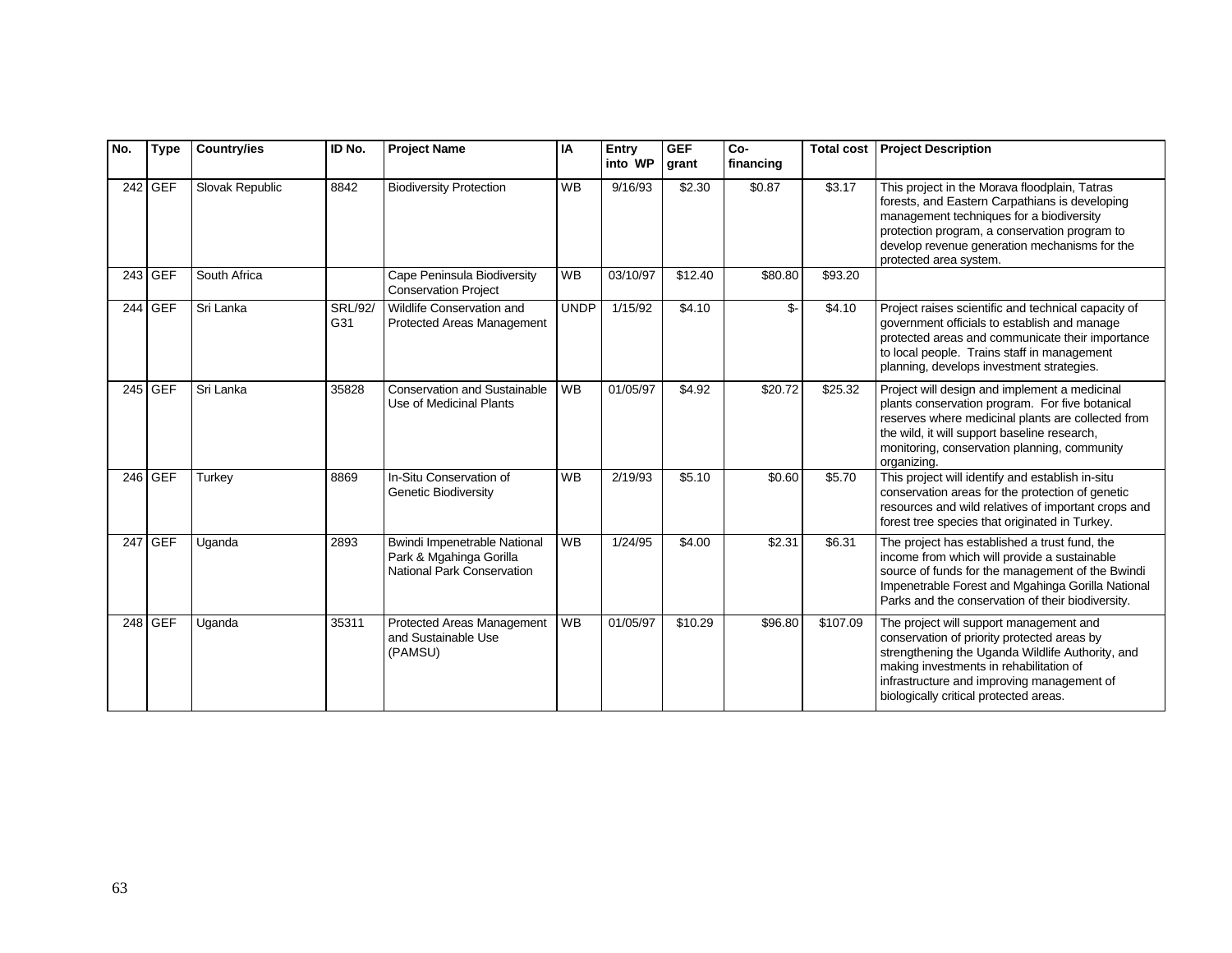| No. | Type | Country/ies | ID No. | Project Name | IA | Entry into WP | GEF grant | Co-financing | Total cost | Project Description |
|---|---|---|---|---|---|---|---|---|---|---|
| 242 | GEF | Slovak Republic | 8842 | Biodiversity Protection | WB | 9/16/93 | $2.30 | $0.87 | $3.17 | This project in the Morava floodplain, Tatras forests, and Eastern Carpathians is developing management techniques for a biodiversity protection program, a conservation program to develop revenue generation mechanisms for the protected area system. |
| 243 | GEF | South Africa | | Cape Peninsula Biodiversity Conservation Project | WB | 03/10/97 | $12.40 | $80.80 | $93.20 | |
| 244 | GEF | Sri Lanka | SRL/92/ G31 | Wildlife Conservation and Protected Areas Management | UNDP | 1/15/92 | $4.10 | $- | $4.10 | Project raises scientific and technical capacity of government officials to establish and manage protected areas and communicate their importance to local people. Trains staff in management planning, develops investment strategies. |
| 245 | GEF | Sri Lanka | 35828 | Conservation and Sustainable Use of Medicinal Plants | WB | 01/05/97 | $4.92 | $20.72 | $25.32 | Project will design and implement a medicinal plants conservation program. For five botanical reserves where medicinal plants are collected from the wild, it will support baseline research, monitoring, conservation planning, community organizing. |
| 246 | GEF | Turkey | 8869 | In-Situ Conservation of Genetic Biodiversity | WB | 2/19/93 | $5.10 | $0.60 | $5.70 | This project will identify and establish in-situ conservation areas for the protection of genetic resources and wild relatives of important crops and forest tree species that originated in Turkey. |
| 247 | GEF | Uganda | 2893 | Bwindi Impenetrable National Park & Mgahinga Gorilla National Park Conservation | WB | 1/24/95 | $4.00 | $2.31 | $6.31 | The project has established a trust fund, the income from which will provide a sustainable source of funds for the management of the Bwindi Impenetrable Forest and Mgahinga Gorilla National Parks and the conservation of their biodiversity. |
| 248 | GEF | Uganda | 35311 | Protected Areas Management and Sustainable Use (PAMSU) | WB | 01/05/97 | $10.29 | $96.80 | $107.09 | The project will support management and conservation of priority protected areas by strengthening the Uganda Wildlife Authority, and making investments in rehabilitation of infrastructure and improving management of biologically critical protected areas. |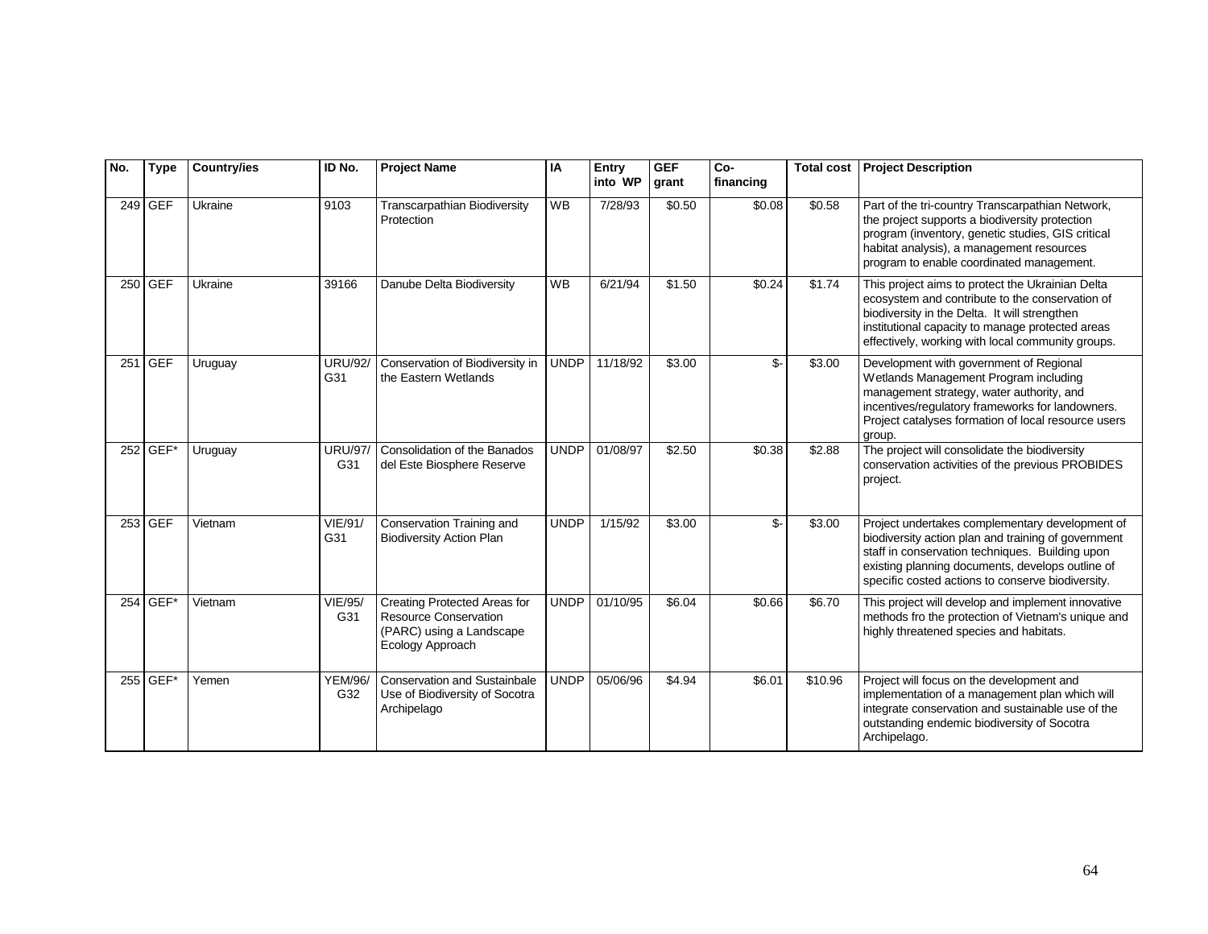| No. | Type | Country/ies | ID No. | Project Name | IA | Entry into WP | GEF grant | Co-financing | Total cost | Project Description |
|---|---|---|---|---|---|---|---|---|---|---|
| 249 | GEF | Ukraine | 9103 | Transcarpathian Biodiversity Protection | WB | 7/28/93 | $0.50 | $0.08 | $0.58 | Part of the tri-country Transcarpathian Network, the project supports a biodiversity protection program (inventory, genetic studies, GIS critical habitat analysis), a management resources program to enable coordinated management. |
| 250 | GEF | Ukraine | 39166 | Danube Delta Biodiversity | WB | 6/21/94 | $1.50 | $0.24 | $1.74 | This project aims to protect the Ukrainian Delta ecosystem and contribute to the conservation of biodiversity in the Delta. It will strengthen institutional capacity to manage protected areas effectively, working with local community groups. |
| 251 | GEF | Uruguay | URU/92/ G31 | Conservation of Biodiversity in the Eastern Wetlands | UNDP | 11/18/92 | $3.00 | $- | $3.00 | Development with government of Regional Wetlands Management Program including management strategy, water authority, and incentives/regulatory frameworks for landowners. Project catalyses formation of local resource users group. |
| 252 | GEF* | Uruguay | URU/97/ G31 | Consolidation of the Banados del Este Biosphere Reserve | UNDP | 01/08/97 | $2.50 | $0.38 | $2.88 | The project will consolidate the biodiversity conservation activities of the previous PROBIDES project. |
| 253 | GEF | Vietnam | VIE/91/ G31 | Conservation Training and Biodiversity Action Plan | UNDP | 1/15/92 | $3.00 | $- | $3.00 | Project undertakes complementary development of biodiversity action plan and training of government staff in conservation techniques. Building upon existing planning documents, develops outline of specific costed actions to conserve biodiversity. |
| 254 | GEF* | Vietnam | VIE/95/ G31 | Creating Protected Areas for Resource Conservation (PARC) using a Landscape Ecology Approach | UNDP | 01/10/95 | $6.04 | $0.66 | $6.70 | This project will develop and implement innovative methods fro the protection of Vietnam's unique and highly threatened species and habitats. |
| 255 | GEF* | Yemen | YEM/96/ G32 | Conservation and Sustainbale Use of Biodiversity of Socotra Archipelago | UNDP | 05/06/96 | $4.94 | $6.01 | $10.96 | Project will focus on the development and implementation of a management plan which will integrate conservation and sustainable use of the outstanding endemic biodiversity of Socotra Archipelago. |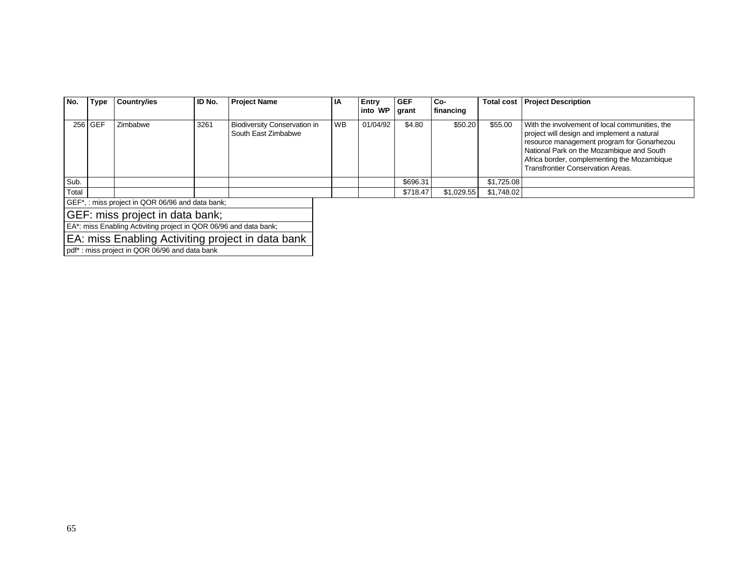| No. | Type | Country/ies | ID No. | Project Name | IA | Entry into WP | GEF grant | Co-financing | Total cost | Project Description |
|---|---|---|---|---|---|---|---|---|---|---|
| 256 | GEF | Zimbabwe | 3261 | Biodiversity Conservation in South East Zimbabwe | WB | 01/04/92 | $4.80 | $50.20 | $55.00 | With the involvement of local communities, the project will design and implement a natural resource management program for Gonarhezou National Park on the Mozambique and South Africa border, complementing the Mozambique Transfrontier Conservation Areas. |
| Sub. | | | | | | | $696.31 | | $1,725.08 | |
| Total | | | | | | | $718.47 | $1,029.55 | $1,748.02 | |

GEF*, : miss project in QOR 06/96 and data bank;

GEF: miss project in data bank;

EA*: miss Enabling Activiting project in QOR 06/96 and data bank;

EA: miss Enabling Activiting project in data bank

pdf* : miss project in QOR 06/96 and data bank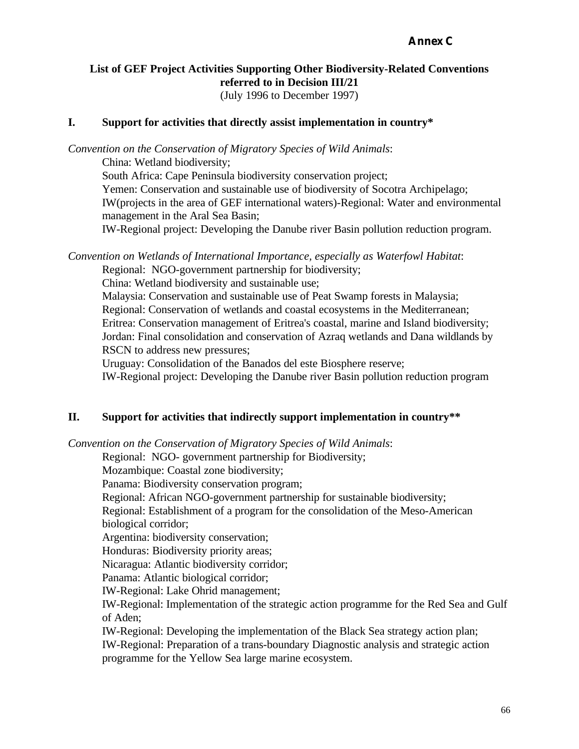**Annex C**

**List of GEF Project Activities Supporting Other Biodiversity-Related Conventions referred to in Decision III/21**
(July 1996 to December 1997)

## I. Support for activities that directly assist implementation in country*

*Convention on the Conservation of Migratory Species of Wild Animals*:

China: Wetland biodiversity;
South Africa: Cape Peninsula biodiversity conservation project;
Yemen: Conservation and sustainable use of biodiversity of Socotra Archipelago;
IW(projects in the area of GEF international waters)-Regional: Water and environmental management in the Aral Sea Basin;
IW-Regional project: Developing the Danube river Basin pollution reduction program.

*Convention on Wetlands of International Importance, especially as Waterfowl Habitat*:

Regional: NGO-government partnership for biodiversity;
China: Wetland biodiversity and sustainable use;
Malaysia: Conservation and sustainable use of Peat Swamp forests in Malaysia;
Regional: Conservation of wetlands and coastal ecosystems in the Mediterranean;
Eritrea: Conservation management of Eritrea's coastal, marine and Island biodiversity;
Jordan: Final consolidation and conservation of Azraq wetlands and Dana wildlands by RSCN to address new pressures;
Uruguay: Consolidation of the Banados del este Biosphere reserve;
IW-Regional project: Developing the Danube river Basin pollution reduction program

## II. Support for activities that indirectly support implementation in country**

*Convention on the Conservation of Migratory Species of Wild Animals*:

Regional: NGO- government partnership for Biodiversity;
Mozambique: Coastal zone biodiversity;
Panama: Biodiversity conservation program;
Regional: African NGO-government partnership for sustainable biodiversity;
Regional: Establishment of a program for the consolidation of the Meso-American biological corridor;
Argentina: biodiversity conservation;
Honduras: Biodiversity priority areas;
Nicaragua: Atlantic biodiversity corridor;
Panama: Atlantic biological corridor;
IW-Regional: Lake Ohrid management;
IW-Regional: Implementation of the strategic action programme for the Red Sea and Gulf of Aden;
IW-Regional: Developing the implementation of the Black Sea strategy action plan;
IW-Regional: Preparation of a trans-boundary Diagnostic analysis and strategic action programme for the Yellow Sea large marine ecosystem.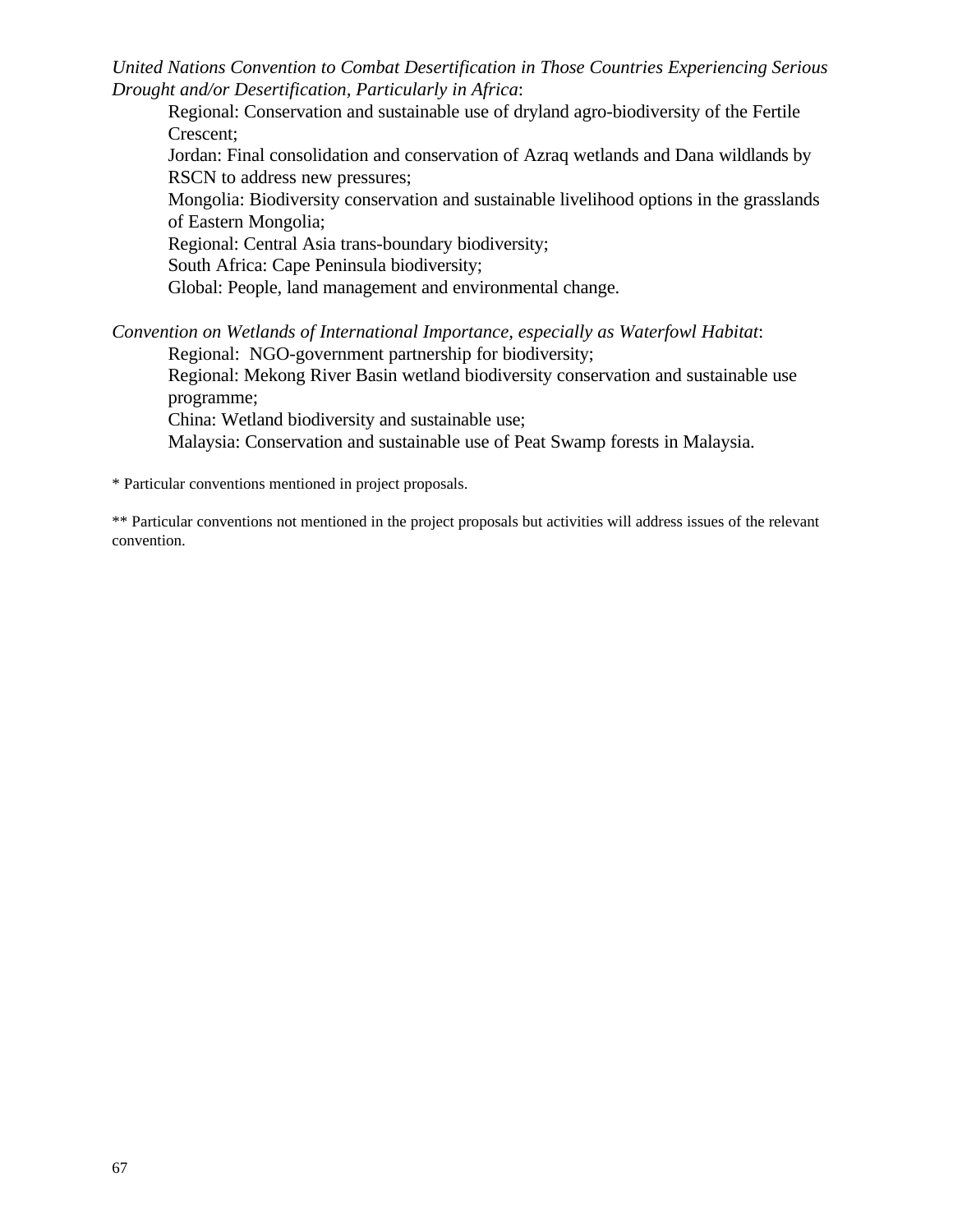*United Nations Convention to Combat Desertification in Those Countries Experiencing Serious Drought and/or Desertification, Particularly in Africa*:

Regional: Conservation and sustainable use of dryland agro-biodiversity of the Fertile Crescent;
Jordan: Final consolidation and conservation of Azraq wetlands and Dana wildlands by RSCN to address new pressures;
Mongolia: Biodiversity conservation and sustainable livelihood options in the grasslands of Eastern Mongolia;
Regional: Central Asia trans-boundary biodiversity;
South Africa: Cape Peninsula biodiversity;
Global: People, land management and environmental change.

*Convention on Wetlands of International Importance, especially as Waterfowl Habitat*:

Regional: NGO-government partnership for biodiversity;
Regional: Mekong River Basin wetland biodiversity conservation and sustainable use programme;
China: Wetland biodiversity and sustainable use;
Malaysia: Conservation and sustainable use of Peat Swamp forests in Malaysia.

* Particular conventions mentioned in project proposals.

** Particular conventions not mentioned in the project proposals but activities will address issues of the relevant convention.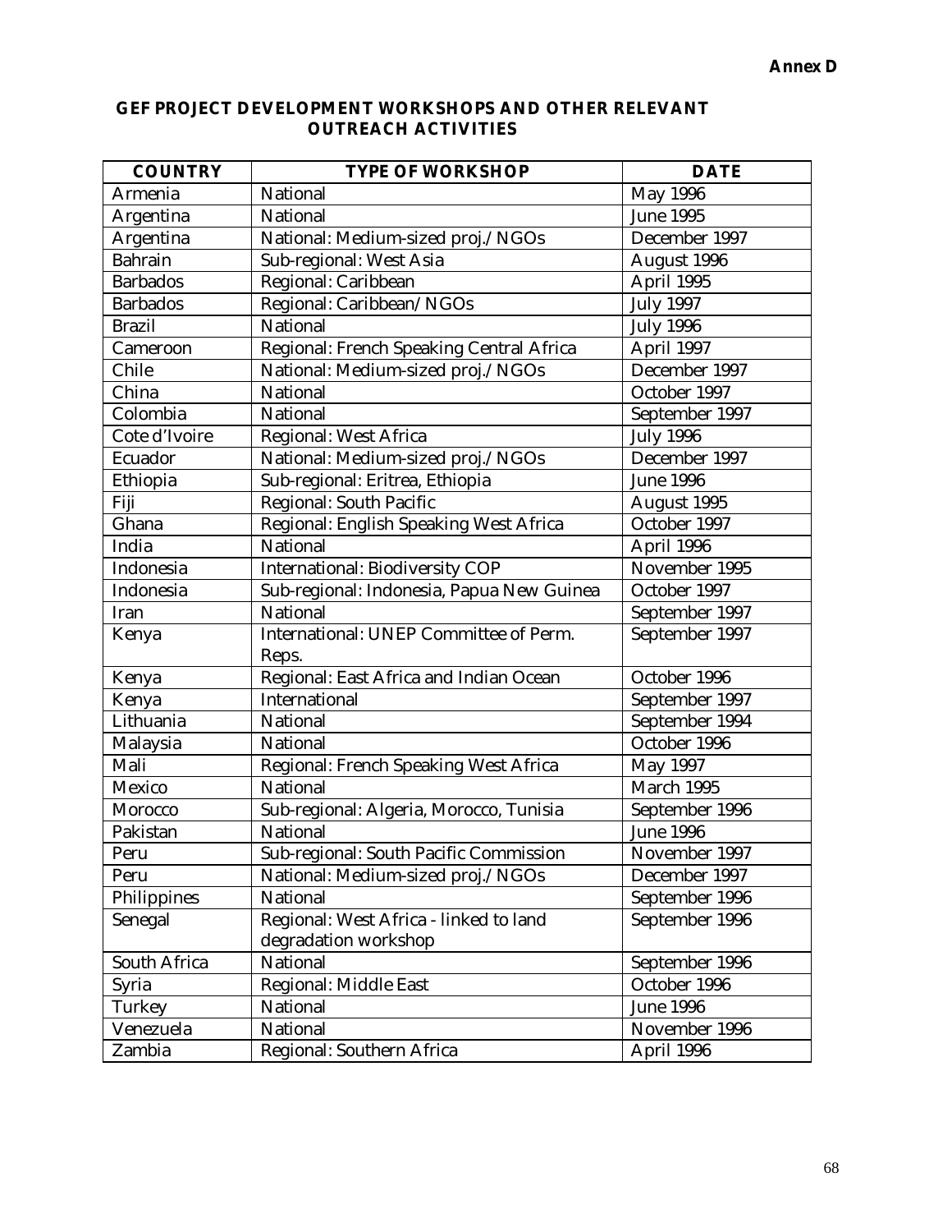**_Annex D_**

## GEF PROJECT DEVELOPMENT WORKSHOPS AND OTHER RELEVANT OUTREACH ACTIVITIES

| COUNTRY | TYPE OF WORKSHOP | DATE |
|---|---|---|
| Armenia | National | May 1996 |
| Argentina | National | June 1995 |
| Argentina | National: Medium-sized proj./NGOs | December 1997 |
| Bahrain | Sub-regional: West Asia | August 1996 |
| Barbados | Regional: Caribbean | April 1995 |
| Barbados | Regional: Caribbean/NGOs | July 1997 |
| Brazil | National | July 1996 |
| Cameroon | Regional: French Speaking Central Africa | April 1997 |
| Chile | National: Medium-sized proj./NGOs | December 1997 |
| China | National | October 1997 |
| Colombia | National | September 1997 |
| Cote d'Ivoire | Regional: West Africa | July 1996 |
| Ecuador | National: Medium-sized proj./NGOs | December 1997 |
| Ethiopia | Sub-regional: Eritrea, Ethiopia | June 1996 |
| Fiji | Regional: South Pacific | August 1995 |
| Ghana | Regional: English Speaking West Africa | October 1997 |
| India | National | April 1996 |
| Indonesia | International: Biodiversity COP | November 1995 |
| Indonesia | Sub-regional: Indonesia, Papua New Guinea | October 1997 |
| Iran | National | September 1997 |
| Kenya | International: UNEP Committee of Perm. Reps. | September 1997 |
| Kenya | Regional: East Africa and Indian Ocean | October 1996 |
| Kenya | International | September 1997 |
| Lithuania | National | September 1994 |
| Malaysia | National | October 1996 |
| Mali | Regional: French Speaking West Africa | May 1997 |
| Mexico | National | March 1995 |
| Morocco | Sub-regional: Algeria, Morocco, Tunisia | September 1996 |
| Pakistan | National | June 1996 |
| Peru | Sub-regional: South Pacific Commission | November 1997 |
| Peru | National: Medium-sized proj./NGOs | December 1997 |
| Philippines | National | September 1996 |
| Senegal | Regional: West Africa - linked to land degradation workshop | September 1996 |
| South Africa | National | September 1996 |
| Syria | Regional: Middle East | October 1996 |
| Turkey | National | June 1996 |
| Venezuela | National | November 1996 |
| Zambia | Regional: Southern Africa | April 1996 |